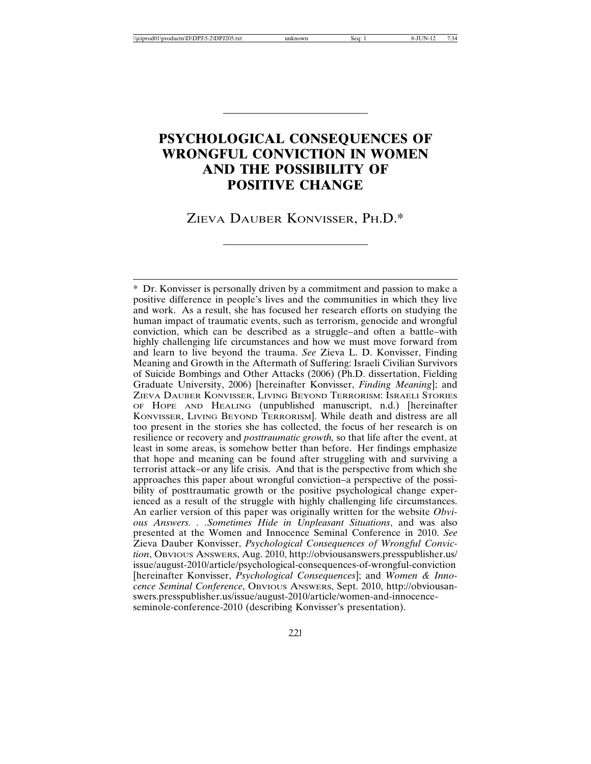# PSYCHOLOGICAL CONSEQUENCES OF WRONGFUL CONVICTION IN WOMEN AND THE POSSIBILITY OF POSITIVE CHANGE

ZIEVA DAUBER KONVISSER, PH.D.*

---

\* Dr. Konvisser is personally driven by a commitment and passion to make a positive difference in people's lives and the communities in which they live and work. As a result, she has focused her research efforts on studying the human impact of traumatic events, such as terrorism, genocide and wrongful conviction, which can be described as a struggle–and often a battle–with highly challenging life circumstances and how we must move forward from and learn to live beyond the trauma. *See* Zieva L. D. Konvisser, Finding Meaning and Growth in the Aftermath of Suffering: Israeli Civilian Survivors of Suicide Bombings and Other Attacks (2006) (Ph.D. dissertation, Fielding Graduate University, 2006) [hereinafter Konvisser, *Finding Meaning*]; and ZIEVA DAUBER KONVISSER, LIVING BEYOND TERRORISM: ISRAELI STORIES OF HOPE AND HEALING (unpublished manuscript, n.d.) [hereinafter KONVISSER, LIVING BEYOND TERRORISM]. While death and distress are all too present in the stories she has collected, the focus of her research is on resilience or recovery and *posttraumatic growth,* so that life after the event, at least in some areas, is somehow better than before. Her findings emphasize that hope and meaning can be found after struggling with and surviving a terrorist attack–or any life crisis. And that is the perspective from which she approaches this paper about wrongful conviction–a perspective of the possibility of posttraumatic growth or the positive psychological change experienced as a result of the struggle with highly challenging life circumstances. An earlier version of this paper was originally written for the website *Obvious Answers. . .Sometimes Hide in Unpleasant Situations*, and was also presented at the Women and Innocence Seminal Conference in 2010. *See* Zieva Dauber Konvisser, *Psychological Consequences of Wrongful Conviction*, OBVIOUS ANSWERS, Aug. 2010, http://obviousanswers.presspublisher.us/issue/august-2010/article/psychological-consequences-of-wrongful-conviction [hereinafter Konvisser, *Psychological Consequences*]; and *Women & Innocence Seminal Conference*, OBVIOUS ANSWERS, Sept. 2010, http://obviousanswers.presspublisher.us/issue/august-2010/article/women-and-innocence-seminole-conference-2010 (describing Konvisser's presentation).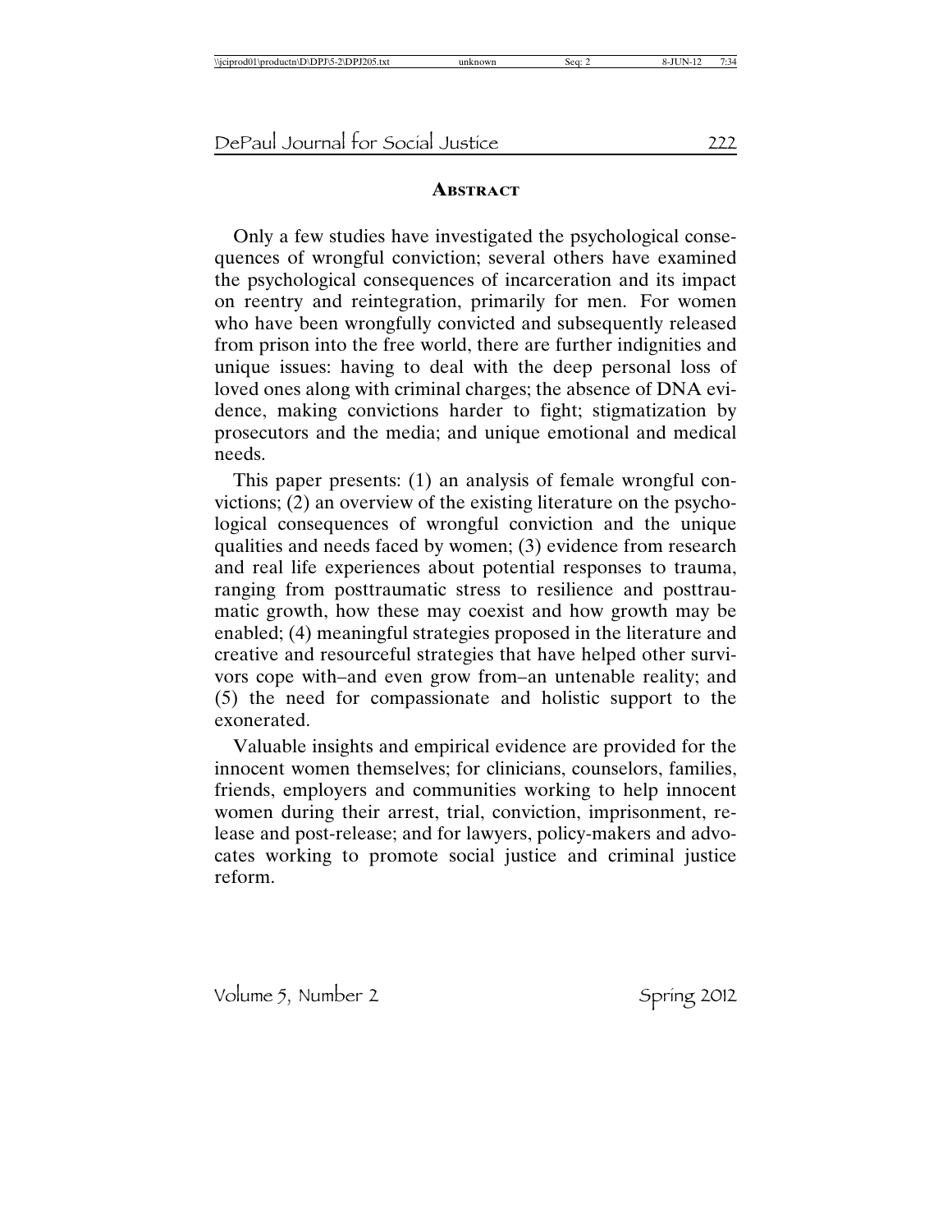## Abstract

Only a few studies have investigated the psychological consequences of wrongful conviction; several others have examined the psychological consequences of incarceration and its impact on reentry and reintegration, primarily for men. For women who have been wrongfully convicted and subsequently released from prison into the free world, there are further indignities and unique issues: having to deal with the deep personal loss of loved ones along with criminal charges; the absence of DNA evidence, making convictions harder to fight; stigmatization by prosecutors and the media; and unique emotional and medical needs.

This paper presents: (1) an analysis of female wrongful convictions; (2) an overview of the existing literature on the psychological consequences of wrongful conviction and the unique qualities and needs faced by women; (3) evidence from research and real life experiences about potential responses to trauma, ranging from posttraumatic stress to resilience and posttraumatic growth, how these may coexist and how growth may be enabled; (4) meaningful strategies proposed in the literature and creative and resourceful strategies that have helped other survivors cope with–and even grow from–an untenable reality; and (5) the need for compassionate and holistic support to the exonerated.

Valuable insights and empirical evidence are provided for the innocent women themselves; for clinicians, counselors, families, friends, employers and communities working to help innocent women during their arrest, trial, conviction, imprisonment, release and post-release; and for lawyers, policy-makers and advocates working to promote social justice and criminal justice reform.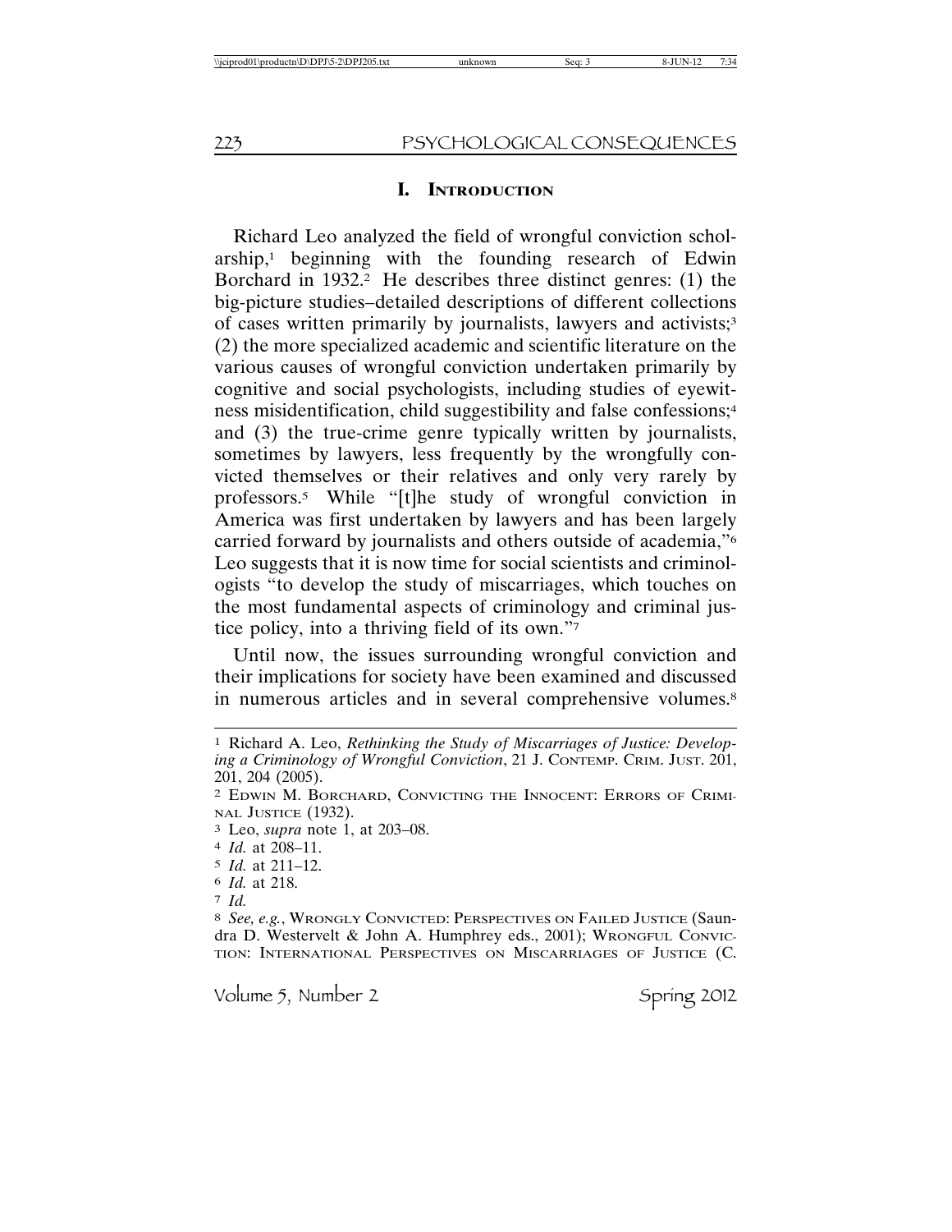## I. INTRODUCTION

Richard Leo analyzed the field of wrongful conviction scholarship,[1] beginning with the founding research of Edwin Borchard in 1932.[2] He describes three distinct genres: (1) the big-picture studies–detailed descriptions of different collections of cases written primarily by journalists, lawyers and activists;[3] (2) the more specialized academic and scientific literature on the various causes of wrongful conviction undertaken primarily by cognitive and social psychologists, including studies of eyewitness misidentification, child suggestibility and false confessions;[4] and (3) the true-crime genre typically written by journalists, sometimes by lawyers, less frequently by the wrongfully convicted themselves or their relatives and only very rarely by professors.[5] While "[t]he study of wrongful conviction in America was first undertaken by lawyers and has been largely carried forward by journalists and others outside of academia,"[6] Leo suggests that it is now time for social scientists and criminologists "to develop the study of miscarriages, which touches on the most fundamental aspects of criminology and criminal justice policy, into a thriving field of its own."[7]

Until now, the issues surrounding wrongful conviction and their implications for society have been examined and discussed in numerous articles and in several comprehensive volumes.[8]

---

[1] Richard A. Leo, *Rethinking the Study of Miscarriages of Justice: Developing a Criminology of Wrongful Conviction*, 21 J. CONTEMP. CRIM. JUST. 201, 201, 204 (2005).

[2] EDWIN M. BORCHARD, CONVICTING THE INNOCENT: ERRORS OF CRIMINAL JUSTICE (1932).

[3] Leo, *supra* note 1, at 203–08.

[4] *Id.* at 208–11.

[5] *Id.* at 211–12.

[6] *Id.* at 218.

[7] *Id.*

[8] *See, e.g.*, WRONGLY CONVICTED: PERSPECTIVES ON FAILED JUSTICE (Saundra D. Westervelt & John A. Humphrey eds., 2001); WRONGFUL CONVICTION: INTERNATIONAL PERSPECTIVES ON MISCARRIAGES OF JUSTICE (C.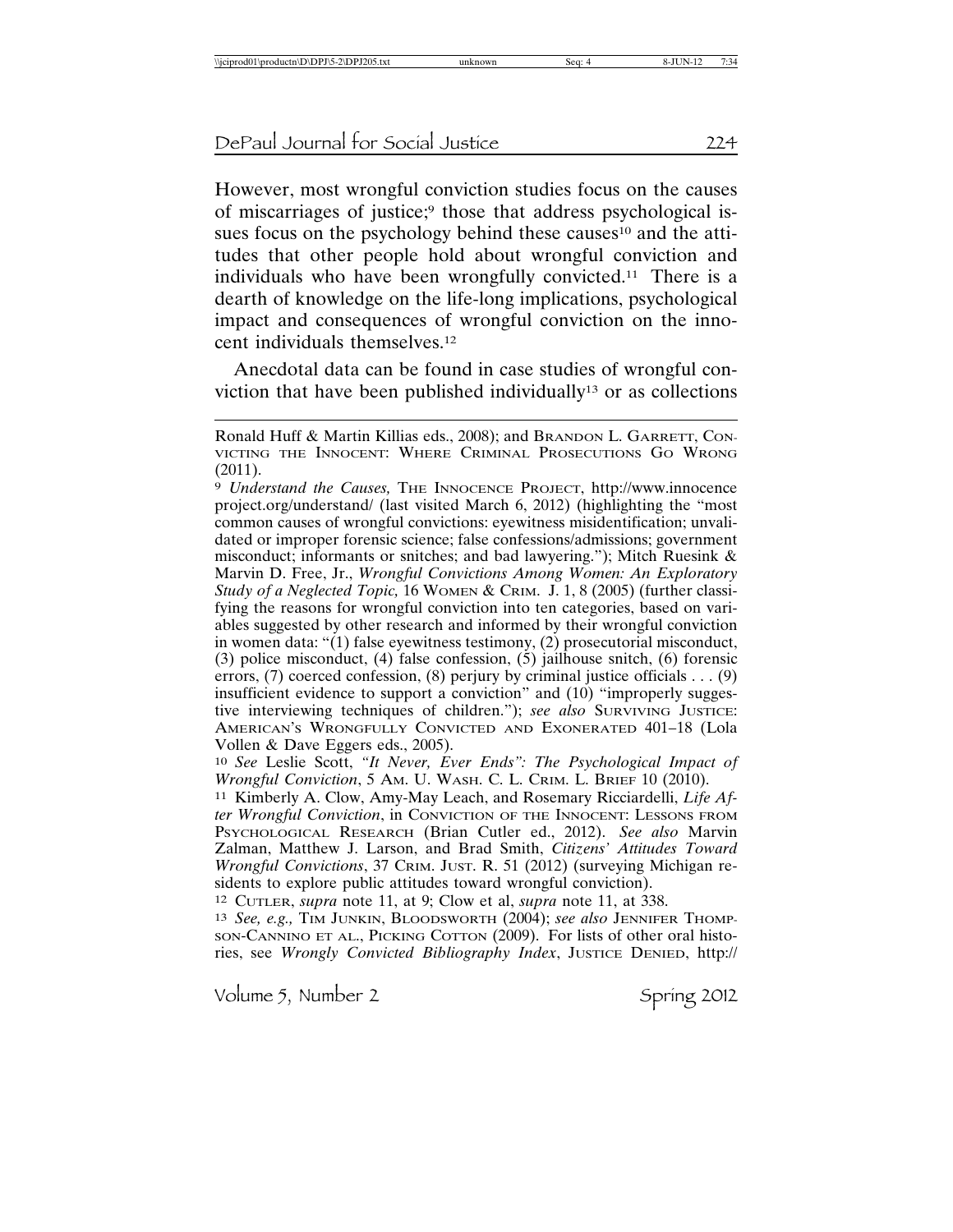However, most wrongful conviction studies focus on the causes of miscarriages of justice;[9] those that address psychological issues focus on the psychology behind these causes[10] and the attitudes that other people hold about wrongful conviction and individuals who have been wrongfully convicted.[11] There is a dearth of knowledge on the life-long implications, psychological impact and consequences of wrongful conviction on the innocent individuals themselves.[12]

Anecdotal data can be found in case studies of wrongful conviction that have been published individually[13] or as collections

---

Ronald Huff & Martin Killias eds., 2008); and BRANDON L. GARRETT, CONVICTING THE INNOCENT: WHERE CRIMINAL PROSECUTIONS GO WRONG (2011).

[9] *Understand the Causes,* THE INNOCENCE PROJECT, http://www.innocenceproject.org/understand/ (last visited March 6, 2012) (highlighting the "most common causes of wrongful convictions: eyewitness misidentification; unvalidated or improper forensic science; false confessions/admissions; government misconduct; informants or snitches; and bad lawyering."); Mitch Ruesink & Marvin D. Free, Jr., *Wrongful Convictions Among Women: An Exploratory Study of a Neglected Topic,* 16 WOMEN & CRIM. J. 1, 8 (2005) (further classifying the reasons for wrongful conviction into ten categories, based on variables suggested by other research and informed by their wrongful conviction in women data: "(1) false eyewitness testimony, (2) prosecutorial misconduct, (3) police misconduct, (4) false confession, (5) jailhouse snitch, (6) forensic errors, (7) coerced confession, (8) perjury by criminal justice officials . . . (9) insufficient evidence to support a conviction" and (10) "improperly suggestive interviewing techniques of children."); *see also* SURVIVING JUSTICE: AMERICAN'S WRONGFULLY CONVICTED AND EXONERATED 401–18 (Lola Vollen & Dave Eggers eds., 2005).

[10] *See* Leslie Scott, *"It Never, Ever Ends": The Psychological Impact of Wrongful Conviction*, 5 AM. U. WASH. C. L. CRIM. L. BRIEF 10 (2010).

[11] Kimberly A. Clow, Amy-May Leach, and Rosemary Ricciardelli, *Life After Wrongful Conviction*, in CONVICTION OF THE INNOCENT: LESSONS FROM PSYCHOLOGICAL RESEARCH (Brian Cutler ed., 2012). *See also* Marvin Zalman, Matthew J. Larson, and Brad Smith, *Citizens' Attitudes Toward Wrongful Convictions*, 37 CRIM. JUST. R. 51 (2012) (surveying Michigan residents to explore public attitudes toward wrongful conviction).

[12] CUTLER, *supra* note 11, at 9; Clow et al, *supra* note 11, at 338.

[13] *See, e.g.,* TIM JUNKIN, BLOODSWORTH (2004); *see also* JENNIFER THOMPSON-CANNINO ET AL., PICKING COTTON (2009). For lists of other oral histories, see *Wrongly Convicted Bibliography Index*, JUSTICE DENIED, http://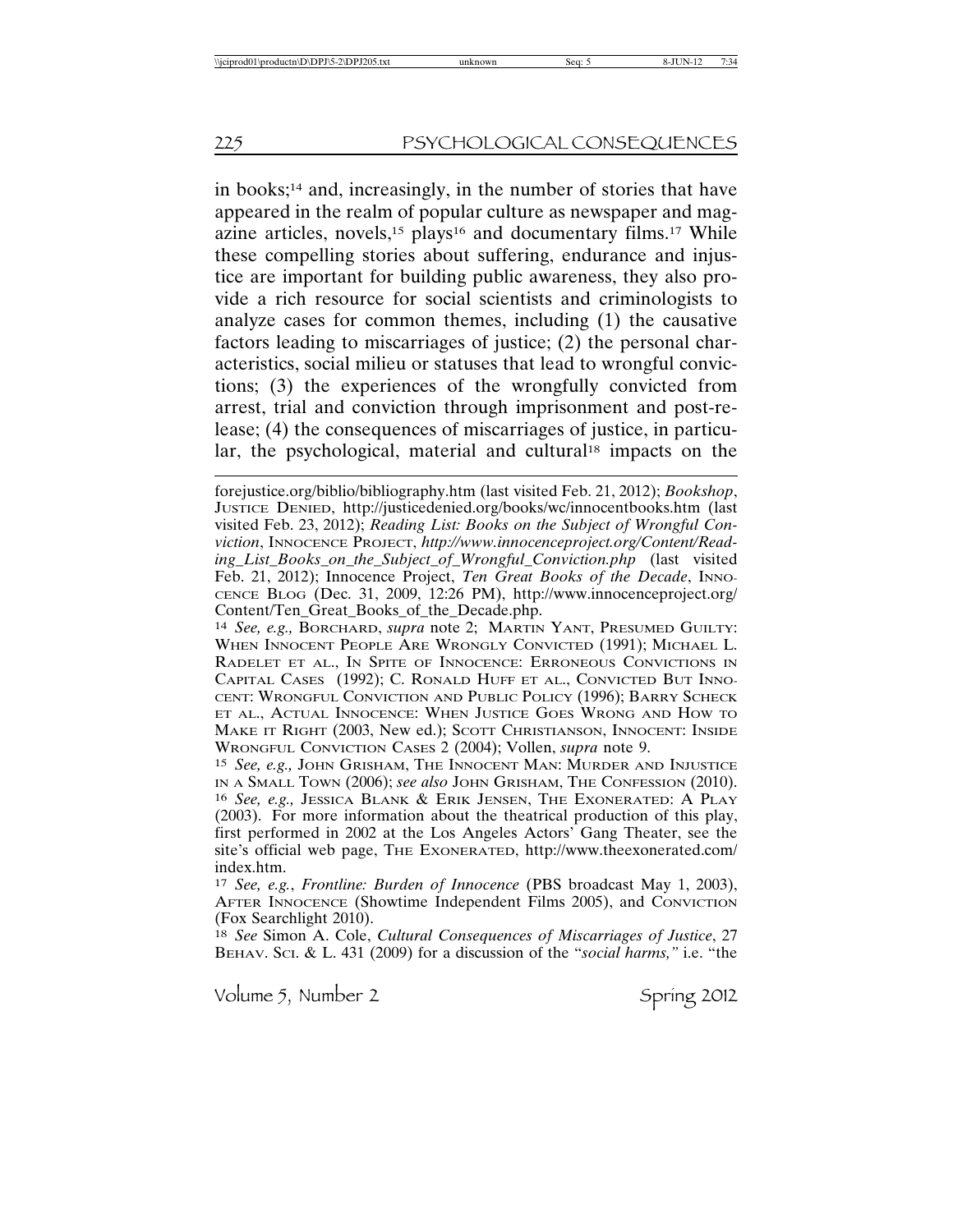in books;[14] and, increasingly, in the number of stories that have appeared in the realm of popular culture as newspaper and magazine articles, novels,[15] plays[16] and documentary films.[17] While these compelling stories about suffering, endurance and injustice are important for building public awareness, they also provide a rich resource for social scientists and criminologists to analyze cases for common themes, including (1) the causative factors leading to miscarriages of justice; (2) the personal characteristics, social milieu or statuses that lead to wrongful convictions; (3) the experiences of the wrongfully convicted from arrest, trial and conviction through imprisonment and post-release; (4) the consequences of miscarriages of justice, in particular, the psychological, material and cultural[18] impacts on the

---

forejustice.org/biblio/bibliography.htm (last visited Feb. 21, 2012); *Bookshop*, JUSTICE DENIED, http://justicedenied.org/books/wc/innocentbooks.htm (last visited Feb. 23, 2012); *Reading List: Books on the Subject of Wrongful Conviction*, INNOCENCE PROJECT, *http://www.innocenceproject.org/Content/Reading_List_Books_on_the_Subject_of_Wrongful_Conviction.php* (last visited Feb. 21, 2012); Innocence Project, *Ten Great Books of the Decade*, INNOCENCE BLOG (Dec. 31, 2009, 12:26 PM), http://www.innocenceproject.org/Content/Ten_Great_Books_of_the_Decade.php.

[14] *See, e.g.,* BORCHARD, *supra* note 2; MARTIN YANT, PRESUMED GUILTY: WHEN INNOCENT PEOPLE ARE WRONGLY CONVICTED (1991); MICHAEL L. RADELET ET AL., IN SPITE OF INNOCENCE: ERRONEOUS CONVICTIONS IN CAPITAL CASES (1992); C. RONALD HUFF ET AL., CONVICTED BUT INNOCENT: WRONGFUL CONVICTION AND PUBLIC POLICY (1996); BARRY SCHECK ET AL., ACTUAL INNOCENCE: WHEN JUSTICE GOES WRONG AND HOW TO MAKE IT RIGHT (2003, New ed.); SCOTT CHRISTIANSON, INNOCENT: INSIDE WRONGFUL CONVICTION CASES 2 (2004); Vollen, *supra* note 9.

[15] *See, e.g.,* JOHN GRISHAM, THE INNOCENT MAN: MURDER AND INJUSTICE IN A SMALL TOWN (2006); *see also* JOHN GRISHAM, THE CONFESSION (2010).

[16] *See, e.g.,* JESSICA BLANK & ERIK JENSEN, THE EXONERATED: A PLAY (2003). For more information about the theatrical production of this play, first performed in 2002 at the Los Angeles Actors' Gang Theater, see the site's official web page, THE EXONERATED, http://www.theexonerated.com/index.htm.

[17] *See, e.g.*, *Frontline: Burden of Innocence* (PBS broadcast May 1, 2003), AFTER INNOCENCE (Showtime Independent Films 2005), and CONVICTION (Fox Searchlight 2010).

[18] *See* Simon A. Cole, *Cultural Consequences of Miscarriages of Justice*, 27 BEHAV. SCI. & L. 431 (2009) for a discussion of the "*social harms,*" i.e. "the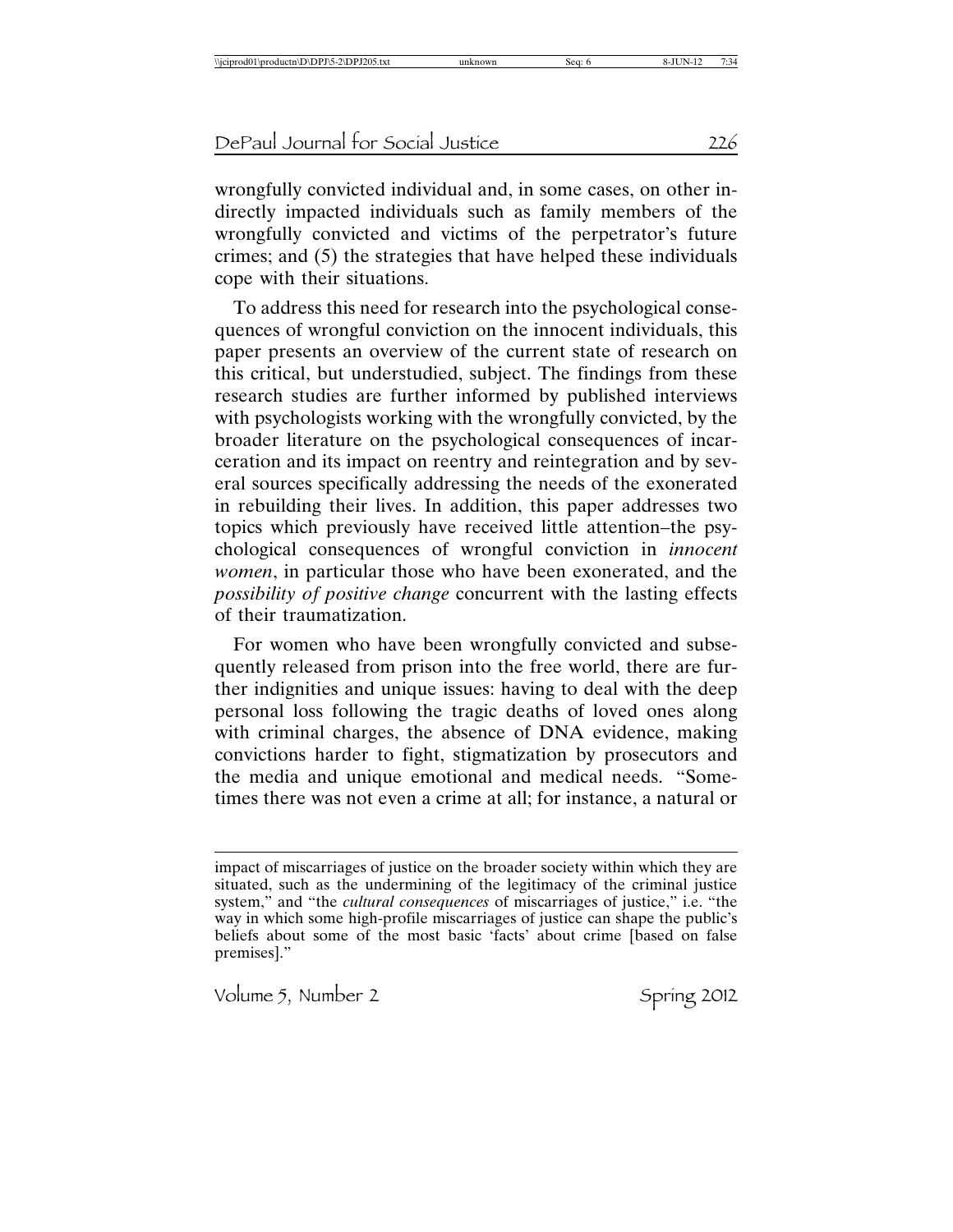wrongfully convicted individual and, in some cases, on other indirectly impacted individuals such as family members of the wrongfully convicted and victims of the perpetrator's future crimes; and (5) the strategies that have helped these individuals cope with their situations.

To address this need for research into the psychological consequences of wrongful conviction on the innocent individuals, this paper presents an overview of the current state of research on this critical, but understudied, subject. The findings from these research studies are further informed by published interviews with psychologists working with the wrongfully convicted, by the broader literature on the psychological consequences of incarceration and its impact on reentry and reintegration and by several sources specifically addressing the needs of the exonerated in rebuilding their lives. In addition, this paper addresses two topics which previously have received little attention–the psychological consequences of wrongful conviction in *innocent women*, in particular those who have been exonerated, and the *possibility of positive change* concurrent with the lasting effects of their traumatization.

For women who have been wrongfully convicted and subsequently released from prison into the free world, there are further indignities and unique issues: having to deal with the deep personal loss following the tragic deaths of loved ones along with criminal charges, the absence of DNA evidence, making convictions harder to fight, stigmatization by prosecutors and the media and unique emotional and medical needs. "Sometimes there was not even a crime at all; for instance, a natural or

---

impact of miscarriages of justice on the broader society within which they are situated, such as the undermining of the legitimacy of the criminal justice system," and "the *cultural consequences* of miscarriages of justice," i.e. "the way in which some high-profile miscarriages of justice can shape the public's beliefs about some of the most basic 'facts' about crime [based on false premises]."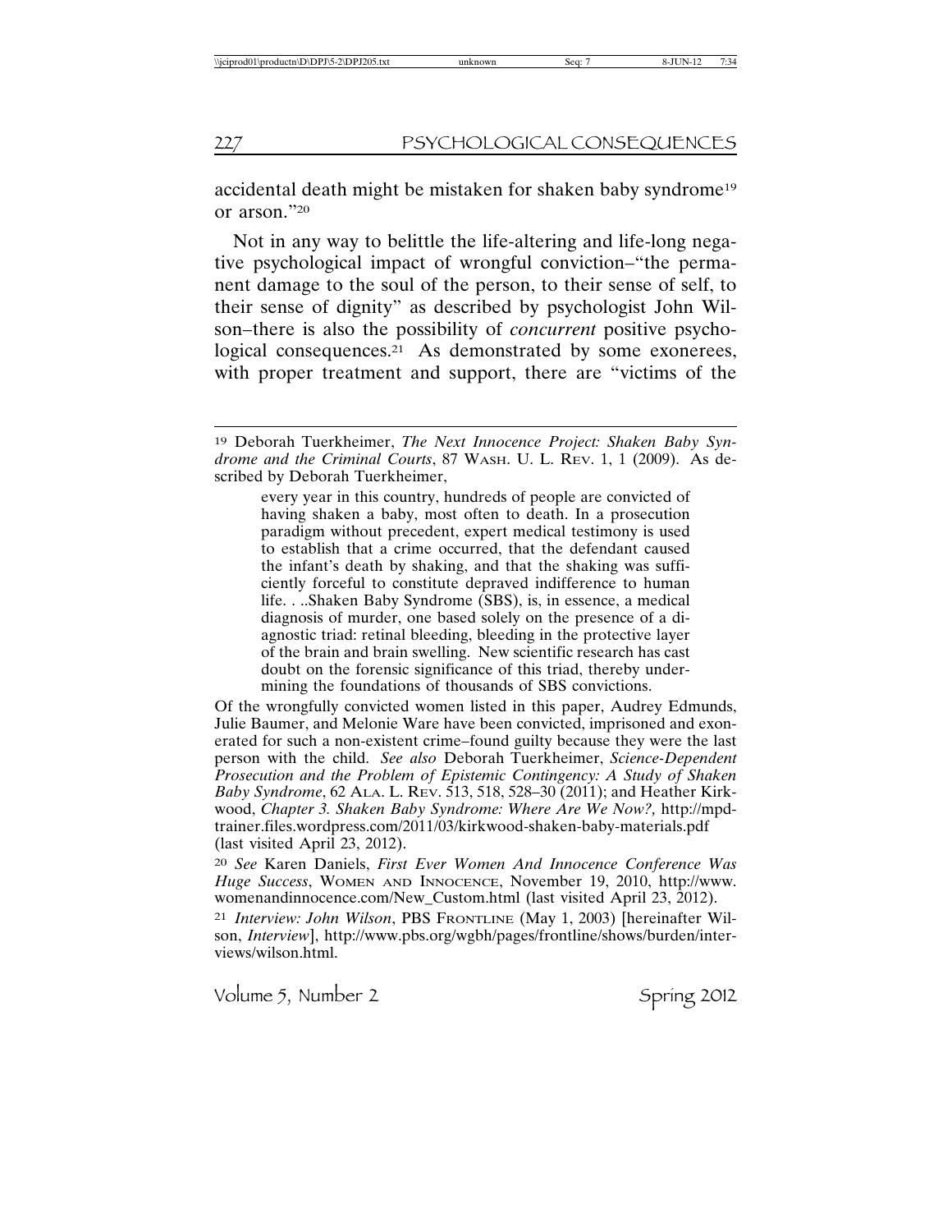accidental death might be mistaken for shaken baby syndrome[19] or arson."[20]

Not in any way to belittle the life-altering and life-long negative psychological impact of wrongful conviction–"the permanent damage to the soul of the person, to their sense of self, to their sense of dignity" as described by psychologist John Wilson–there is also the possibility of *concurrent* positive psychological consequences.[21] As demonstrated by some exonerees, with proper treatment and support, there are "victims of the

---

[19] Deborah Tuerkheimer, *The Next Innocence Project: Shaken Baby Syndrome and the Criminal Courts*, 87 WASH. U. L. REV. 1, 1 (2009). As described by Deborah Tuerkheimer,

> every year in this country, hundreds of people are convicted of having shaken a baby, most often to death. In a prosecution paradigm without precedent, expert medical testimony is used to establish that a crime occurred, that the defendant caused the infant's death by shaking, and that the shaking was sufficiently forceful to constitute depraved indifference to human life. . ..Shaken Baby Syndrome (SBS), is, in essence, a medical diagnosis of murder, one based solely on the presence of a diagnostic triad: retinal bleeding, bleeding in the protective layer of the brain and brain swelling. New scientific research has cast doubt on the forensic significance of this triad, thereby undermining the foundations of thousands of SBS convictions.

Of the wrongfully convicted women listed in this paper, Audrey Edmunds, Julie Baumer, and Melonie Ware have been convicted, imprisoned and exonerated for such a non-existent crime–found guilty because they were the last person with the child. *See also* Deborah Tuerkheimer, *Science-Dependent Prosecution and the Problem of Epistemic Contingency: A Study of Shaken Baby Syndrome*, 62 ALA. L. REV. 513, 518, 528–30 (2011); and Heather Kirkwood, *Chapter 3. Shaken Baby Syndrome: Where Are We Now?,* http://mpdtrainer.files.wordpress.com/2011/03/kirkwood-shaken-baby-materials.pdf (last visited April 23, 2012).

[20] *See* Karen Daniels, *First Ever Women And Innocence Conference Was Huge Success*, WOMEN AND INNOCENCE, November 19, 2010, http://www.womenandinnocence.com/New_Custom.html (last visited April 23, 2012).

[21] *Interview: John Wilson*, PBS FRONTLINE (May 1, 2003) [hereinafter Wilson, *Interview*], http://www.pbs.org/wgbh/pages/frontline/shows/burden/interviews/wilson.html.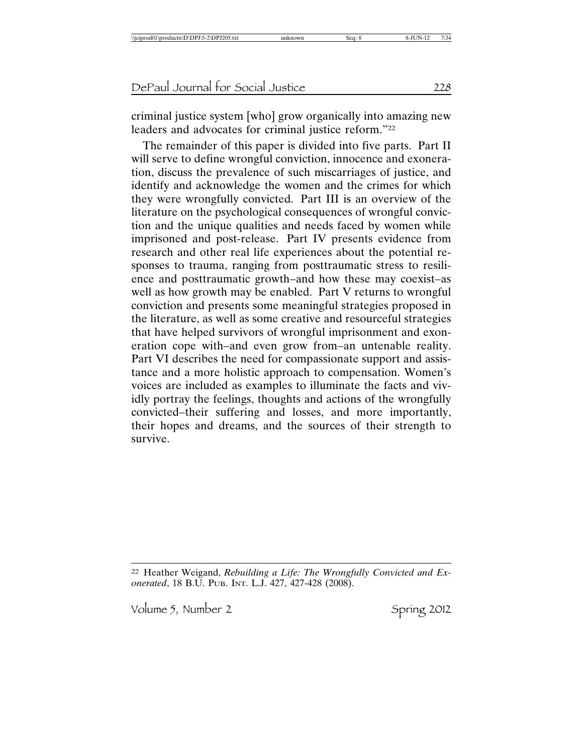criminal justice system [who] grow organically into amazing new leaders and advocates for criminal justice reform."[22]

The remainder of this paper is divided into five parts. Part II will serve to define wrongful conviction, innocence and exoneration, discuss the prevalence of such miscarriages of justice, and identify and acknowledge the women and the crimes for which they were wrongfully convicted. Part III is an overview of the literature on the psychological consequences of wrongful conviction and the unique qualities and needs faced by women while imprisoned and post-release. Part IV presents evidence from research and other real life experiences about the potential responses to trauma, ranging from posttraumatic stress to resilience and posttraumatic growth–and how these may coexist–as well as how growth may be enabled. Part V returns to wrongful conviction and presents some meaningful strategies proposed in the literature, as well as some creative and resourceful strategies that have helped survivors of wrongful imprisonment and exoneration cope with–and even grow from–an untenable reality. Part VI describes the need for compassionate support and assistance and a more holistic approach to compensation. Women's voices are included as examples to illuminate the facts and vividly portray the feelings, thoughts and actions of the wrongfully convicted–their suffering and losses, and more importantly, their hopes and dreams, and the sources of their strength to survive.

---

[22] Heather Weigand, *Rebuilding a Life: The Wrongfully Convicted and Exonerated*, 18 B.U. PUB. INT. L.J. 427, 427-428 (2008).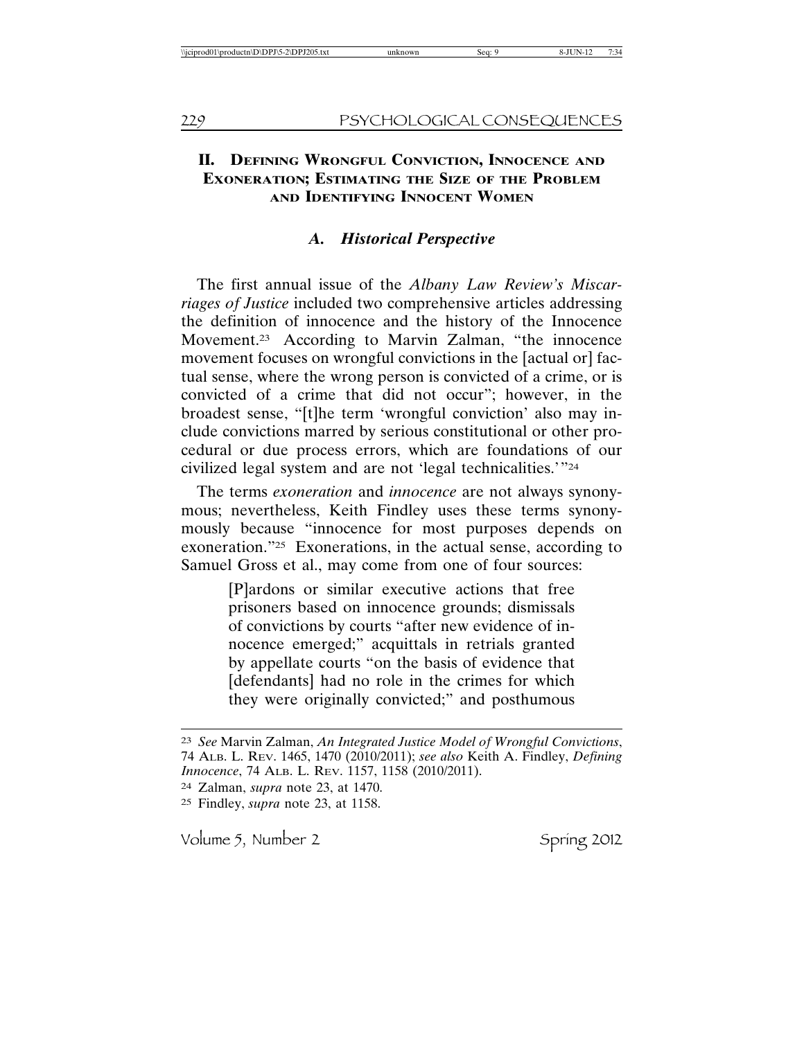## II. Defining Wrongful Conviction, Innocence and Exoneration; Estimating the Size of the Problem and Identifying Innocent Women

### A. *Historical Perspective*

The first annual issue of the *Albany Law Review's Miscarriages of Justice* included two comprehensive articles addressing the definition of innocence and the history of the Innocence Movement.[23] According to Marvin Zalman, "the innocence movement focuses on wrongful convictions in the [actual or] factual sense, where the wrong person is convicted of a crime, or is convicted of a crime that did not occur"; however, in the broadest sense, "[t]he term 'wrongful conviction' also may include convictions marred by serious constitutional or other procedural or due process errors, which are foundations of our civilized legal system and are not 'legal technicalities.'"[24]

The terms *exoneration* and *innocence* are not always synonymous; nevertheless, Keith Findley uses these terms synonymously because "innocence for most purposes depends on exoneration."[25] Exonerations, in the actual sense, according to Samuel Gross et al., may come from one of four sources:

> [P]ardons or similar executive actions that free prisoners based on innocence grounds; dismissals of convictions by courts "after new evidence of innocence emerged;" acquittals in retrials granted by appellate courts "on the basis of evidence that [defendants] had no role in the crimes for which they were originally convicted;" and posthumous

---

[23] *See* Marvin Zalman, *An Integrated Justice Model of Wrongful Convictions*, 74 Alb. L. Rev. 1465, 1470 (2010/2011); *see also* Keith A. Findley, *Defining Innocence*, 74 Alb. L. Rev. 1157, 1158 (2010/2011).

[24] Zalman, *supra* note 23, at 1470.

[25] Findley, *supra* note 23, at 1158.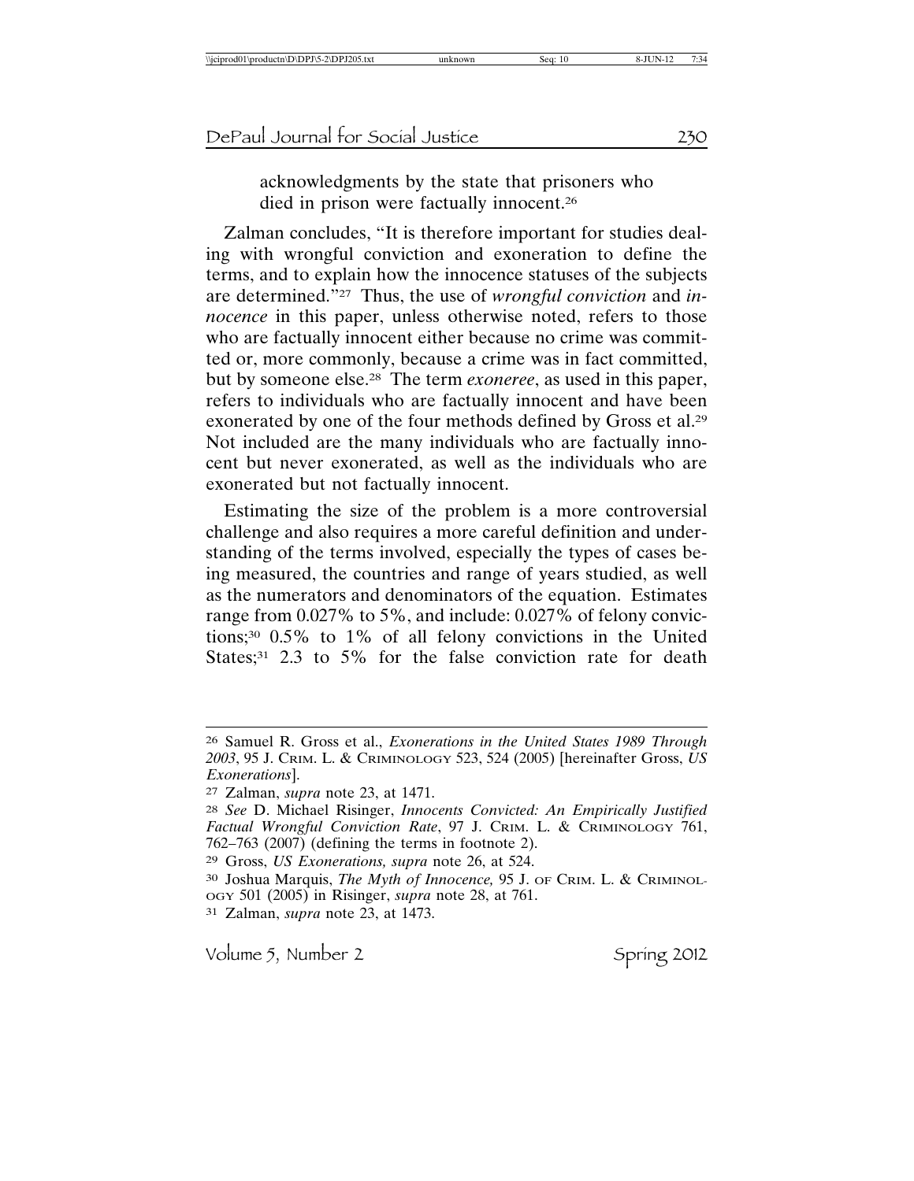acknowledgments by the state that prisoners who died in prison were factually innocent.[26]

Zalman concludes, "It is therefore important for studies dealing with wrongful conviction and exoneration to define the terms, and to explain how the innocence statuses of the subjects are determined."[27] Thus, the use of *wrongful conviction* and *innocence* in this paper, unless otherwise noted, refers to those who are factually innocent either because no crime was committed or, more commonly, because a crime was in fact committed, but by someone else.[28] The term *exoneree*, as used in this paper, refers to individuals who are factually innocent and have been exonerated by one of the four methods defined by Gross et al.[29] Not included are the many individuals who are factually innocent but never exonerated, as well as the individuals who are exonerated but not factually innocent.

Estimating the size of the problem is a more controversial challenge and also requires a more careful definition and understanding of the terms involved, especially the types of cases being measured, the countries and range of years studied, as well as the numerators and denominators of the equation. Estimates range from 0.027% to 5%, and include: 0.027% of felony convictions;[30] 0.5% to 1% of all felony convictions in the United States;[31] 2.3 to 5% for the false conviction rate for death

---

[26] Samuel R. Gross et al., *Exonerations in the United States 1989 Through 2003*, 95 J. Crim. L. & Criminology 523, 524 (2005) [hereinafter Gross, *US Exonerations*].

[27] Zalman, *supra* note 23, at 1471.

[28] *See* D. Michael Risinger, *Innocents Convicted: An Empirically Justified Factual Wrongful Conviction Rate*, 97 J. Crim. L. & Criminology 761, 762–763 (2007) (defining the terms in footnote 2).

[29] Gross, *US Exonerations, supra* note 26, at 524.

[30] Joshua Marquis, *The Myth of Innocence,* 95 J. of Crim. L. & Criminology 501 (2005) in Risinger, *supra* note 28, at 761.

[31] Zalman, *supra* note 23, at 1473.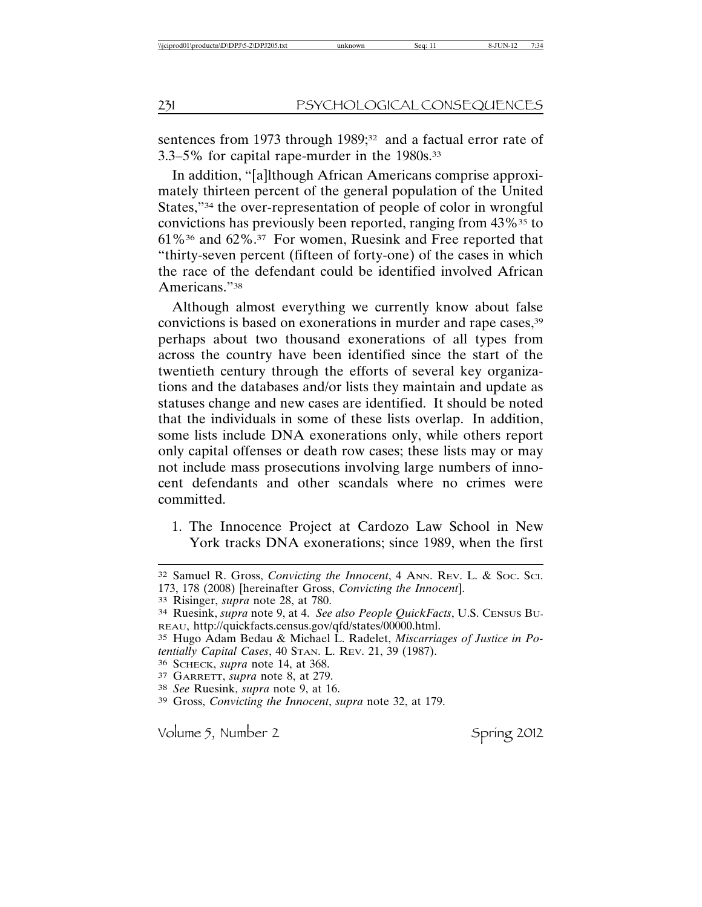sentences from 1973 through 1989;[32] and a factual error rate of 3.3–5% for capital rape-murder in the 1980s.[33]

In addition, "[a]lthough African Americans comprise approximately thirteen percent of the general population of the United States,"[34] the over-representation of people of color in wrongful convictions has previously been reported, ranging from 43%[35] to 61%[36] and 62%.[37] For women, Ruesink and Free reported that "thirty-seven percent (fifteen of forty-one) of the cases in which the race of the defendant could be identified involved African Americans."[38]

Although almost everything we currently know about false convictions is based on exonerations in murder and rape cases,[39] perhaps about two thousand exonerations of all types from across the country have been identified since the start of the twentieth century through the efforts of several key organizations and the databases and/or lists they maintain and update as statuses change and new cases are identified. It should be noted that the individuals in some of these lists overlap. In addition, some lists include DNA exonerations only, while others report only capital offenses or death row cases; these lists may or may not include mass prosecutions involving large numbers of innocent defendants and other scandals where no crimes were committed.

1. The Innocence Project at Cardozo Law School in New York tracks DNA exonerations; since 1989, when the first

---

[32] Samuel R. Gross, *Convicting the Innocent*, 4 ANN. REV. L. & SOC. SCI. 173, 178 (2008) [hereinafter Gross, *Convicting the Innocent*].

[33] Risinger, *supra* note 28, at 780.

[34] Ruesink, *supra* note 9, at 4. *See also People QuickFacts*, U.S. CENSUS BUREAU, http://quickfacts.census.gov/qfd/states/00000.html.

[35] Hugo Adam Bedau & Michael L. Radelet, *Miscarriages of Justice in Potentially Capital Cases*, 40 STAN. L. REV. 21, 39 (1987).

[36] SCHECK, *supra* note 14, at 368.

[37] GARRETT, *supra* note 8, at 279.

[38] *See* Ruesink, *supra* note 9, at 16.

[39] Gross, *Convicting the Innocent*, *supra* note 32, at 179.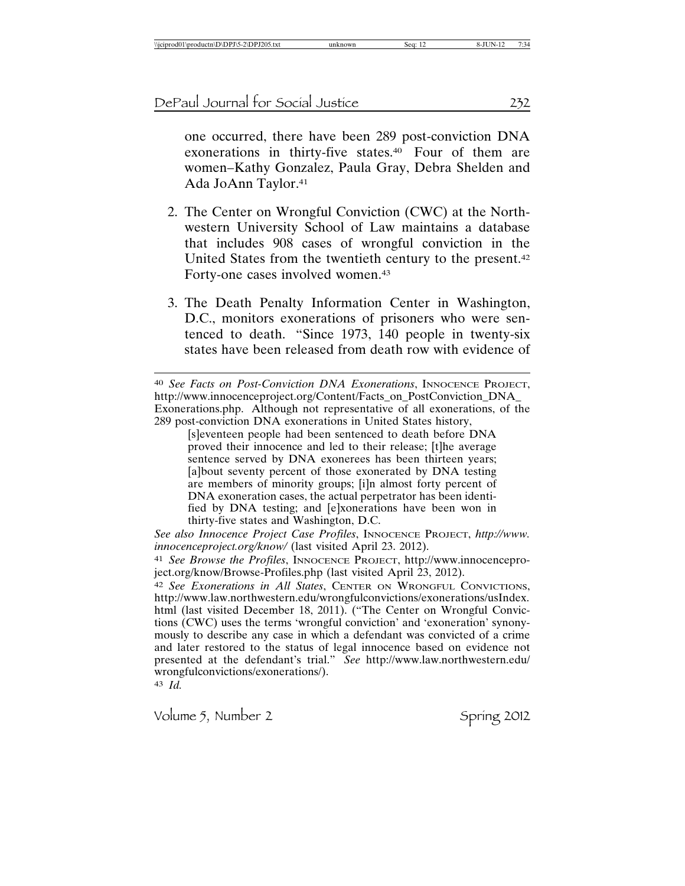one occurred, there have been 289 post-conviction DNA exonerations in thirty-five states.[40] Four of them are women–Kathy Gonzalez, Paula Gray, Debra Shelden and Ada JoAnn Taylor.[41]

2. The Center on Wrongful Conviction (CWC) at the Northwestern University School of Law maintains a database that includes 908 cases of wrongful conviction in the United States from the twentieth century to the present.[42] Forty-one cases involved women.[43]

3. The Death Penalty Information Center in Washington, D.C., monitors exonerations of prisoners who were sentenced to death. "Since 1973, 140 people in twenty-six states have been released from death row with evidence of

---

[40] *See Facts on Post-Conviction DNA Exonerations*, Innocence Project, http://www.innocenceproject.org/Content/Facts_on_PostConviction_DNA_Exonerations.php. Although not representative of all exonerations, of the 289 post-conviction DNA exonerations in United States history,

> [s]eventeen people had been sentenced to death before DNA proved their innocence and led to their release; [t]he average sentence served by DNA exonerees has been thirteen years; [a]bout seventy percent of those exonerated by DNA testing are members of minority groups; [i]n almost forty percent of DNA exoneration cases, the actual perpetrator has been identified by DNA testing; and [e]xonerations have been won in thirty-five states and Washington, D.C.

*See also Innocence Project Case Profiles*, Innocence Project, *http://www.innocenceproject.org/know/* (last visited April 23. 2012).

[41] *See Browse the Profiles*, Innocence Project, http://www.innocenceproject.org/know/Browse-Profiles.php (last visited April 23, 2012).

[42] *See Exonerations in All States*, Center on Wrongful Convictions, http://www.law.northwestern.edu/wrongfulconvictions/exonerations/usIndex.html (last visited December 18, 2011). ("The Center on Wrongful Convictions (CWC) uses the terms 'wrongful conviction' and 'exoneration' synonymously to describe any case in which a defendant was convicted of a crime and later restored to the status of legal innocence based on evidence not presented at the defendant's trial." *See* http://www.law.northwestern.edu/wrongfulconvictions/exonerations/).

[43] *Id.*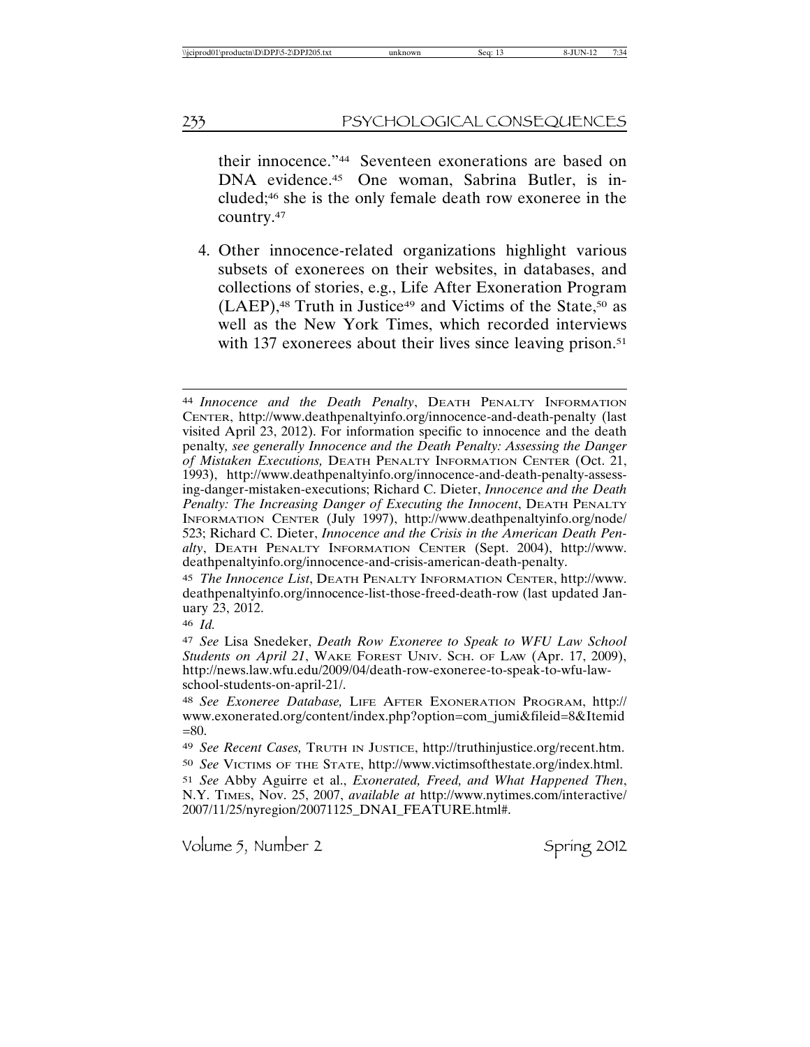their innocence."[44] Seventeen exonerations are based on DNA evidence.[45] One woman, Sabrina Butler, is included;[46] she is the only female death row exoneree in the country.[47]

4. Other innocence-related organizations highlight various subsets of exonerees on their websites, in databases, and collections of stories, e.g., Life After Exoneration Program (LAEP),[48] Truth in Justice[49] and Victims of the State,[50] as well as the New York Times, which recorded interviews with 137 exonerees about their lives since leaving prison.[51]

---

[44] *Innocence and the Death Penalty*, DEATH PENALTY INFORMATION CENTER, http://www.deathpenaltyinfo.org/innocence-and-death-penalty (last visited April 23, 2012). For information specific to innocence and the death penalty, *see generally Innocence and the Death Penalty: Assessing the Danger of Mistaken Executions,* DEATH PENALTY INFORMATION CENTER (Oct. 21, 1993), http://www.deathpenaltyinfo.org/innocence-and-death-penalty-assessing-danger-mistaken-executions; Richard C. Dieter, *Innocence and the Death Penalty: The Increasing Danger of Executing the Innocent*, DEATH PENALTY INFORMATION CENTER (July 1997), http://www.deathpenaltyinfo.org/node/523; Richard C. Dieter, *Innocence and the Crisis in the American Death Penalty*, DEATH PENALTY INFORMATION CENTER (Sept. 2004), http://www.deathpenaltyinfo.org/innocence-and-crisis-american-death-penalty.

[45] *The Innocence List*, DEATH PENALTY INFORMATION CENTER, http://www.deathpenaltyinfo.org/innocence-list-those-freed-death-row (last updated January 23, 2012.

[46] *Id.*

[47] *See* Lisa Snedeker, *Death Row Exoneree to Speak to WFU Law School Students on April 21*, WAKE FOREST UNIV. SCH. OF LAW (Apr. 17, 2009), http://news.law.wfu.edu/2009/04/death-row-exoneree-to-speak-to-wfu-law-school-students-on-april-21/.

[48] *See Exoneree Database,* LIFE AFTER EXONERATION PROGRAM, http://www.exonerated.org/content/index.php?option=com_jumi&fileid=8&Itemid=80.

[49] *See Recent Cases,* TRUTH IN JUSTICE, http://truthinjustice.org/recent.htm.

[50] *See* VICTIMS OF THE STATE, http://www.victimsofthestate.org/index.html.

[51] *See* Abby Aguirre et al., *Exonerated, Freed, and What Happened Then*, N.Y. TIMES, Nov. 25, 2007, *available at* http://www.nytimes.com/interactive/2007/11/25/nyregion/20071125_DNAI_FEATURE.html#.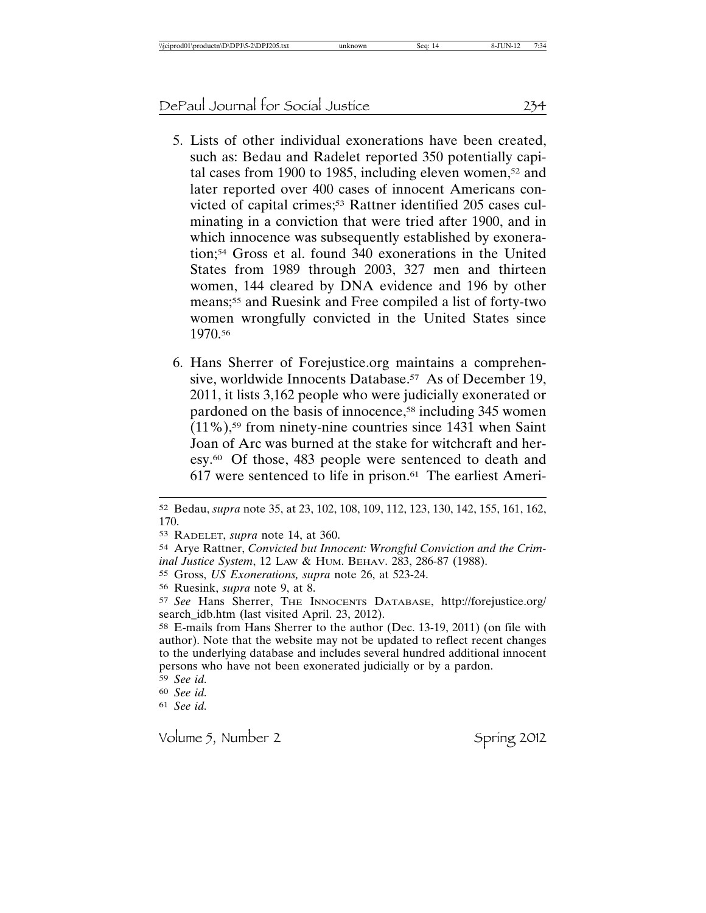5. Lists of other individual exonerations have been created, such as: Bedau and Radelet reported 350 potentially capital cases from 1900 to 1985, including eleven women,[52] and later reported over 400 cases of innocent Americans convicted of capital crimes;[53] Rattner identified 205 cases culminating in a conviction that were tried after 1900, and in which innocence was subsequently established by exoneration;[54] Gross et al. found 340 exonerations in the United States from 1989 through 2003, 327 men and thirteen women, 144 cleared by DNA evidence and 196 by other means;[55] and Ruesink and Free compiled a list of forty-two women wrongfully convicted in the United States since 1970.[56]

6. Hans Sherrer of Forejustice.org maintains a comprehensive, worldwide Innocents Database.[57] As of December 19, 2011, it lists 3,162 people who were judicially exonerated or pardoned on the basis of innocence,[58] including 345 women (11%),[59] from ninety-nine countries since 1431 when Saint Joan of Arc was burned at the stake for witchcraft and heresy.[60] Of those, 483 people were sentenced to death and 617 were sentenced to life in prison.[61] The earliest Ameri-

---

[52] Bedau, *supra* note 35, at 23, 102, 108, 109, 112, 123, 130, 142, 155, 161, 162, 170.

[53] RADELET, *supra* note 14, at 360.

[54] Arye Rattner, *Convicted but Innocent: Wrongful Conviction and the Criminal Justice System*, 12 LAW & HUM. BEHAV. 283, 286-87 (1988).

[55] Gross, *US Exonerations, supra* note 26, at 523-24.

[56] Ruesink, *supra* note 9, at 8.

[57] *See* Hans Sherrer, THE INNOCENTS DATABASE, http://forejustice.org/search_idb.htm (last visited April. 23, 2012).

[58] E-mails from Hans Sherrer to the author (Dec. 13-19, 2011) (on file with author). Note that the website may not be updated to reflect recent changes to the underlying database and includes several hundred additional innocent persons who have not been exonerated judicially or by a pardon.

[59] *See id.*

[60] *See id.*

[61] *See id.*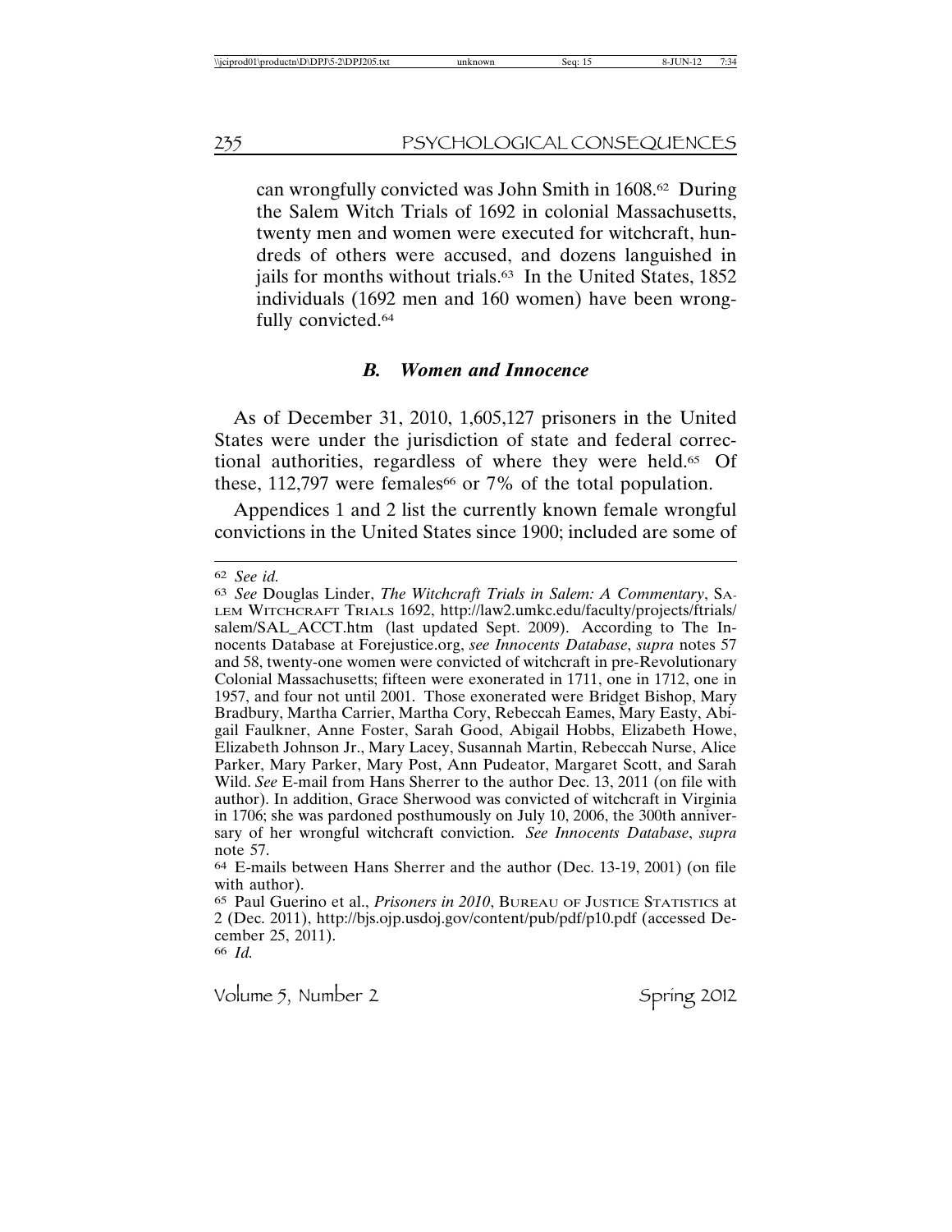can wrongfully convicted was John Smith in 1608.[62] During the Salem Witch Trials of 1692 in colonial Massachusetts, twenty men and women were executed for witchcraft, hundreds of others were accused, and dozens languished in jails for months without trials.[63] In the United States, 1852 individuals (1692 men and 160 women) have been wrongfully convicted.[64]

### *B. Women and Innocence*

As of December 31, 2010, 1,605,127 prisoners in the United States were under the jurisdiction of state and federal correctional authorities, regardless of where they were held.[65] Of these, 112,797 were females[66] or 7% of the total population.

Appendices 1 and 2 list the currently known female wrongful convictions in the United States since 1900; included are some of

---

[62] *See id.*

[63] *See* Douglas Linder, *The Witchcraft Trials in Salem: A Commentary*, SALEM WITCHCRAFT TRIALS 1692, http://law2.umkc.edu/faculty/projects/ftrials/salem/SAL_ACCT.htm (last updated Sept. 2009). According to The Innocents Database at Forejustice.org, *see Innocents Database*, *supra* notes 57 and 58, twenty-one women were convicted of witchcraft in pre-Revolutionary Colonial Massachusetts; fifteen were exonerated in 1711, one in 1712, one in 1957, and four not until 2001. Those exonerated were Bridget Bishop, Mary Bradbury, Martha Carrier, Martha Cory, Rebeccah Eames, Mary Easty, Abigail Faulkner, Anne Foster, Sarah Good, Abigail Hobbs, Elizabeth Howe, Elizabeth Johnson Jr., Mary Lacey, Susannah Martin, Rebeccah Nurse, Alice Parker, Mary Parker, Mary Post, Ann Pudeator, Margaret Scott, and Sarah Wild. *See* E-mail from Hans Sherrer to the author Dec. 13, 2011 (on file with author). In addition, Grace Sherwood was convicted of witchcraft in Virginia in 1706; she was pardoned posthumously on July 10, 2006, the 300th anniversary of her wrongful witchcraft conviction. *See Innocents Database*, *supra* note 57.

[64] E-mails between Hans Sherrer and the author (Dec. 13-19, 2001) (on file with author).

[65] Paul Guerino et al., *Prisoners in 2010*, BUREAU OF JUSTICE STATISTICS at 2 (Dec. 2011), http://bjs.ojp.usdoj.gov/content/pub/pdf/p10.pdf (accessed December 25, 2011).

[66] *Id.*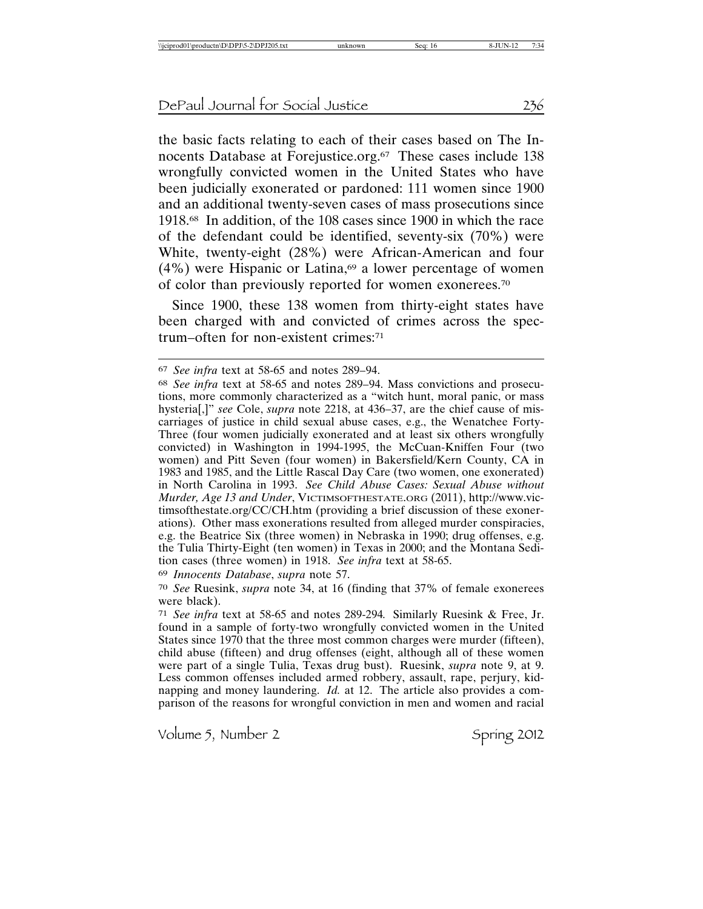the basic facts relating to each of their cases based on The Innocents Database at Forejustice.org.[67] These cases include 138 wrongfully convicted women in the United States who have been judicially exonerated or pardoned: 111 women since 1900 and an additional twenty-seven cases of mass prosecutions since 1918.[68] In addition, of the 108 cases since 1900 in which the race of the defendant could be identified, seventy-six (70%) were White, twenty-eight (28%) were African-American and four (4%) were Hispanic or Latina,[69] a lower percentage of women of color than previously reported for women exonerees.[70]

Since 1900, these 138 women from thirty-eight states have been charged with and convicted of crimes across the spectrum–often for non-existent crimes:[71]

---

[67] *See infra* text at 58-65 and notes 289–94.

[68] *See infra* text at 58-65 and notes 289–94. Mass convictions and prosecutions, more commonly characterized as a "witch hunt, moral panic, or mass hysteria[,]" *see* Cole, *supra* note 2218, at 436–37, are the chief cause of miscarriages of justice in child sexual abuse cases, e.g., the Wenatchee Forty-Three (four women judicially exonerated and at least six others wrongfully convicted) in Washington in 1994-1995, the McCuan-Kniffen Four (two women) and Pitt Seven (four women) in Bakersfield/Kern County, CA in 1983 and 1985, and the Little Rascal Day Care (two women, one exonerated) in North Carolina in 1993. *See Child Abuse Cases: Sexual Abuse without Murder, Age 13 and Under*, VICTIMSOFTHESTATE.ORG (2011), http://www.victimsofthestate.org/CC/CH.htm (providing a brief discussion of these exonerations). Other mass exonerations resulted from alleged murder conspiracies, e.g. the Beatrice Six (three women) in Nebraska in 1990; drug offenses, e.g. the Tulia Thirty-Eight (ten women) in Texas in 2000; and the Montana Sedition cases (three women) in 1918. *See infra* text at 58-65.

[69] *Innocents Database*, *supra* note 57.

[70] *See* Ruesink, *supra* note 34, at 16 (finding that 37% of female exonerees were black).

[71] *See infra* text at 58-65 and notes 289-294. Similarly Ruesink & Free, Jr. found in a sample of forty-two wrongfully convicted women in the United States since 1970 that the three most common charges were murder (fifteen), child abuse (fifteen) and drug offenses (eight, although all of these women were part of a single Tulia, Texas drug bust). Ruesink, *supra* note 9, at 9. Less common offenses included armed robbery, assault, rape, perjury, kidnapping and money laundering. *Id.* at 12. The article also provides a comparison of the reasons for wrongful conviction in men and women and racial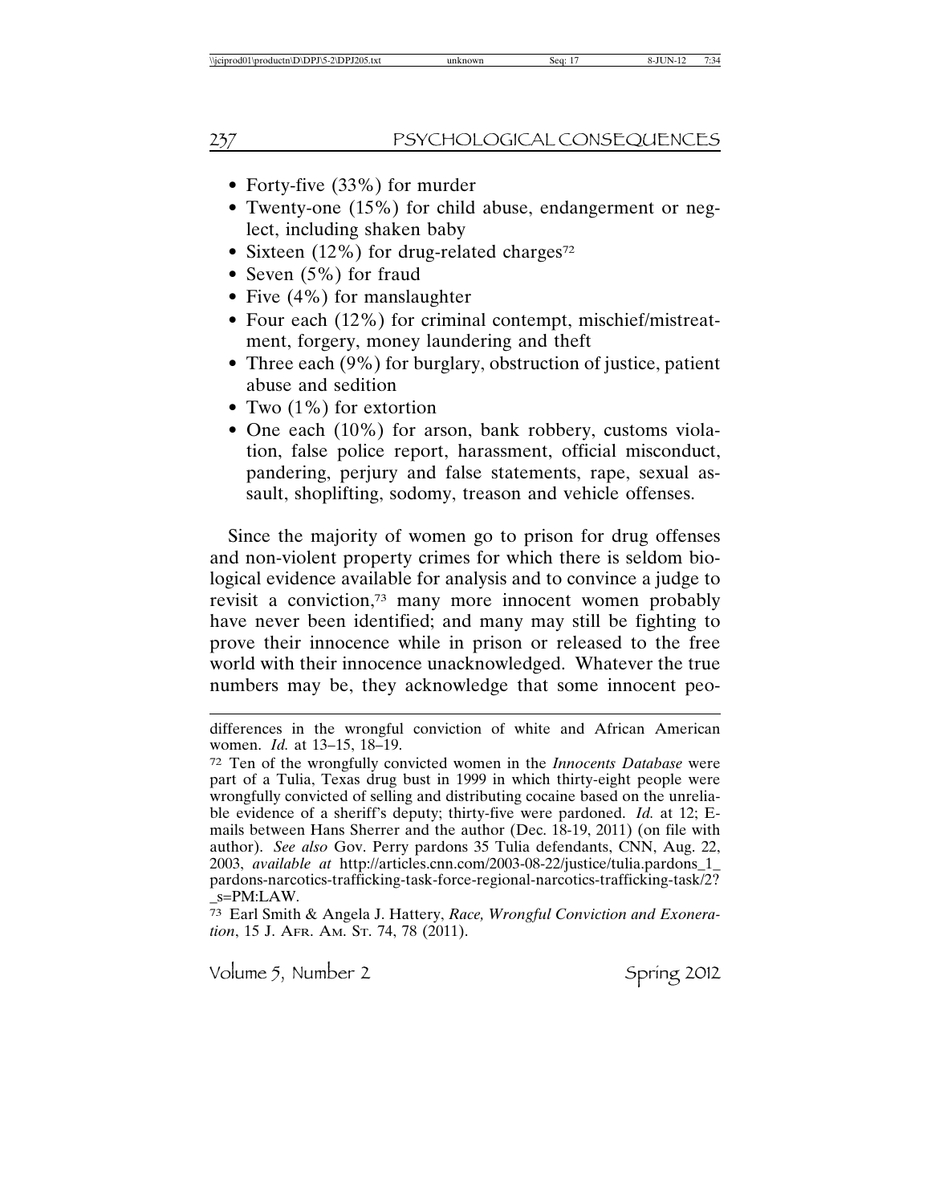- Forty-five (33%) for murder
- Twenty-one (15%) for child abuse, endangerment or neglect, including shaken baby
- Sixteen (12%) for drug-related charges[72]
- Seven (5%) for fraud
- Five (4%) for manslaughter
- Four each (12%) for criminal contempt, mischief/mistreatment, forgery, money laundering and theft
- Three each (9%) for burglary, obstruction of justice, patient abuse and sedition
- Two (1%) for extortion
- One each (10%) for arson, bank robbery, customs violation, false police report, harassment, official misconduct, pandering, perjury and false statements, rape, sexual assault, shoplifting, sodomy, treason and vehicle offenses.

Since the majority of women go to prison for drug offenses and non-violent property crimes for which there is seldom biological evidence available for analysis and to convince a judge to revisit a conviction,[73] many more innocent women probably have never been identified; and many may still be fighting to prove their innocence while in prison or released to the free world with their innocence unacknowledged. Whatever the true numbers may be, they acknowledge that some innocent peo-

---

differences in the wrongful conviction of white and African American women. *Id.* at 13–15, 18–19.

[72] Ten of the wrongfully convicted women in the *Innocents Database* were part of a Tulia, Texas drug bust in 1999 in which thirty-eight people were wrongfully convicted of selling and distributing cocaine based on the unreliable evidence of a sheriff's deputy; thirty-five were pardoned. *Id.* at 12; E-mails between Hans Sherrer and the author (Dec. 18-19, 2011) (on file with author). *See also* Gov. Perry pardons 35 Tulia defendants, CNN, Aug. 22, 2003, *available at* http://articles.cnn.com/2003-08-22/justice/tulia.pardons_1_pardons-narcotics-trafficking-task-force-regional-narcotics-trafficking-task/2?_s=PM:LAW.

[73] Earl Smith & Angela J. Hattery, *Race, Wrongful Conviction and Exoneration*, 15 J. Afr. Am. St. 74, 78 (2011).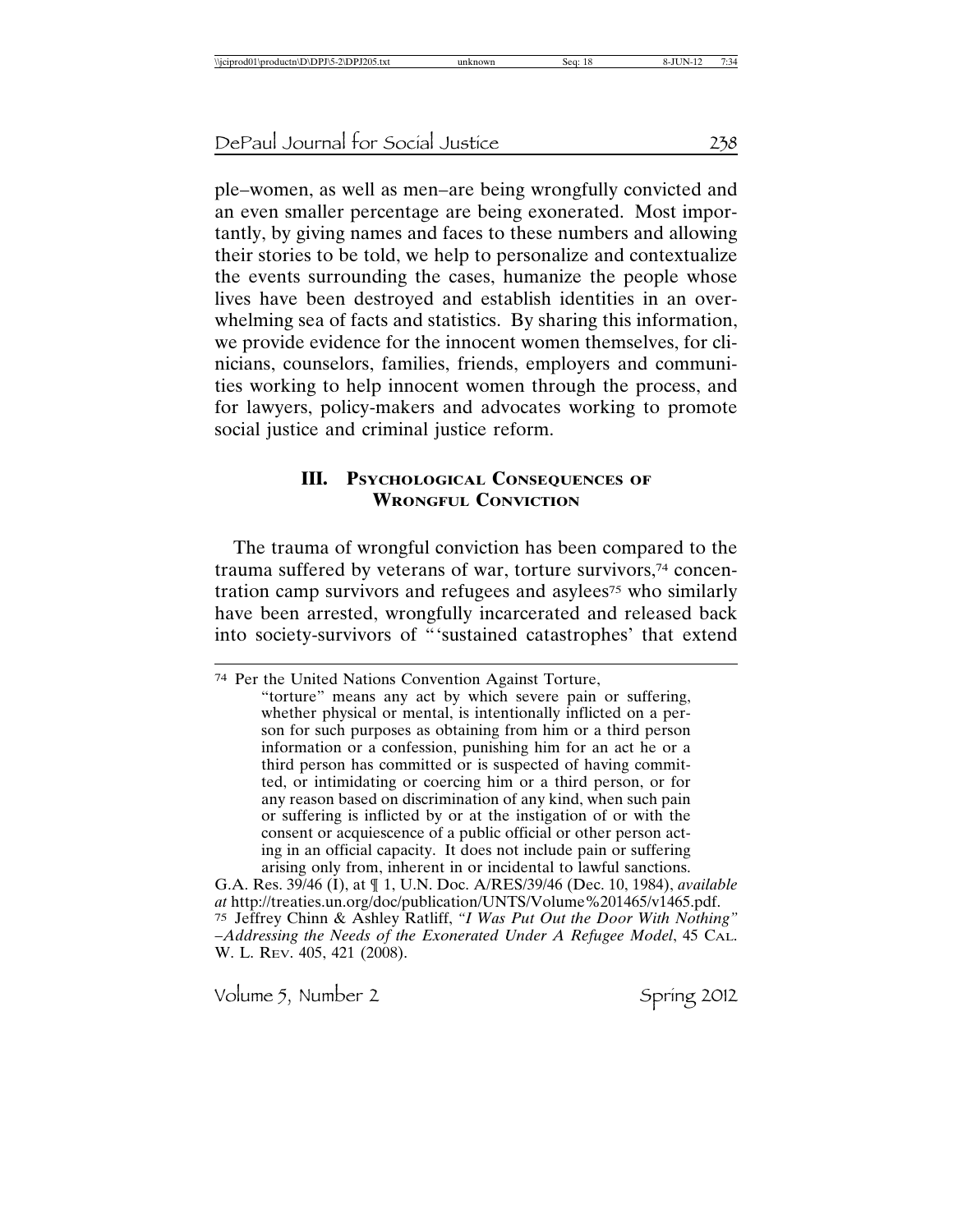ple–women, as well as men–are being wrongfully convicted and an even smaller percentage are being exonerated. Most importantly, by giving names and faces to these numbers and allowing their stories to be told, we help to personalize and contextualize the events surrounding the cases, humanize the people whose lives have been destroyed and establish identities in an overwhelming sea of facts and statistics. By sharing this information, we provide evidence for the innocent women themselves, for clinicians, counselors, families, friends, employers and communities working to help innocent women through the process, and for lawyers, policy-makers and advocates working to promote social justice and criminal justice reform.

## III. Psychological Consequences of Wrongful Conviction

The trauma of wrongful conviction has been compared to the trauma suffered by veterans of war, torture survivors,[74] concentration camp survivors and refugees and asylees[75] who similarly have been arrested, wrongfully incarcerated and released back into society-survivors of "'sustained catastrophes' that extend

---

[74] Per the United Nations Convention Against Torture,

> "torture" means any act by which severe pain or suffering, whether physical or mental, is intentionally inflicted on a person for such purposes as obtaining from him or a third person information or a confession, punishing him for an act he or a third person has committed or is suspected of having committed, or intimidating or coercing him or a third person, or for any reason based on discrimination of any kind, when such pain or suffering is inflicted by or at the instigation of or with the consent or acquiescence of a public official or other person acting in an official capacity. It does not include pain or suffering arising only from, inherent in or incidental to lawful sanctions.

G.A. Res. 39/46 (I), at ¶ 1, U.N. Doc. A/RES/39/46 (Dec. 10, 1984), *available at* http://treaties.un.org/doc/publication/UNTS/Volume%201465/v1465.pdf.

[75] Jeffrey Chinn & Ashley Ratliff, *"I Was Put Out the Door With Nothing" –Addressing the Needs of the Exonerated Under A Refugee Model*, 45 Cal. W. L. Rev. 405, 421 (2008).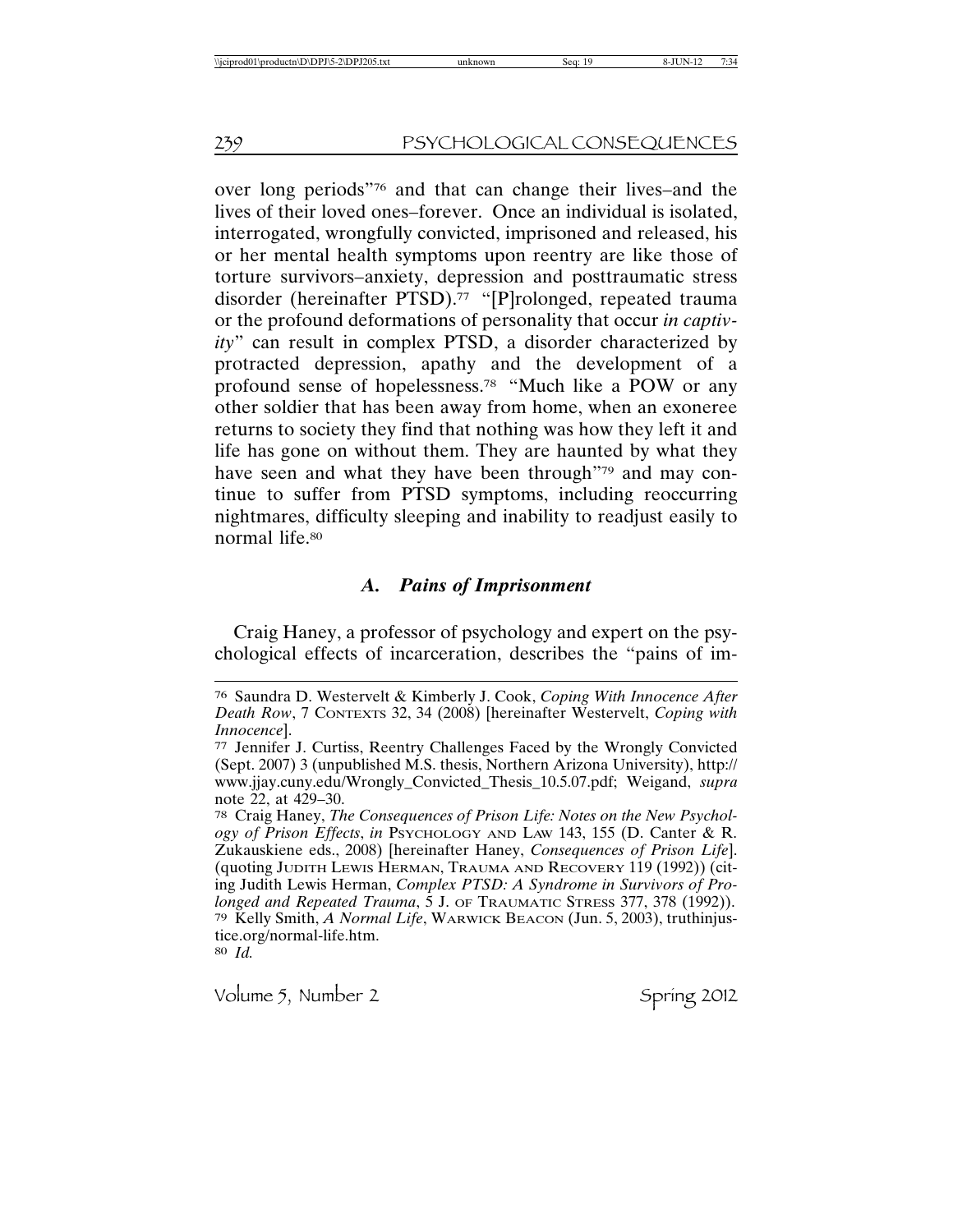over long periods"[76] and that can change their lives–and the lives of their loved ones–forever. Once an individual is isolated, interrogated, wrongfully convicted, imprisoned and released, his or her mental health symptoms upon reentry are like those of torture survivors–anxiety, depression and posttraumatic stress disorder (hereinafter PTSD).[77] "[P]rolonged, repeated trauma or the profound deformations of personality that occur *in captivity*" can result in complex PTSD, a disorder characterized by protracted depression, apathy and the development of a profound sense of hopelessness.[78] "Much like a POW or any other soldier that has been away from home, when an exoneree returns to society they find that nothing was how they left it and life has gone on without them. They are haunted by what they have seen and what they have been through"[79] and may continue to suffer from PTSD symptoms, including reoccurring nightmares, difficulty sleeping and inability to readjust easily to normal life.[80]

### A. *Pains of Imprisonment*

Craig Haney, a professor of psychology and expert on the psychological effects of incarceration, describes the "pains of im-

---

[76] Saundra D. Westervelt & Kimberly J. Cook, *Coping With Innocence After Death Row*, 7 CONTEXTS 32, 34 (2008) [hereinafter Westervelt, *Coping with Innocence*].

[77] Jennifer J. Curtiss, Reentry Challenges Faced by the Wrongly Convicted (Sept. 2007) 3 (unpublished M.S. thesis, Northern Arizona University), http://www.jjay.cuny.edu/Wrongly_Convicted_Thesis_10.5.07.pdf; Weigand, *supra* note 22, at 429–30.

[78] Craig Haney, *The Consequences of Prison Life: Notes on the New Psychology of Prison Effects*, *in* PSYCHOLOGY AND LAW 143, 155 (D. Canter & R. Zukauskiene eds., 2008) [hereinafter Haney, *Consequences of Prison Life*]. (quoting JUDITH LEWIS HERMAN, TRAUMA AND RECOVERY 119 (1992)) (citing Judith Lewis Herman, *Complex PTSD: A Syndrome in Survivors of Prolonged and Repeated Trauma*, 5 J. OF TRAUMATIC STRESS 377, 378 (1992)).

[79] Kelly Smith, *A Normal Life*, WARWICK BEACON (Jun. 5, 2003), truthinjustice.org/normal-life.htm.

[80] *Id.*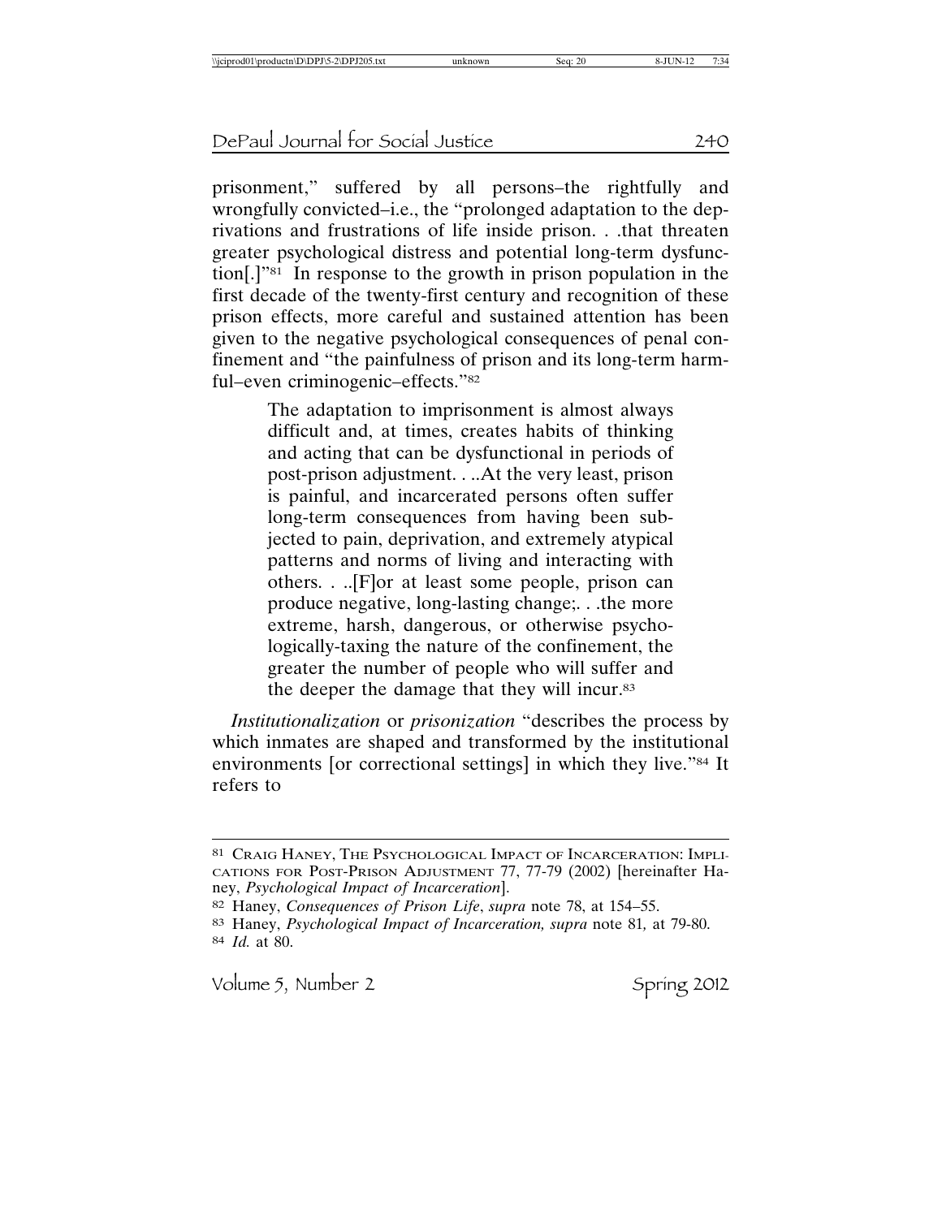prisonment," suffered by all persons–the rightfully and wrongfully convicted–i.e., the "prolonged adaptation to the deprivations and frustrations of life inside prison. . .that threaten greater psychological distress and potential long-term dysfunction[.]"[81] In response to the growth in prison population in the first decade of the twenty-first century and recognition of these prison effects, more careful and sustained attention has been given to the negative psychological consequences of penal confinement and "the painfulness of prison and its long-term harmful–even criminogenic–effects."[82]

> The adaptation to imprisonment is almost always difficult and, at times, creates habits of thinking and acting that can be dysfunctional in periods of post-prison adjustment. . ..At the very least, prison is painful, and incarcerated persons often suffer long-term consequences from having been subjected to pain, deprivation, and extremely atypical patterns and norms of living and interacting with others. . ..[F]or at least some people, prison can produce negative, long-lasting change;. . .the more extreme, harsh, dangerous, or otherwise psychologically-taxing the nature of the confinement, the greater the number of people who will suffer and the deeper the damage that they will incur.[83]

*Institutionalization* or *prisonization* "describes the process by which inmates are shaped and transformed by the institutional environments [or correctional settings] in which they live."[84] It refers to

---

[81] Craig Haney, The Psychological Impact of Incarceration: Implications for Post-Prison Adjustment 77, 77-79 (2002) [hereinafter Haney, *Psychological Impact of Incarceration*].

[82] Haney, *Consequences of Prison Life*, *supra* note 78, at 154–55.

[83] Haney, *Psychological Impact of Incarceration, supra* note 81, at 79-80.

[84] *Id.* at 80.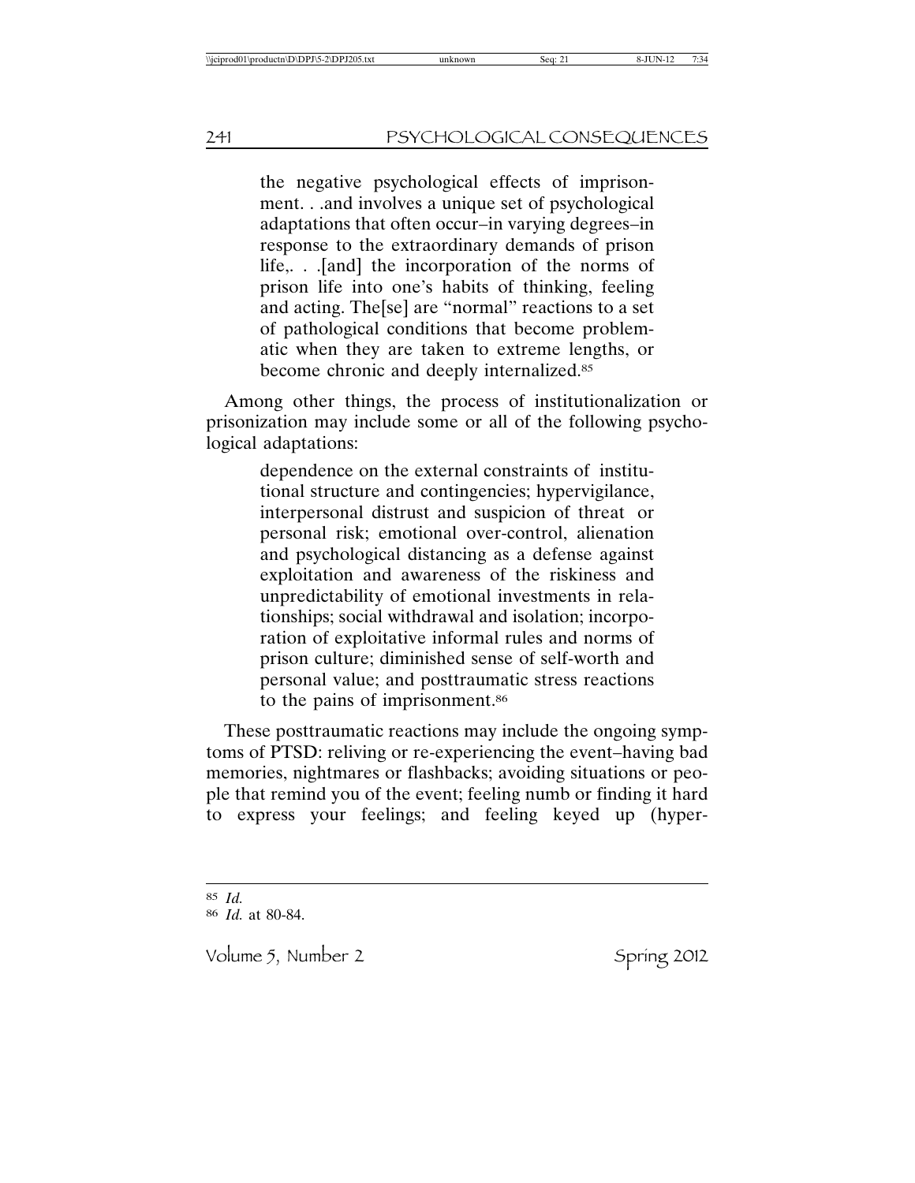> the negative psychological effects of imprisonment. . .and involves a unique set of psychological adaptations that often occur–in varying degrees–in response to the extraordinary demands of prison life,. . .[and] the incorporation of the norms of prison life into one's habits of thinking, feeling and acting. The[se] are "normal" reactions to a set of pathological conditions that become problematic when they are taken to extreme lengths, or become chronic and deeply internalized.[85]

Among other things, the process of institutionalization or prisonization may include some or all of the following psychological adaptations:

> dependence on the external constraints of institutional structure and contingencies; hypervigilance, interpersonal distrust and suspicion of threat or personal risk; emotional over-control, alienation and psychological distancing as a defense against exploitation and awareness of the riskiness and unpredictability of emotional investments in relationships; social withdrawal and isolation; incorporation of exploitative informal rules and norms of prison culture; diminished sense of self-worth and personal value; and posttraumatic stress reactions to the pains of imprisonment.[86]

These posttraumatic reactions may include the ongoing symptoms of PTSD: reliving or re-experiencing the event–having bad memories, nightmares or flashbacks; avoiding situations or people that remind you of the event; feeling numb or finding it hard to express your feelings; and feeling keyed up (hyper-

---

[85] *Id.*

[86] *Id.* at 80-84.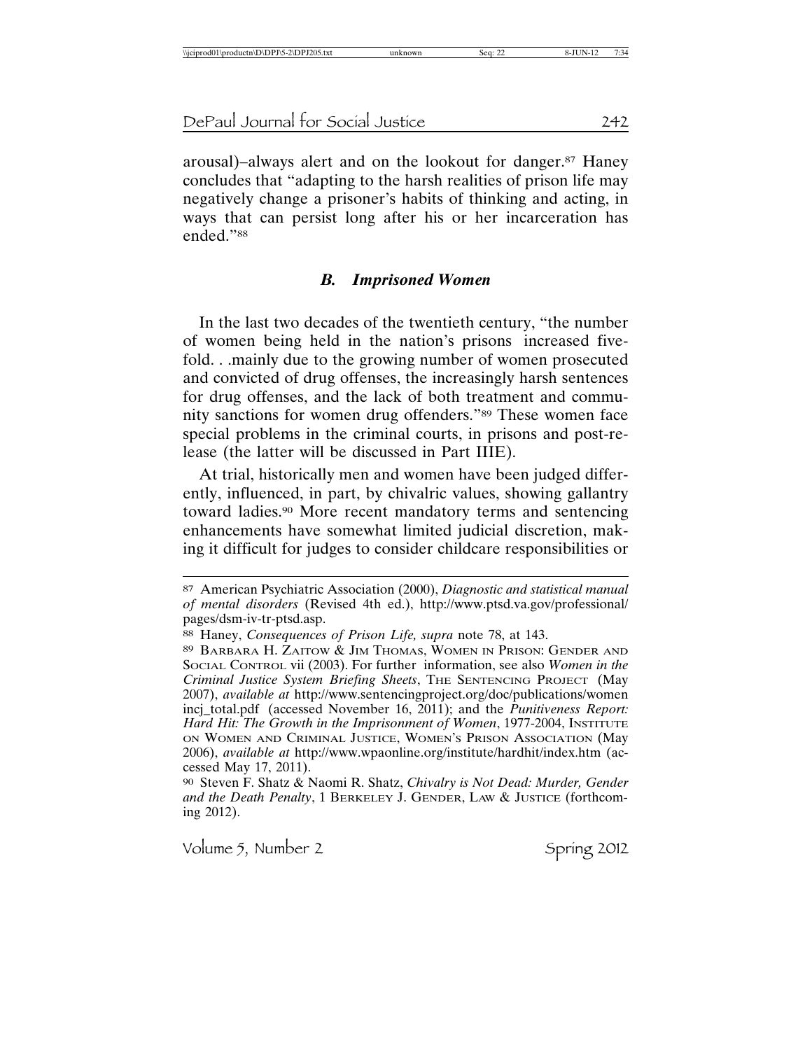arousal)–always alert and on the lookout for danger.[87] Haney concludes that "adapting to the harsh realities of prison life may negatively change a prisoner's habits of thinking and acting, in ways that can persist long after his or her incarceration has ended."[88]

### *B. Imprisoned Women*

In the last two decades of the twentieth century, "the number of women being held in the nation's prisons increased five-fold. . .mainly due to the growing number of women prosecuted and convicted of drug offenses, the increasingly harsh sentences for drug offenses, and the lack of both treatment and community sanctions for women drug offenders."[89] These women face special problems in the criminal courts, in prisons and post-release (the latter will be discussed in Part IIIE).

At trial, historically men and women have been judged differently, influenced, in part, by chivalric values, showing gallantry toward ladies.[90] More recent mandatory terms and sentencing enhancements have somewhat limited judicial discretion, making it difficult for judges to consider childcare responsibilities or

---

87 American Psychiatric Association (2000), *Diagnostic and statistical manual of mental disorders* (Revised 4th ed.), http://www.ptsd.va.gov/professional/pages/dsm-iv-tr-ptsd.asp.

88 Haney, *Consequences of Prison Life, supra* note 78, at 143.

89 BARBARA H. ZAITOW & JIM THOMAS, WOMEN IN PRISON: GENDER AND SOCIAL CONTROL vii (2003). For further information, see also *Women in the Criminal Justice System Briefing Sheets*, THE SENTENCING PROJECT (May 2007), *available at* http://www.sentencingproject.org/doc/publications/womenincj_total.pdf (accessed November 16, 2011); and the *Punitiveness Report: Hard Hit: The Growth in the Imprisonment of Women*, 1977-2004, INSTITUTE ON WOMEN AND CRIMINAL JUSTICE, WOMEN'S PRISON ASSOCIATION (May 2006), *available at* http://www.wpaonline.org/institute/hardhit/index.htm (accessed May 17, 2011).

90 Steven F. Shatz & Naomi R. Shatz, *Chivalry is Not Dead: Murder, Gender and the Death Penalty*, 1 BERKELEY J. GENDER, LAW & JUSTICE (forthcoming 2012).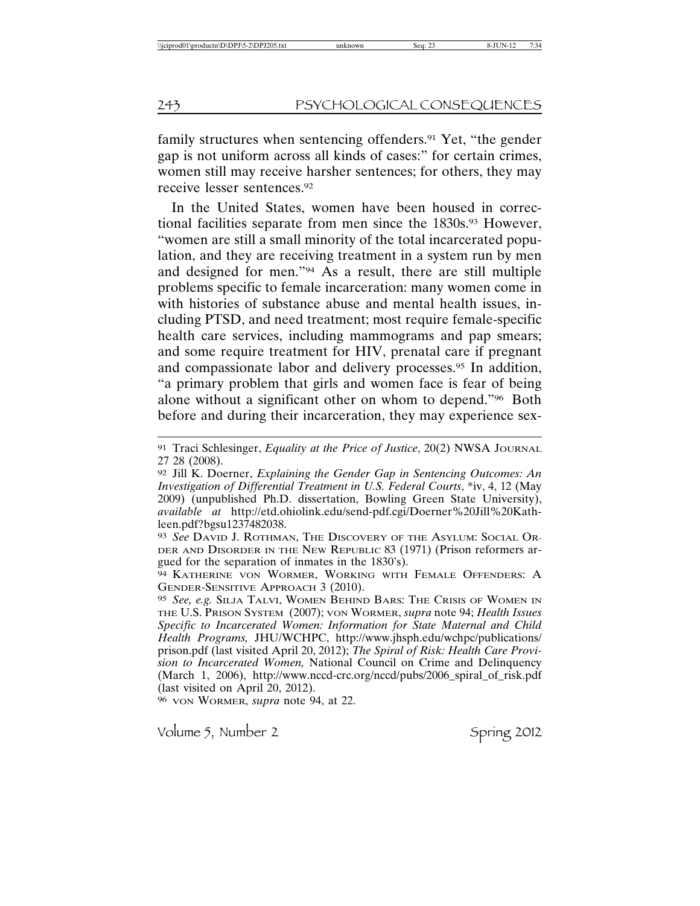family structures when sentencing offenders.[91] Yet, "the gender gap is not uniform across all kinds of cases:" for certain crimes, women still may receive harsher sentences; for others, they may receive lesser sentences.[92]

In the United States, women have been housed in correctional facilities separate from men since the 1830s.[93] However, "women are still a small minority of the total incarcerated population, and they are receiving treatment in a system run by men and designed for men."[94] As a result, there are still multiple problems specific to female incarceration: many women come in with histories of substance abuse and mental health issues, including PTSD, and need treatment; most require female-specific health care services, including mammograms and pap smears; and some require treatment for HIV, prenatal care if pregnant and compassionate labor and delivery processes.[95] In addition, "a primary problem that girls and women face is fear of being alone without a significant other on whom to depend."[96] Both before and during their incarceration, they may experience sex-

---

[91] Traci Schlesinger, *Equality at the Price of Justice*, 20(2) NWSA JOURNAL 27 28 (2008).

[92] Jill K. Doerner, *Explaining the Gender Gap in Sentencing Outcomes: An Investigation of Differential Treatment in U.S. Federal Courts*, *iv, 4, 12 (May 2009) (unpublished Ph.D. dissertation, Bowling Green State University), *available at* http://etd.ohiolink.edu/send-pdf.cgi/Doerner%20Jill%20Kathleen.pdf?bgsu1237482038.

[93] *See* DAVID J. ROTHMAN, THE DISCOVERY OF THE ASYLUM: SOCIAL ORDER AND DISORDER IN THE NEW REPUBLIC 83 (1971) (Prison reformers argued for the separation of inmates in the 1830's).

[94] KATHERINE VON WORMER, WORKING WITH FEMALE OFFENDERS: A GENDER-SENSITIVE APPROACH 3 (2010).

[95] *See, e.g.* SILJA TALVI, WOMEN BEHIND BARS: THE CRISIS OF WOMEN IN THE U.S. PRISON SYSTEM (2007); VON WORMER, *supra* note 94; *Health Issues Specific to Incarcerated Women: Information for State Maternal and Child Health Programs,* JHU/WCHPC, http://www.jhsph.edu/wchpc/publications/prison.pdf (last visited April 20, 2012); *The Spiral of Risk: Health Care Provision to Incarcerated Women,* National Council on Crime and Delinquency (March 1, 2006), http://www.nccd-crc.org/nccd/pubs/2006_spiral_of_risk.pdf (last visited on April 20, 2012).

[96] VON WORMER, *supra* note 94, at 22.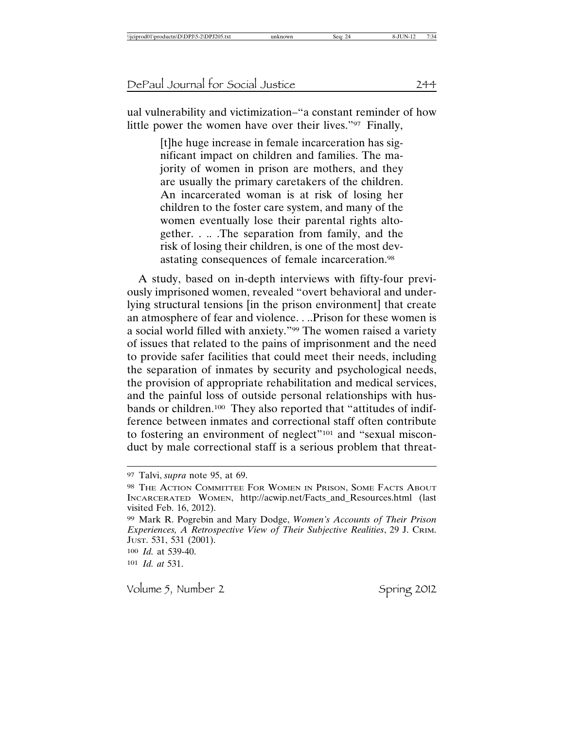ual vulnerability and victimization–"a constant reminder of how little power the women have over their lives."[97] Finally,

> [t]he huge increase in female incarceration has significant impact on children and families. The majority of women in prison are mothers, and they are usually the primary caretakers of the children. An incarcerated woman is at risk of losing her children to the foster care system, and many of the women eventually lose their parental rights altogether. . .. .The separation from family, and the risk of losing their children, is one of the most devastating consequences of female incarceration.[98]

A study, based on in-depth interviews with fifty-four previously imprisoned women, revealed "overt behavioral and underlying structural tensions [in the prison environment] that create an atmosphere of fear and violence. . ..Prison for these women is a social world filled with anxiety."[99] The women raised a variety of issues that related to the pains of imprisonment and the need to provide safer facilities that could meet their needs, including the separation of inmates by security and psychological needs, the provision of appropriate rehabilitation and medical services, and the painful loss of outside personal relationships with husbands or children.[100] They also reported that "attitudes of indifference between inmates and correctional staff often contribute to fostering an environment of neglect"[101] and "sexual misconduct by male correctional staff is a serious problem that threat-

---

97 Talvi, *supra* note 95, at 69.

98 THE ACTION COMMITTEE FOR WOMEN IN PRISON, SOME FACTS ABOUT INCARCERATED WOMEN, http://acwip.net/Facts_and_Resources.html (last visited Feb. 16, 2012).

99 Mark R. Pogrebin and Mary Dodge, *Women's Accounts of Their Prison Experiences, A Retrospective View of Their Subjective Realities*, 29 J. CRIM. JUST. 531, 531 (2001).

100 *Id.* at 539-40.

101 *Id. at* 531.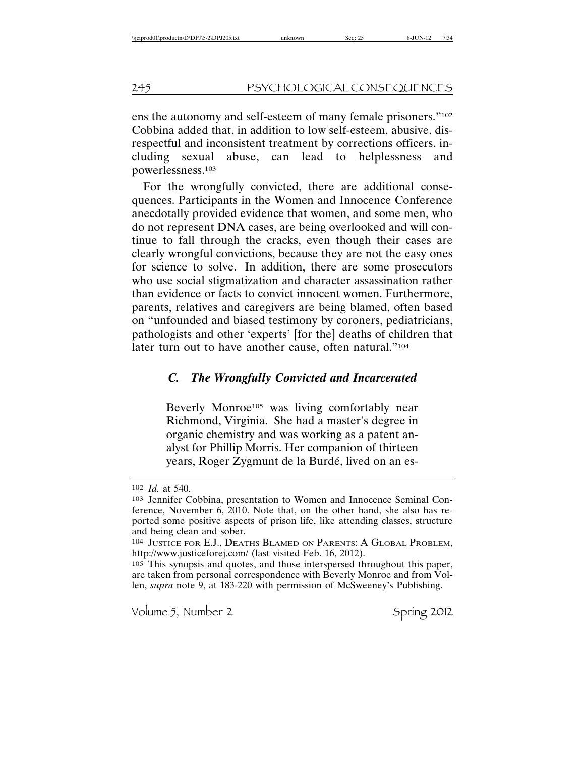ens the autonomy and self-esteem of many female prisoners."[102] Cobbina added that, in addition to low self-esteem, abusive, disrespectful and inconsistent treatment by corrections officers, including sexual abuse, can lead to helplessness and powerlessness.[103]

For the wrongfully convicted, there are additional consequences. Participants in the Women and Innocence Conference anecdotally provided evidence that women, and some men, who do not represent DNA cases, are being overlooked and will continue to fall through the cracks, even though their cases are clearly wrongful convictions, because they are not the easy ones for science to solve. In addition, there are some prosecutors who use social stigmatization and character assassination rather than evidence or facts to convict innocent women. Furthermore, parents, relatives and caregivers are being blamed, often based on "unfounded and biased testimony by coroners, pediatricians, pathologists and other 'experts' [for the] deaths of children that later turn out to have another cause, often natural."[104]

### *C. The Wrongfully Convicted and Incarcerated*

> Beverly Monroe[105] was living comfortably near Richmond, Virginia. She had a master's degree in organic chemistry and was working as a patent analyst for Phillip Morris. Her companion of thirteen years, Roger Zygmunt de la Burdé, lived on an es-

---

[102] *Id.* at 540.

[103] Jennifer Cobbina, presentation to Women and Innocence Seminal Conference, November 6, 2010. Note that, on the other hand, she also has reported some positive aspects of prison life, like attending classes, structure and being clean and sober.

[104] JUSTICE FOR E.J., DEATHS BLAMED ON PARENTS: A GLOBAL PROBLEM, http://www.justiceforej.com/ (last visited Feb. 16, 2012).

[105] This synopsis and quotes, and those interspersed throughout this paper, are taken from personal correspondence with Beverly Monroe and from Vollen, *supra* note 9, at 183-220 with permission of McSweeney's Publishing.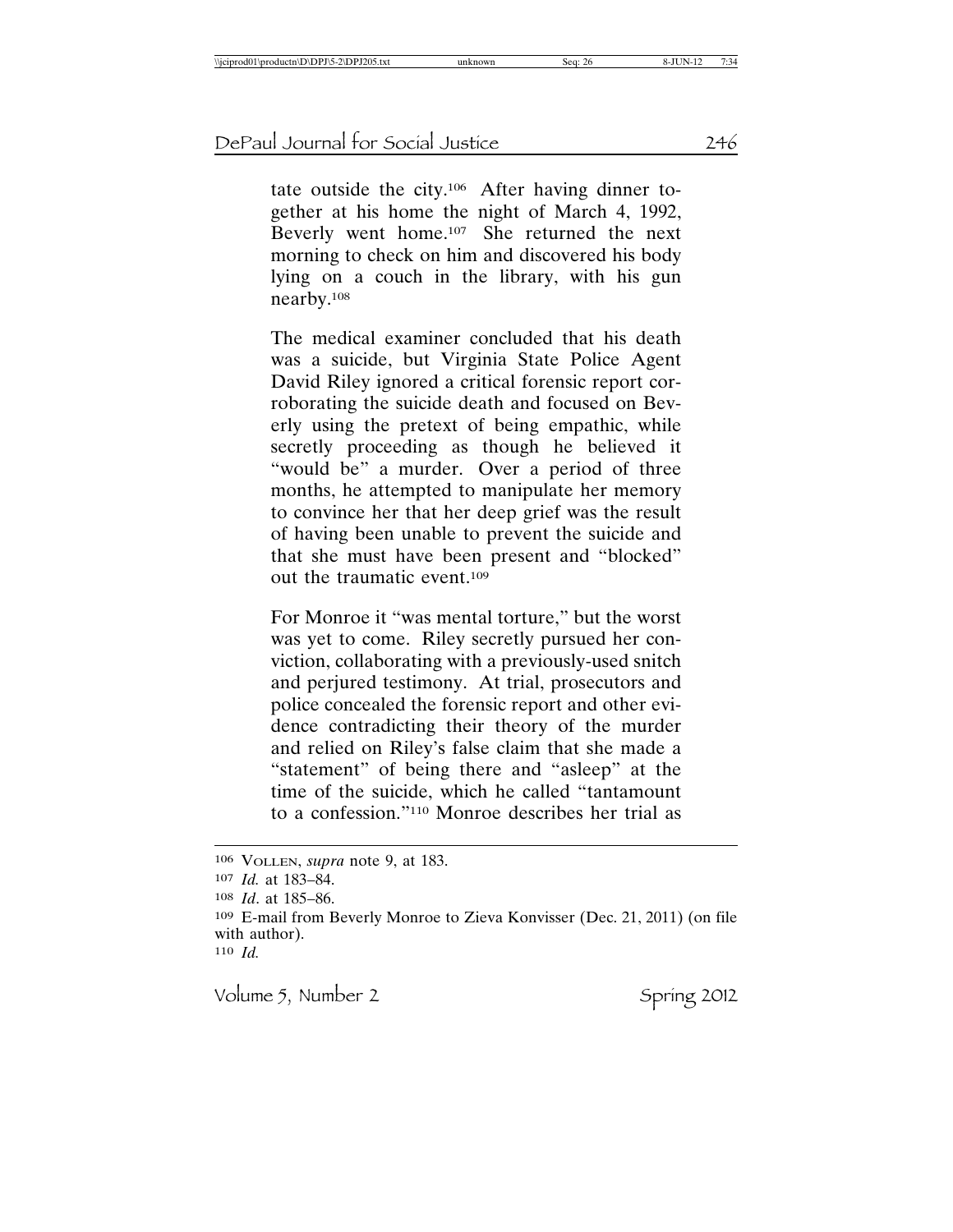tate outside the city.[106] After having dinner together at his home the night of March 4, 1992, Beverly went home.[107] She returned the next morning to check on him and discovered his body lying on a couch in the library, with his gun nearby.[108]

The medical examiner concluded that his death was a suicide, but Virginia State Police Agent David Riley ignored a critical forensic report corroborating the suicide death and focused on Beverly using the pretext of being empathic, while secretly proceeding as though he believed it "would be" a murder. Over a period of three months, he attempted to manipulate her memory to convince her that her deep grief was the result of having been unable to prevent the suicide and that she must have been present and "blocked" out the traumatic event.[109]

For Monroe it "was mental torture," but the worst was yet to come. Riley secretly pursued her conviction, collaborating with a previously-used snitch and perjured testimony. At trial, prosecutors and police concealed the forensic report and other evidence contradicting their theory of the murder and relied on Riley's false claim that she made a "statement" of being there and "asleep" at the time of the suicide, which he called "tantamount to a confession."[110] Monroe describes her trial as

---

[106] VOLLEN, *supra* note 9, at 183.

[107] *Id.* at 183–84.

[108] *Id*. at 185–86.

[109] E-mail from Beverly Monroe to Zieva Konvisser (Dec. 21, 2011) (on file with author).

[110] *Id.*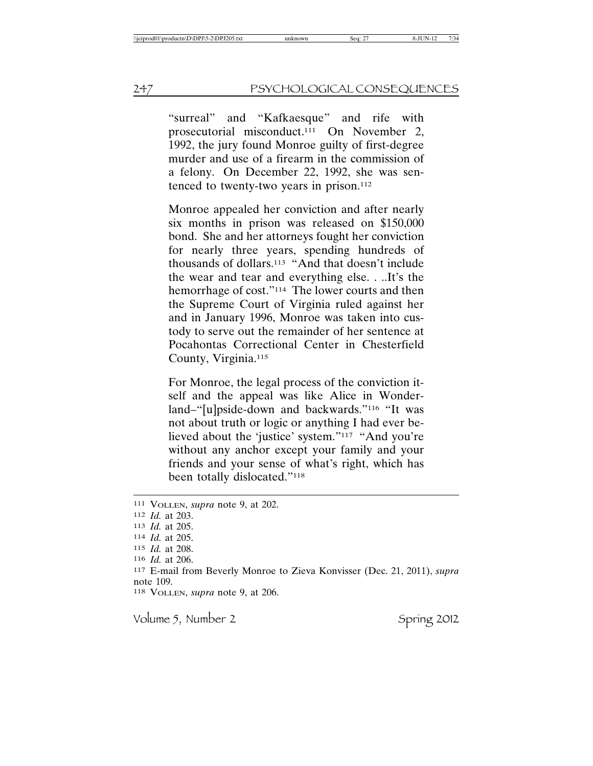"surreal" and "Kafkaesque" and rife with prosecutorial misconduct.[111] On November 2, 1992, the jury found Monroe guilty of first-degree murder and use of a firearm in the commission of a felony. On December 22, 1992, she was sentenced to twenty-two years in prison.[112]

Monroe appealed her conviction and after nearly six months in prison was released on $150,000 bond. She and her attorneys fought her conviction for nearly three years, spending hundreds of thousands of dollars.[113] "And that doesn't include the wear and tear and everything else. . ..It's the hemorrhage of cost."[114] The lower courts and then the Supreme Court of Virginia ruled against her and in January 1996, Monroe was taken into custody to serve out the remainder of her sentence at Pocahontas Correctional Center in Chesterfield County, Virginia.[115]

For Monroe, the legal process of the conviction itself and the appeal was like Alice in Wonderland–"[u]pside-down and backwards."[116] "It was not about truth or logic or anything I had ever believed about the 'justice' system."[117] "And you're without any anchor except your family and your friends and your sense of what's right, which has been totally dislocated."[118]

---

111 VOLLEN, *supra* note 9, at 202.

112 *Id.* at 203.

113 *Id.* at 205.

114 *Id.* at 205.

115 *Id.* at 208.

116 *Id.* at 206.

117 E-mail from Beverly Monroe to Zieva Konvisser (Dec. 21, 2011), *supra* note 109.

118 VOLLEN, *supra* note 9, at 206.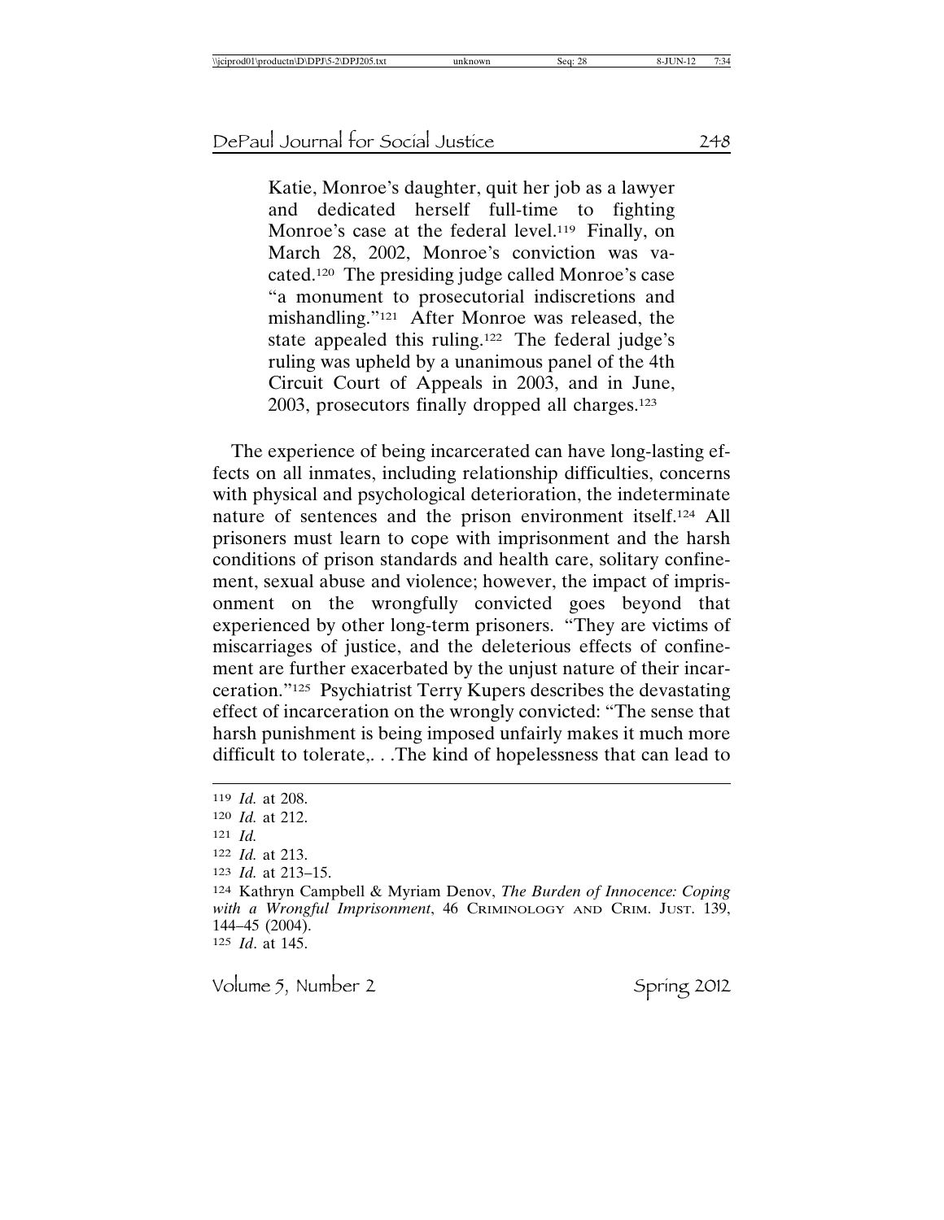> Katie, Monroe's daughter, quit her job as a lawyer and dedicated herself full-time to fighting Monroe's case at the federal level.[119] Finally, on March 28, 2002, Monroe's conviction was vacated.[120] The presiding judge called Monroe's case "a monument to prosecutorial indiscretions and mishandling."[121] After Monroe was released, the state appealed this ruling.[122] The federal judge's ruling was upheld by a unanimous panel of the 4th Circuit Court of Appeals in 2003, and in June, 2003, prosecutors finally dropped all charges.[123]

The experience of being incarcerated can have long-lasting effects on all inmates, including relationship difficulties, concerns with physical and psychological deterioration, the indeterminate nature of sentences and the prison environment itself.[124] All prisoners must learn to cope with imprisonment and the harsh conditions of prison standards and health care, solitary confinement, sexual abuse and violence; however, the impact of imprisonment on the wrongfully convicted goes beyond that experienced by other long-term prisoners. "They are victims of miscarriages of justice, and the deleterious effects of confinement are further exacerbated by the unjust nature of their incarceration."[125] Psychiatrist Terry Kupers describes the devastating effect of incarceration on the wrongly convicted: "The sense that harsh punishment is being imposed unfairly makes it much more difficult to tolerate,. . .The kind of hopelessness that can lead to

---

[119] *Id.* at 208.
[120] *Id.* at 212.
[121] *Id.*
[122] *Id.* at 213.
[123] *Id.* at 213–15.
[124] Kathryn Campbell & Myriam Denov, *The Burden of Innocence: Coping with a Wrongful Imprisonment*, 46 CRIMINOLOGY AND CRIM. JUST. 139, 144–45 (2004).
[125] *Id*. at 145.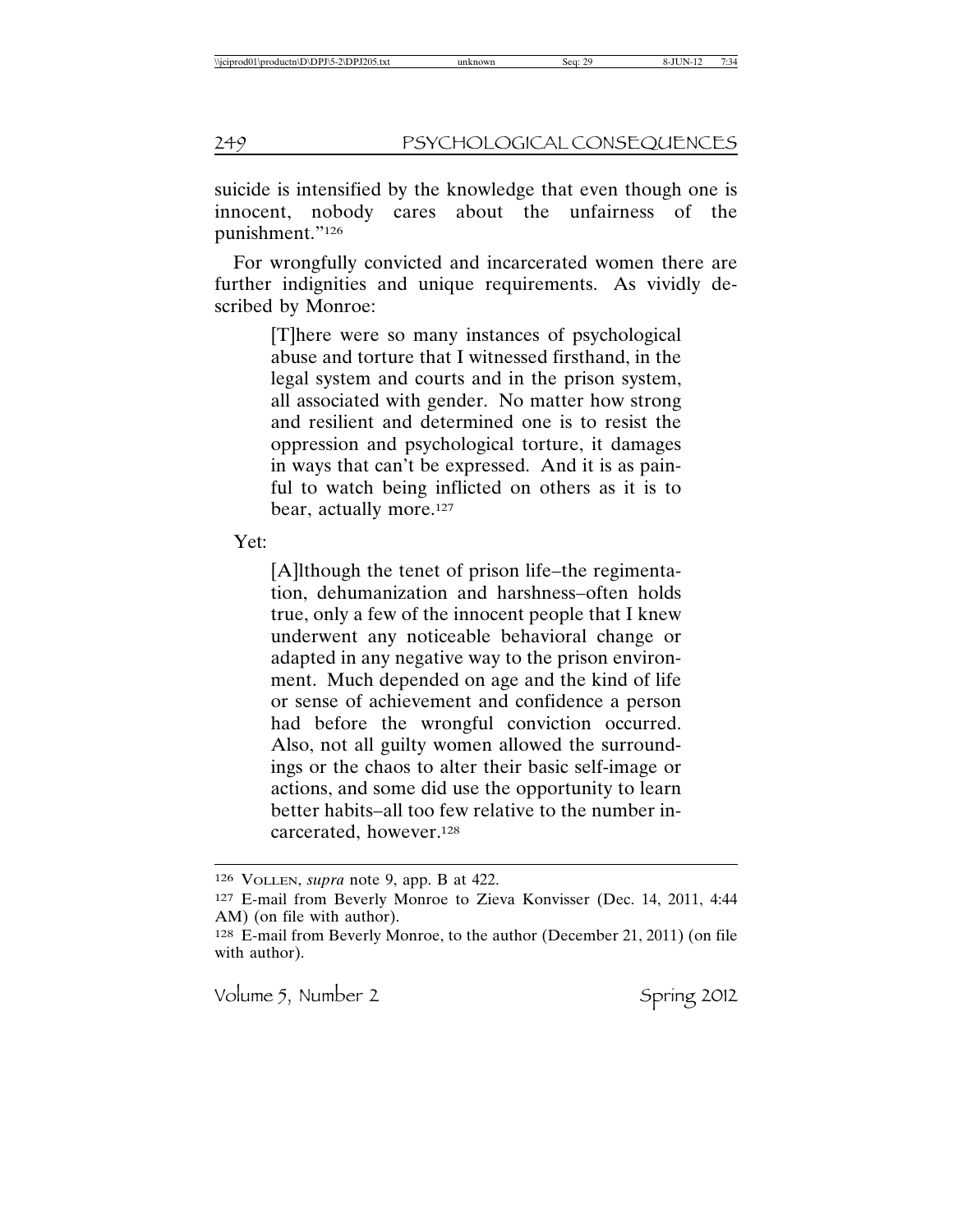suicide is intensified by the knowledge that even though one is innocent, nobody cares about the unfairness of the punishment."[126]

For wrongfully convicted and incarcerated women there are further indignities and unique requirements. As vividly described by Monroe:

> [T]here were so many instances of psychological abuse and torture that I witnessed firsthand, in the legal system and courts and in the prison system, all associated with gender. No matter how strong and resilient and determined one is to resist the oppression and psychological torture, it damages in ways that can't be expressed. And it is as painful to watch being inflicted on others as it is to bear, actually more.[127]

Yet:

> [A]lthough the tenet of prison life–the regimentation, dehumanization and harshness–often holds true, only a few of the innocent people that I knew underwent any noticeable behavioral change or adapted in any negative way to the prison environment. Much depended on age and the kind of life or sense of achievement and confidence a person had before the wrongful conviction occurred. Also, not all guilty women allowed the surroundings or the chaos to alter their basic self-image or actions, and some did use the opportunity to learn better habits–all too few relative to the number incarcerated, however.[128]

---

[126] VOLLEN, *supra* note 9, app. B at 422.

[127] E-mail from Beverly Monroe to Zieva Konvisser (Dec. 14, 2011, 4:44 AM) (on file with author).

[128] E-mail from Beverly Monroe, to the author (December 21, 2011) (on file with author).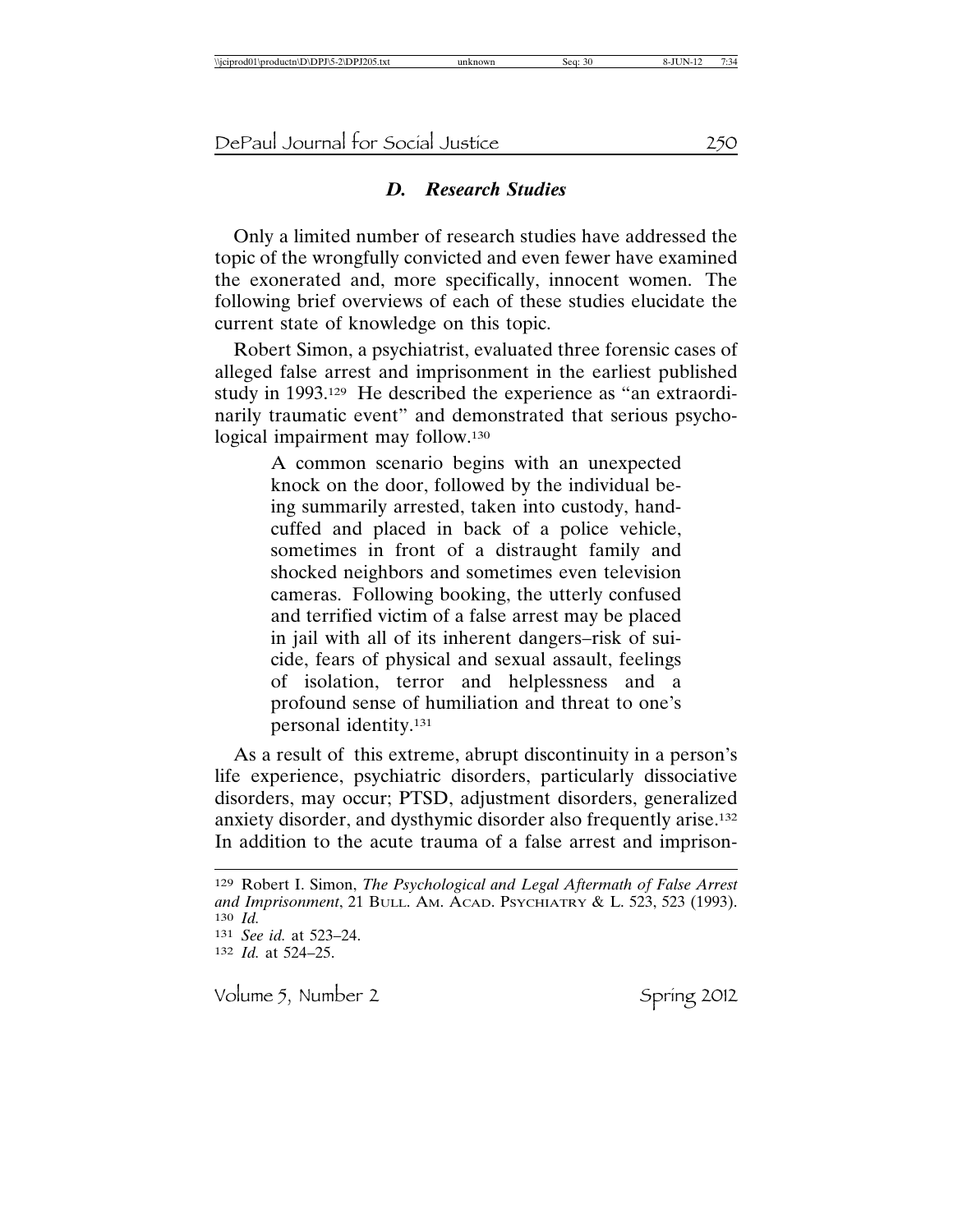### *D. Research Studies*

Only a limited number of research studies have addressed the topic of the wrongfully convicted and even fewer have examined the exonerated and, more specifically, innocent women. The following brief overviews of each of these studies elucidate the current state of knowledge on this topic.

Robert Simon, a psychiatrist, evaluated three forensic cases of alleged false arrest and imprisonment in the earliest published study in 1993.[129] He described the experience as "an extraordinarily traumatic event" and demonstrated that serious psychological impairment may follow.[130]

> A common scenario begins with an unexpected knock on the door, followed by the individual being summarily arrested, taken into custody, handcuffed and placed in back of a police vehicle, sometimes in front of a distraught family and shocked neighbors and sometimes even television cameras. Following booking, the utterly confused and terrified victim of a false arrest may be placed in jail with all of its inherent dangers–risk of suicide, fears of physical and sexual assault, feelings of isolation, terror and helplessness and a profound sense of humiliation and threat to one's personal identity.[131]

As a result of this extreme, abrupt discontinuity in a person's life experience, psychiatric disorders, particularly dissociative disorders, may occur; PTSD, adjustment disorders, generalized anxiety disorder, and dysthymic disorder also frequently arise.[132] In addition to the acute trauma of a false arrest and imprison-

---

[129] Robert I. Simon, *The Psychological and Legal Aftermath of False Arrest and Imprisonment*, 21 BULL. AM. ACAD. PSYCHIATRY & L. 523, 523 (1993).
[130] *Id.*
[131] *See id.* at 523–24.
[132] *Id.* at 524–25.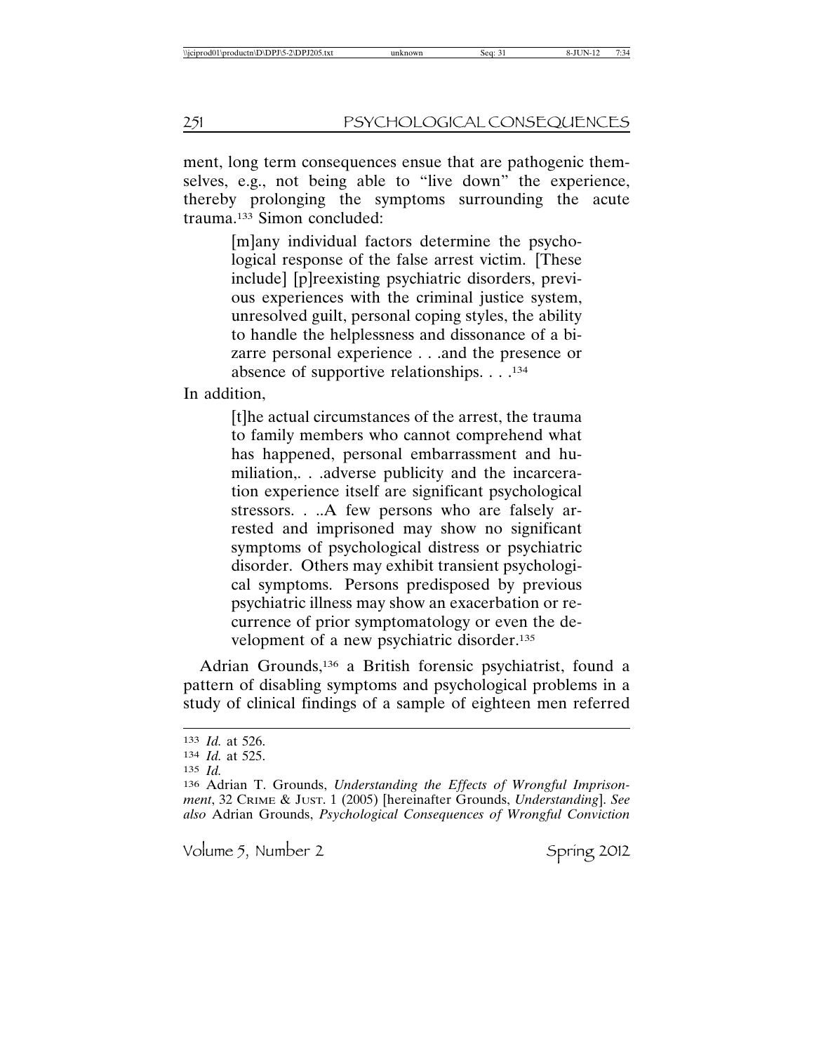ment, long term consequences ensue that are pathogenic themselves, e.g., not being able to "live down" the experience, thereby prolonging the symptoms surrounding the acute trauma.[133] Simon concluded:

> [m]any individual factors determine the psychological response of the false arrest victim. [These include] [p]reexisting psychiatric disorders, previous experiences with the criminal justice system, unresolved guilt, personal coping styles, the ability to handle the helplessness and dissonance of a bizarre personal experience . . .and the presence or absence of supportive relationships. . . .[134]

In addition,

> [t]he actual circumstances of the arrest, the trauma to family members who cannot comprehend what has happened, personal embarrassment and humiliation,. . .adverse publicity and the incarceration experience itself are significant psychological stressors. . ..A few persons who are falsely arrested and imprisoned may show no significant symptoms of psychological distress or psychiatric disorder. Others may exhibit transient psychological symptoms. Persons predisposed by previous psychiatric illness may show an exacerbation or recurrence of prior symptomatology or even the development of a new psychiatric disorder.[135]

Adrian Grounds,[136] a British forensic psychiatrist, found a pattern of disabling symptoms and psychological problems in a study of clinical findings of a sample of eighteen men referred

---

[133] *Id.* at 526.

[134] *Id.* at 525.

[135] *Id.*

[136] Adrian T. Grounds, *Understanding the Effects of Wrongful Imprisonment*, 32 CRIME & JUST. 1 (2005) [hereinafter Grounds, *Understanding*]. *See also* Adrian Grounds, *Psychological Consequences of Wrongful Conviction*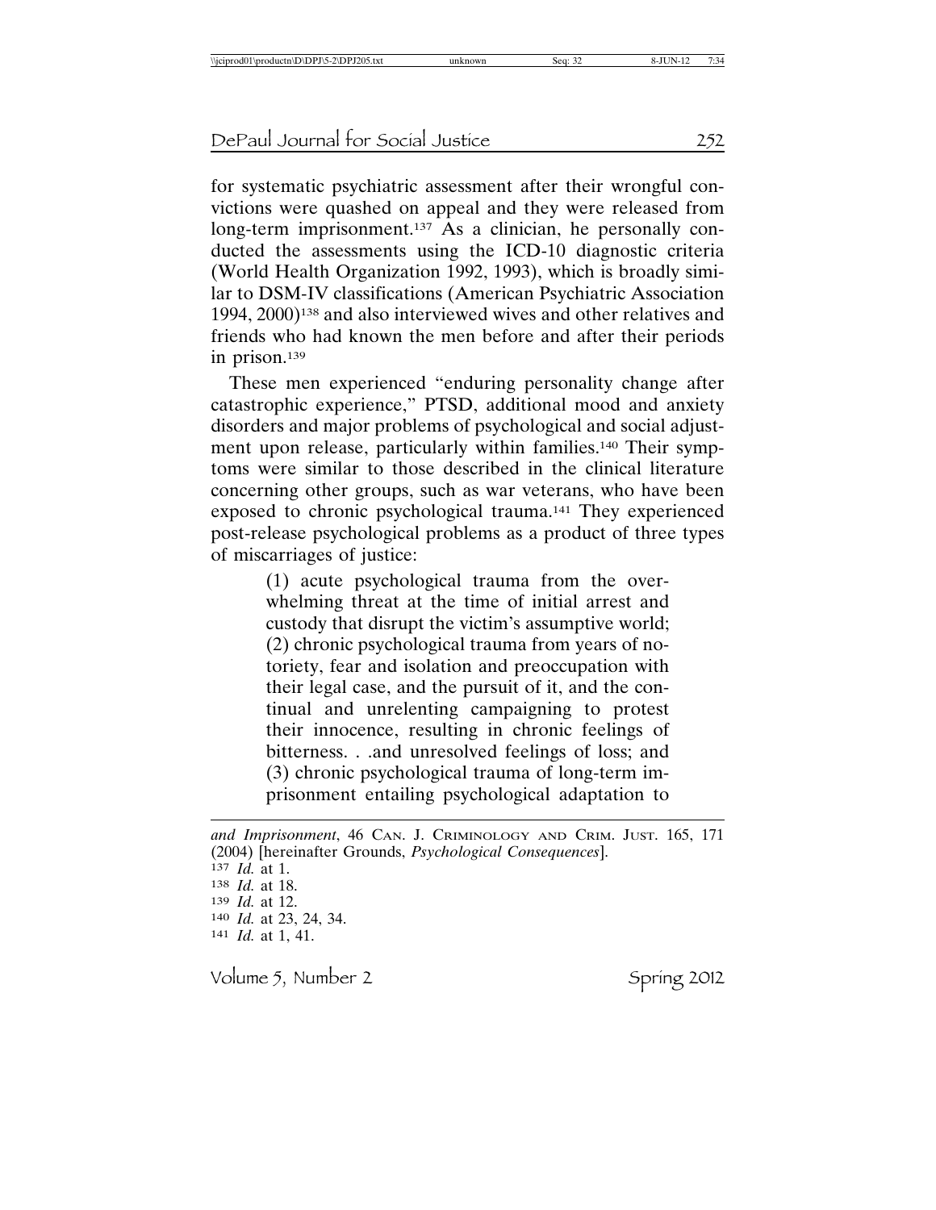for systematic psychiatric assessment after their wrongful convictions were quashed on appeal and they were released from long-term imprisonment.[137] As a clinician, he personally conducted the assessments using the ICD-10 diagnostic criteria (World Health Organization 1992, 1993), which is broadly similar to DSM-IV classifications (American Psychiatric Association 1994, 2000)[138] and also interviewed wives and other relatives and friends who had known the men before and after their periods in prison.[139]

These men experienced "enduring personality change after catastrophic experience," PTSD, additional mood and anxiety disorders and major problems of psychological and social adjustment upon release, particularly within families.[140] Their symptoms were similar to those described in the clinical literature concerning other groups, such as war veterans, who have been exposed to chronic psychological trauma.[141] They experienced post-release psychological problems as a product of three types of miscarriages of justice:

> (1) acute psychological trauma from the overwhelming threat at the time of initial arrest and custody that disrupt the victim's assumptive world; (2) chronic psychological trauma from years of notoriety, fear and isolation and preoccupation with their legal case, and the pursuit of it, and the continual and unrelenting campaigning to protest their innocence, resulting in chronic feelings of bitterness. . .and unresolved feelings of loss; and (3) chronic psychological trauma of long-term imprisonment entailing psychological adaptation to

---

*and Imprisonment*, 46 CAN. J. CRIMINOLOGY AND CRIM. JUST. 165, 171 (2004) [hereinafter Grounds, *Psychological Consequences*].

[137] *Id.* at 1.

[138] *Id.* at 18.

[139] *Id.* at 12.

[140] *Id.* at 23, 24, 34.

[141] *Id.* at 1, 41.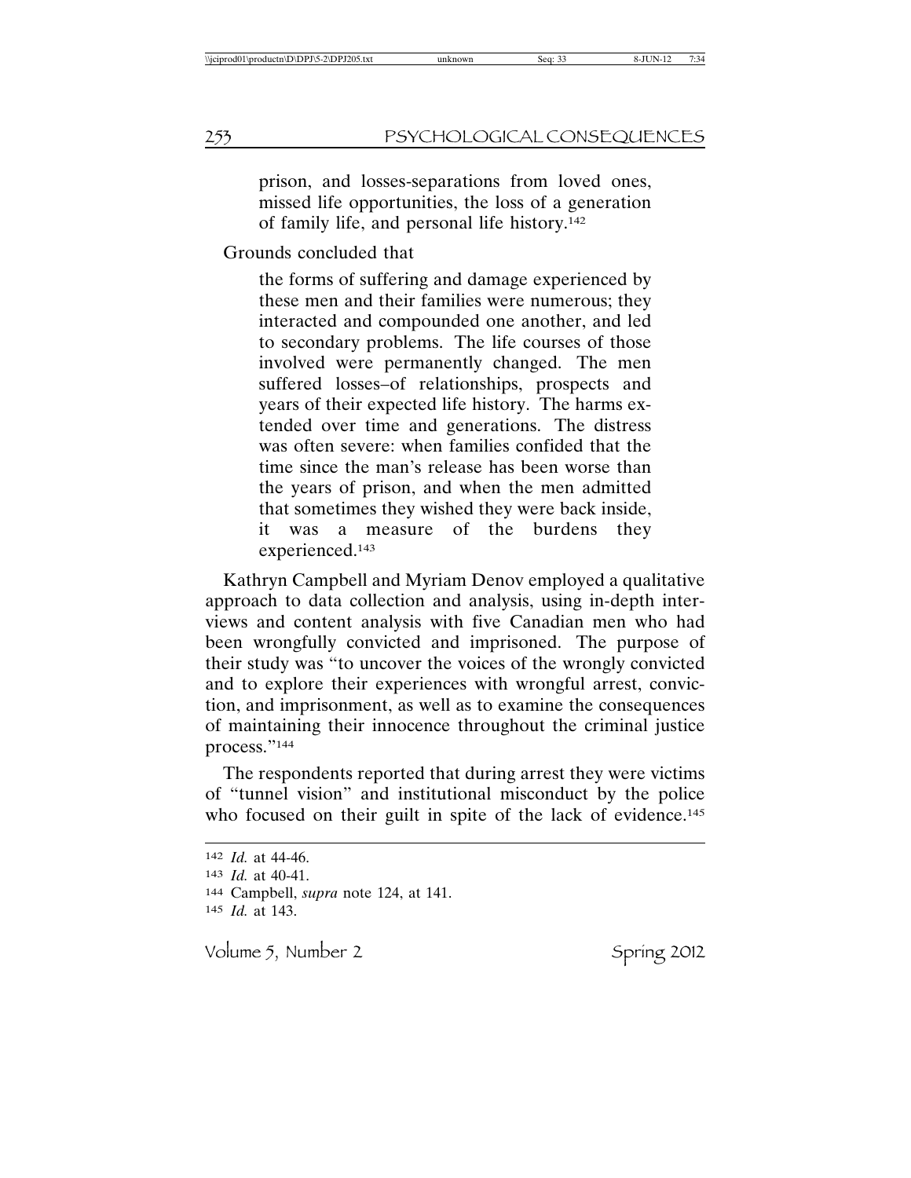> prison, and losses-separations from loved ones, missed life opportunities, the loss of a generation of family life, and personal life history.[142]

Grounds concluded that

> the forms of suffering and damage experienced by these men and their families were numerous; they interacted and compounded one another, and led to secondary problems. The life courses of those involved were permanently changed. The men suffered losses–of relationships, prospects and years of their expected life history. The harms extended over time and generations. The distress was often severe: when families confided that the time since the man's release has been worse than the years of prison, and when the men admitted that sometimes they wished they were back inside, it was a measure of the burdens they experienced.[143]

Kathryn Campbell and Myriam Denov employed a qualitative approach to data collection and analysis, using in-depth interviews and content analysis with five Canadian men who had been wrongfully convicted and imprisoned. The purpose of their study was "to uncover the voices of the wrongly convicted and to explore their experiences with wrongful arrest, conviction, and imprisonment, as well as to examine the consequences of maintaining their innocence throughout the criminal justice process."[144]

The respondents reported that during arrest they were victims of "tunnel vision" and institutional misconduct by the police who focused on their guilt in spite of the lack of evidence.[145]

---

[142] *Id.* at 44-46.

[143] *Id.* at 40-41.

[144] Campbell, *supra* note 124, at 141.

[145] *Id.* at 143.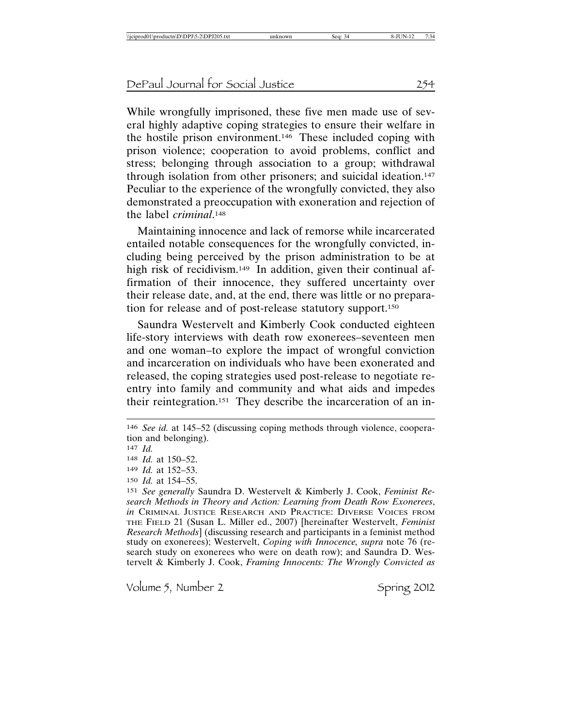While wrongfully imprisoned, these five men made use of several highly adaptive coping strategies to ensure their welfare in the hostile prison environment.[146] These included coping with prison violence; cooperation to avoid problems, conflict and stress; belonging through association to a group; withdrawal through isolation from other prisoners; and suicidal ideation.[147] Peculiar to the experience of the wrongfully convicted, they also demonstrated a preoccupation with exoneration and rejection of the label *criminal*.[148]

Maintaining innocence and lack of remorse while incarcerated entailed notable consequences for the wrongfully convicted, including being perceived by the prison administration to be at high risk of recidivism.[149] In addition, given their continual affirmation of their innocence, they suffered uncertainty over their release date, and, at the end, there was little or no preparation for release and of post-release statutory support.[150]

Saundra Westervelt and Kimberly Cook conducted eighteen life-story interviews with death row exonerees–seventeen men and one woman–to explore the impact of wrongful conviction and incarceration on individuals who have been exonerated and released, the coping strategies used post-release to negotiate reentry into family and community and what aids and impedes their reintegration.[151] They describe the incarceration of an in-

---

[146] *See id.* at 145–52 (discussing coping methods through violence, cooperation and belonging).

[147] *Id.*

[148] *Id.* at 150–52.

[149] *Id.* at 152–53.

[150] *Id.* at 154–55.

[151] *See generally* Saundra D. Westervelt & Kimberly J. Cook, *Feminist Research Methods in Theory and Action: Learning from Death Row Exonerees*, *in* CRIMINAL JUSTICE RESEARCH AND PRACTICE: DIVERSE VOICES FROM THE FIELD 21 (Susan L. Miller ed., 2007) [hereinafter Westervelt, *Feminist Research Methods*] (discussing research and participants in a feminist method study on exonerees); Westervelt, *Coping with Innocence, supra* note 76 (research study on exonerees who were on death row); and Saundra D. Westervelt & Kimberly J. Cook, *Framing Innocents: The Wrongly Convicted as*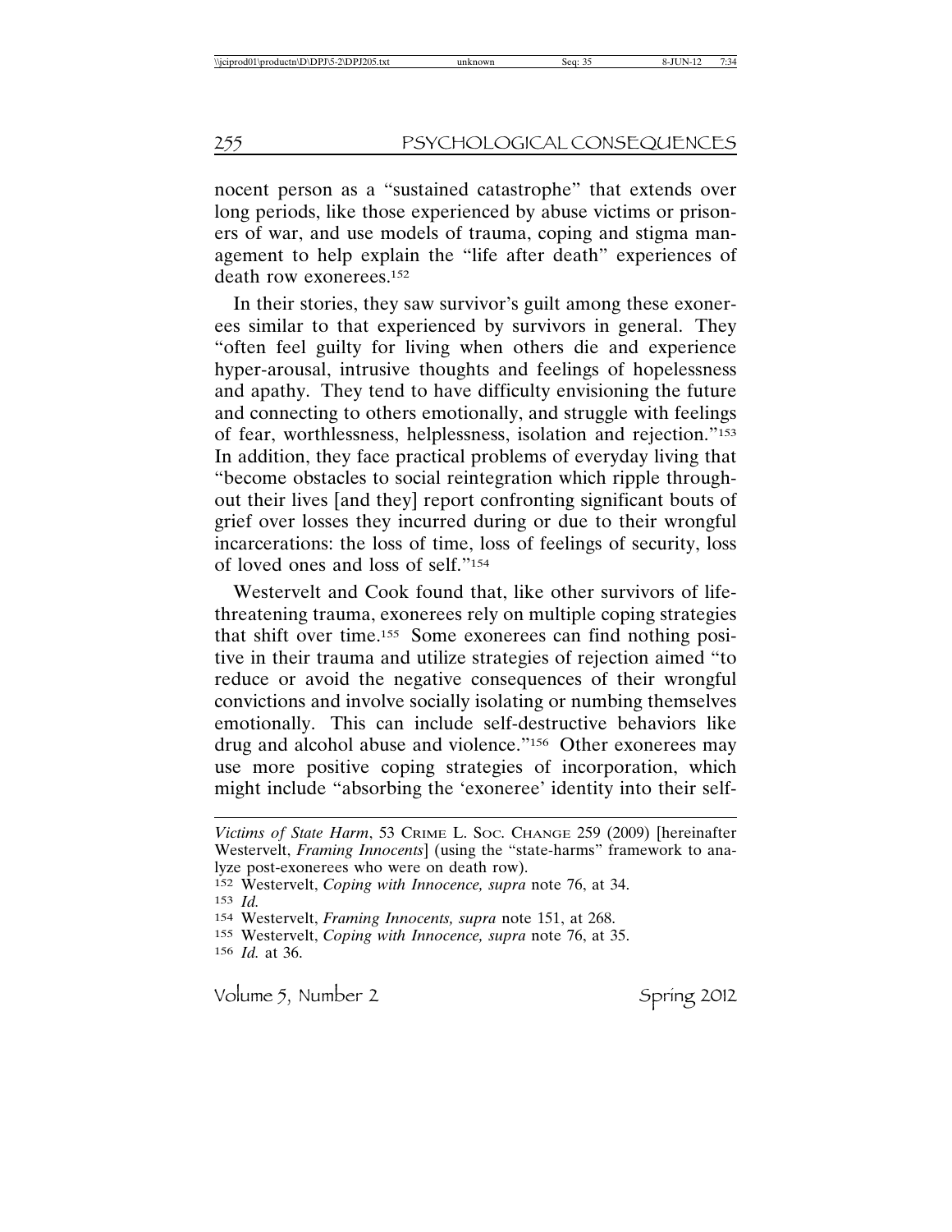nocent person as a "sustained catastrophe" that extends over long periods, like those experienced by abuse victims or prisoners of war, and use models of trauma, coping and stigma management to help explain the "life after death" experiences of death row exonerees.[152]

In their stories, they saw survivor's guilt among these exonerees similar to that experienced by survivors in general. They "often feel guilty for living when others die and experience hyper-arousal, intrusive thoughts and feelings of hopelessness and apathy. They tend to have difficulty envisioning the future and connecting to others emotionally, and struggle with feelings of fear, worthlessness, helplessness, isolation and rejection."[153] In addition, they face practical problems of everyday living that "become obstacles to social reintegration which ripple throughout their lives [and they] report confronting significant bouts of grief over losses they incurred during or due to their wrongful incarcerations: the loss of time, loss of feelings of security, loss of loved ones and loss of self."[154]

Westervelt and Cook found that, like other survivors of life-threatening trauma, exonerees rely on multiple coping strategies that shift over time.[155] Some exonerees can find nothing positive in their trauma and utilize strategies of rejection aimed "to reduce or avoid the negative consequences of their wrongful convictions and involve socially isolating or numbing themselves emotionally. This can include self-destructive behaviors like drug and alcohol abuse and violence."[156] Other exonerees may use more positive coping strategies of incorporation, which might include "absorbing the 'exoneree' identity into their self-

---

*Victims of State Harm*, 53 CRIME L. SOC. CHANGE 259 (2009) [hereinafter Westervelt, *Framing Innocents*] (using the "state-harms" framework to analyze post-exonerees who were on death row).

[152] Westervelt, *Coping with Innocence, supra* note 76, at 34.

[153] *Id.*

[154] Westervelt, *Framing Innocents, supra* note 151, at 268.

[155] Westervelt, *Coping with Innocence, supra* note 76, at 35.

[156] *Id.* at 36.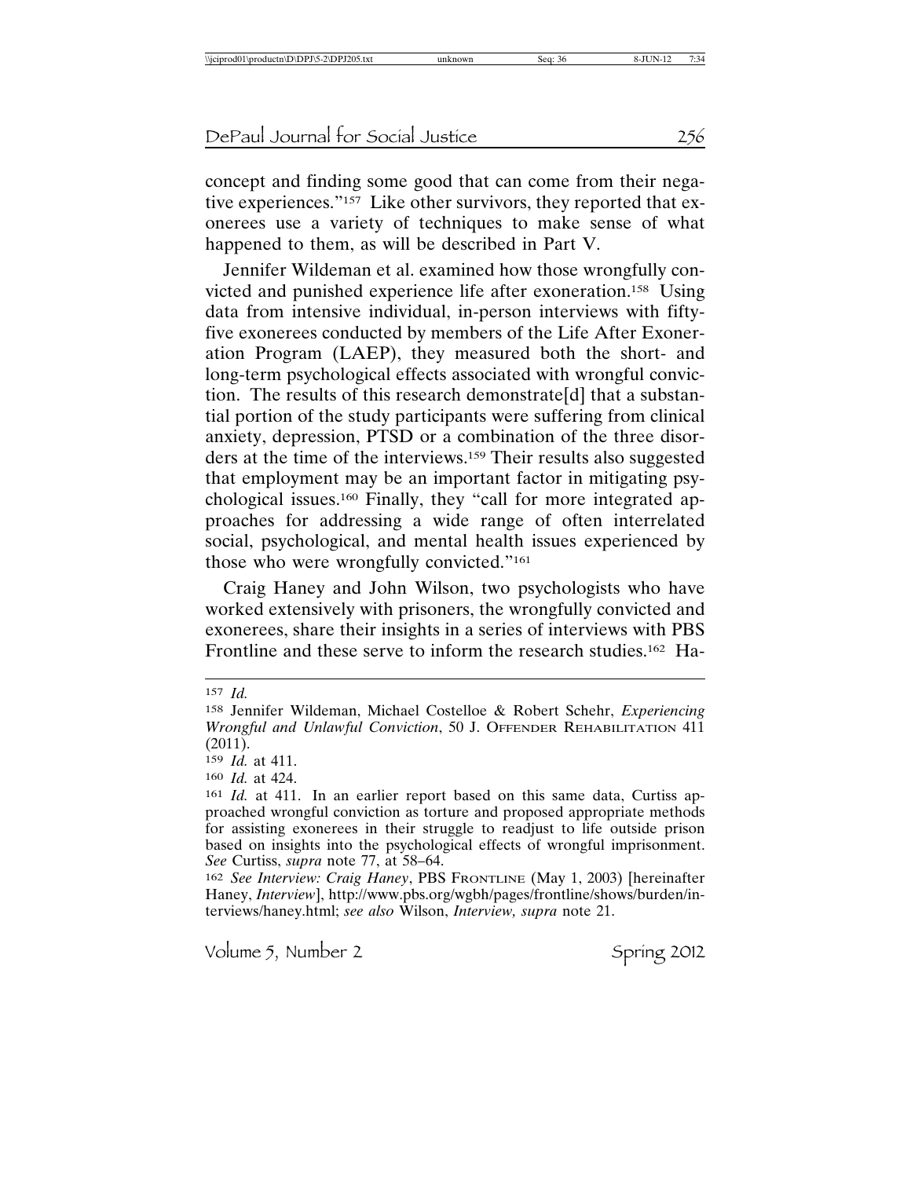concept and finding some good that can come from their negative experiences."[157] Like other survivors, they reported that exonerees use a variety of techniques to make sense of what happened to them, as will be described in Part V.

Jennifer Wildeman et al. examined how those wrongfully convicted and punished experience life after exoneration.[158] Using data from intensive individual, in-person interviews with fifty-five exonerees conducted by members of the Life After Exoneration Program (LAEP), they measured both the short- and long-term psychological effects associated with wrongful conviction. The results of this research demonstrate[d] that a substantial portion of the study participants were suffering from clinical anxiety, depression, PTSD or a combination of the three disorders at the time of the interviews.[159] Their results also suggested that employment may be an important factor in mitigating psychological issues.[160] Finally, they "call for more integrated approaches for addressing a wide range of often interrelated social, psychological, and mental health issues experienced by those who were wrongfully convicted."[161]

Craig Haney and John Wilson, two psychologists who have worked extensively with prisoners, the wrongfully convicted and exonerees, share their insights in a series of interviews with PBS Frontline and these serve to inform the research studies.[162] Ha-

---

157 *Id.*

158 Jennifer Wildeman, Michael Costelloe & Robert Schehr, *Experiencing Wrongful and Unlawful Conviction*, 50 J. OFFENDER REHABILITATION 411 (2011).

159 *Id.* at 411.

160 *Id.* at 424.

161 *Id.* at 411. In an earlier report based on this same data, Curtiss approached wrongful conviction as torture and proposed appropriate methods for assisting exonerees in their struggle to readjust to life outside prison based on insights into the psychological effects of wrongful imprisonment. *See* Curtiss, *supra* note 77, at 58–64.

162 *See Interview: Craig Haney*, PBS FRONTLINE (May 1, 2003) [hereinafter Haney, *Interview*], http://www.pbs.org/wgbh/pages/frontline/shows/burden/interviews/haney.html; *see also* Wilson, *Interview, supra* note 21.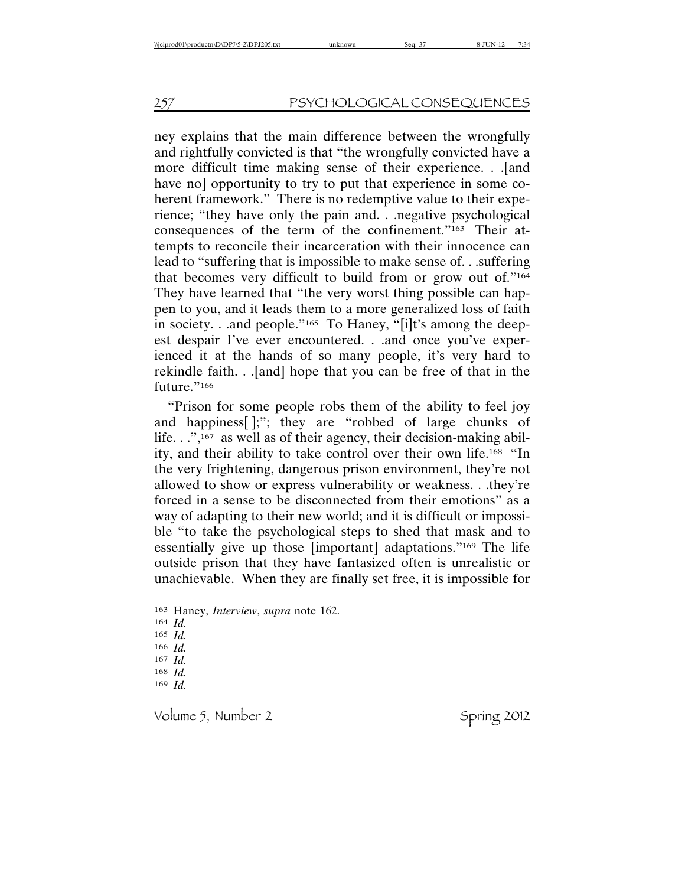ney explains that the main difference between the wrongfully and rightfully convicted is that "the wrongfully convicted have a more difficult time making sense of their experience. . .[and have no] opportunity to try to put that experience in some coherent framework." There is no redemptive value to their experience; "they have only the pain and. . .negative psychological consequences of the term of the confinement."[163] Their attempts to reconcile their incarceration with their innocence can lead to "suffering that is impossible to make sense of. . .suffering that becomes very difficult to build from or grow out of."[164] They have learned that "the very worst thing possible can happen to you, and it leads them to a more generalized loss of faith in society. . .and people."[165] To Haney, "[i]t's among the deepest despair I've ever encountered. . .and once you've experienced it at the hands of so many people, it's very hard to rekindle faith. . .[and] hope that you can be free of that in the future."[166]

"Prison for some people robs them of the ability to feel joy and happiness[ ];"; they are "robbed of large chunks of life. . .",[167] as well as of their agency, their decision-making ability, and their ability to take control over their own life.[168] "In the very frightening, dangerous prison environment, they're not allowed to show or express vulnerability or weakness. . .they're forced in a sense to be disconnected from their emotions" as a way of adapting to their new world; and it is difficult or impossible "to take the psychological steps to shed that mask and to essentially give up those [important] adaptations."[169] The life outside prison that they have fantasized often is unrealistic or unachievable. When they are finally set free, it is impossible for

---

163 Haney, *Interview*, *supra* note 162.

164 *Id.*

165 *Id.*

166 *Id.*

167 *Id.*

168 *Id.*

169 *Id.*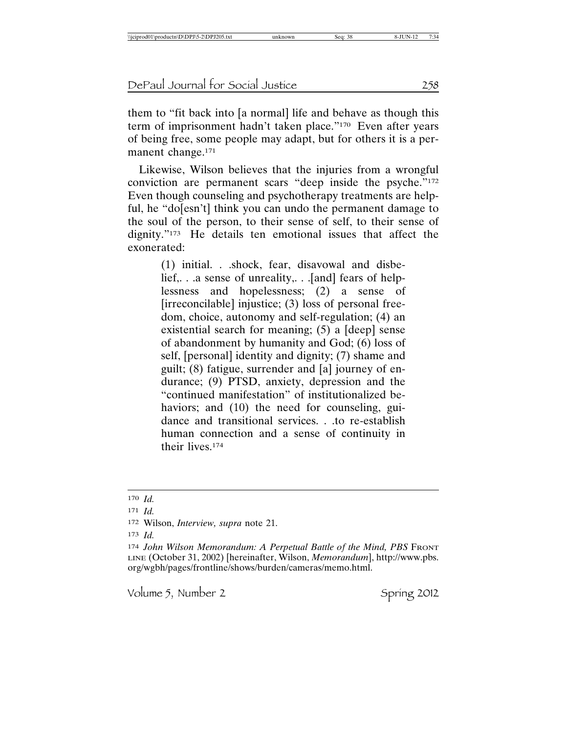them to "fit back into [a normal] life and behave as though this term of imprisonment hadn't taken place."[170] Even after years of being free, some people may adapt, but for others it is a permanent change.[171]

Likewise, Wilson believes that the injuries from a wrongful conviction are permanent scars "deep inside the psyche."[172] Even though counseling and psychotherapy treatments are helpful, he "do[esn't] think you can undo the permanent damage to the soul of the person, to their sense of self, to their sense of dignity."[173] He details ten emotional issues that affect the exonerated:

> (1) initial. . .shock, fear, disavowal and disbelief,. . .a sense of unreality,. . .[and] fears of helplessness and hopelessness; (2) a sense of [irreconcilable] injustice; (3) loss of personal freedom, choice, autonomy and self-regulation; (4) an existential search for meaning; (5) a [deep] sense of abandonment by humanity and God; (6) loss of self, [personal] identity and dignity; (7) shame and guilt; (8) fatigue, surrender and [a] journey of endurance; (9) PTSD, anxiety, depression and the "continued manifestation" of institutionalized behaviors; and (10) the need for counseling, guidance and transitional services. . .to re-establish human connection and a sense of continuity in their lives.[174]

---

[170] *Id.*

[171] *Id.*

[172] Wilson, *Interview, supra* note 21.

[173] *Id.*

[174] *John Wilson Memorandum: A Perpetual Battle of the Mind, PBS* FRONTLINE (October 31, 2002) [hereinafter, Wilson, *Memorandum*], http://www.pbs.org/wgbh/pages/frontline/shows/burden/cameras/memo.html.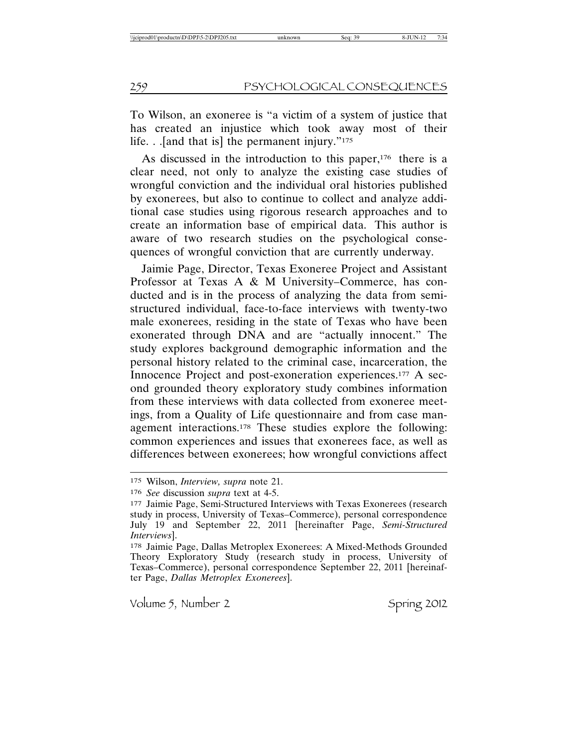To Wilson, an exoneree is "a victim of a system of justice that has created an injustice which took away most of their life. . .[and that is] the permanent injury."[175]

As discussed in the introduction to this paper,[176] there is a clear need, not only to analyze the existing case studies of wrongful conviction and the individual oral histories published by exonerees, but also to continue to collect and analyze additional case studies using rigorous research approaches and to create an information base of empirical data. This author is aware of two research studies on the psychological consequences of wrongful conviction that are currently underway.

Jaimie Page, Director, Texas Exoneree Project and Assistant Professor at Texas A & M University–Commerce, has conducted and is in the process of analyzing the data from semi-structured individual, face-to-face interviews with twenty-two male exonerees, residing in the state of Texas who have been exonerated through DNA and are "actually innocent." The study explores background demographic information and the personal history related to the criminal case, incarceration, the Innocence Project and post-exoneration experiences.[177] A second grounded theory exploratory study combines information from these interviews with data collected from exoneree meetings, from a Quality of Life questionnaire and from case management interactions.[178] These studies explore the following: common experiences and issues that exonerees face, as well as differences between exonerees; how wrongful convictions affect

---

[175] Wilson, *Interview, supra* note 21.

[176] *See* discussion *supra* text at 4-5.

[177] Jaimie Page, Semi-Structured Interviews with Texas Exonerees (research study in process, University of Texas–Commerce), personal correspondence July 19 and September 22, 2011 [hereinafter Page, *Semi-Structured Interviews*].

[178] Jaimie Page, Dallas Metroplex Exonerees: A Mixed-Methods Grounded Theory Exploratory Study (research study in process, University of Texas–Commerce), personal correspondence September 22, 2011 [hereinafter Page, *Dallas Metroplex Exonerees*].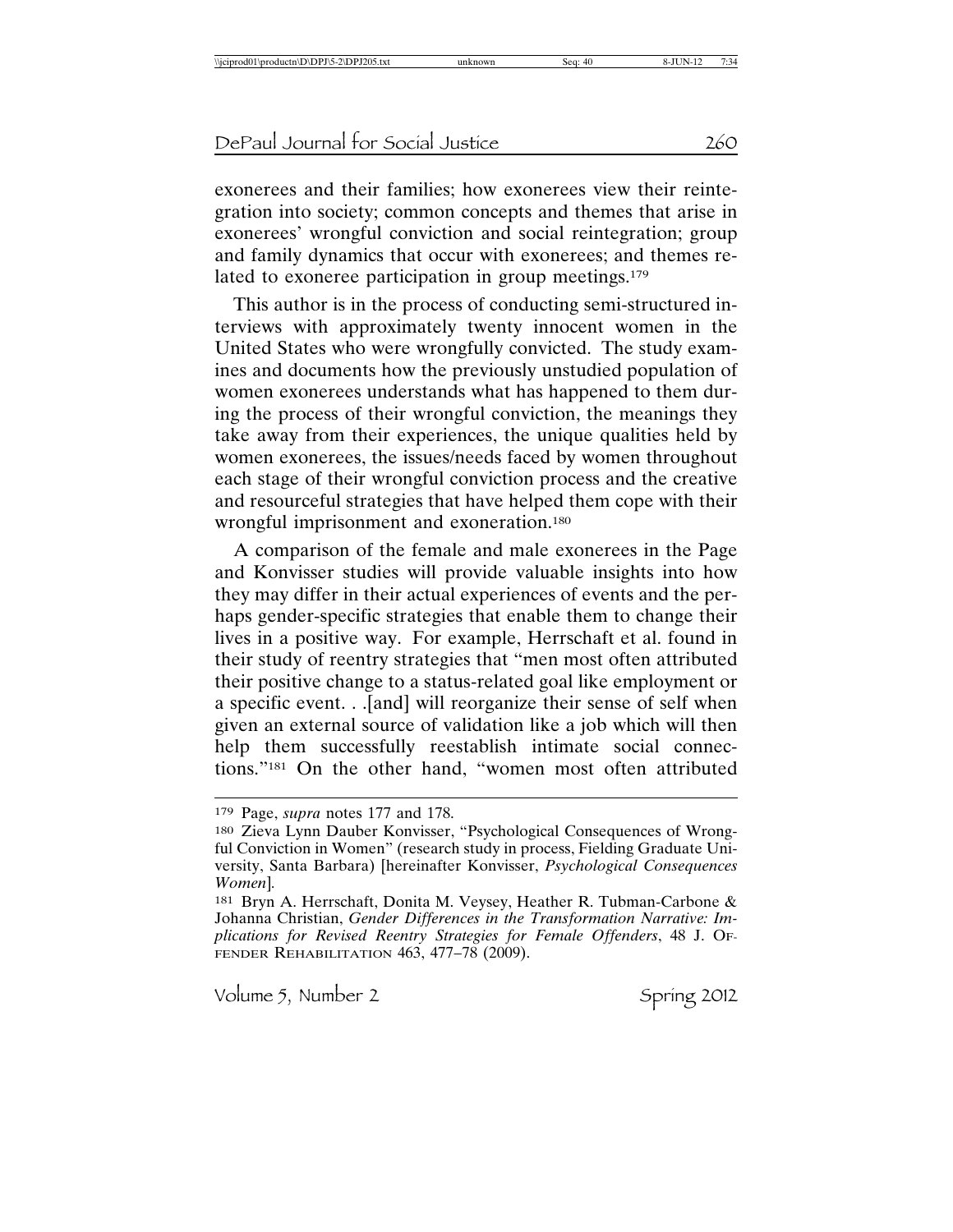exonerees and their families; how exonerees view their reintegration into society; common concepts and themes that arise in exonerees' wrongful conviction and social reintegration; group and family dynamics that occur with exonerees; and themes related to exoneree participation in group meetings.[179]

This author is in the process of conducting semi-structured interviews with approximately twenty innocent women in the United States who were wrongfully convicted. The study examines and documents how the previously unstudied population of women exonerees understands what has happened to them during the process of their wrongful conviction, the meanings they take away from their experiences, the unique qualities held by women exonerees, the issues/needs faced by women throughout each stage of their wrongful conviction process and the creative and resourceful strategies that have helped them cope with their wrongful imprisonment and exoneration.[180]

A comparison of the female and male exonerees in the Page and Konvisser studies will provide valuable insights into how they may differ in their actual experiences of events and the perhaps gender-specific strategies that enable them to change their lives in a positive way. For example, Herrschaft et al. found in their study of reentry strategies that "men most often attributed their positive change to a status-related goal like employment or a specific event. . .[and] will reorganize their sense of self when given an external source of validation like a job which will then help them successfully reestablish intimate social connections."[181] On the other hand, "women most often attributed

---

[179] Page, *supra* notes 177 and 178.

[180] Zieva Lynn Dauber Konvisser, "Psychological Consequences of Wrongful Conviction in Women" (research study in process, Fielding Graduate University, Santa Barbara) [hereinafter Konvisser, *Psychological Consequences Women*].

[181] Bryn A. Herrschaft, Donita M. Veysey, Heather R. Tubman-Carbone & Johanna Christian, *Gender Differences in the Transformation Narrative: Implications for Revised Reentry Strategies for Female Offenders*, 48 J. OFFENDER REHABILITATION 463, 477–78 (2009).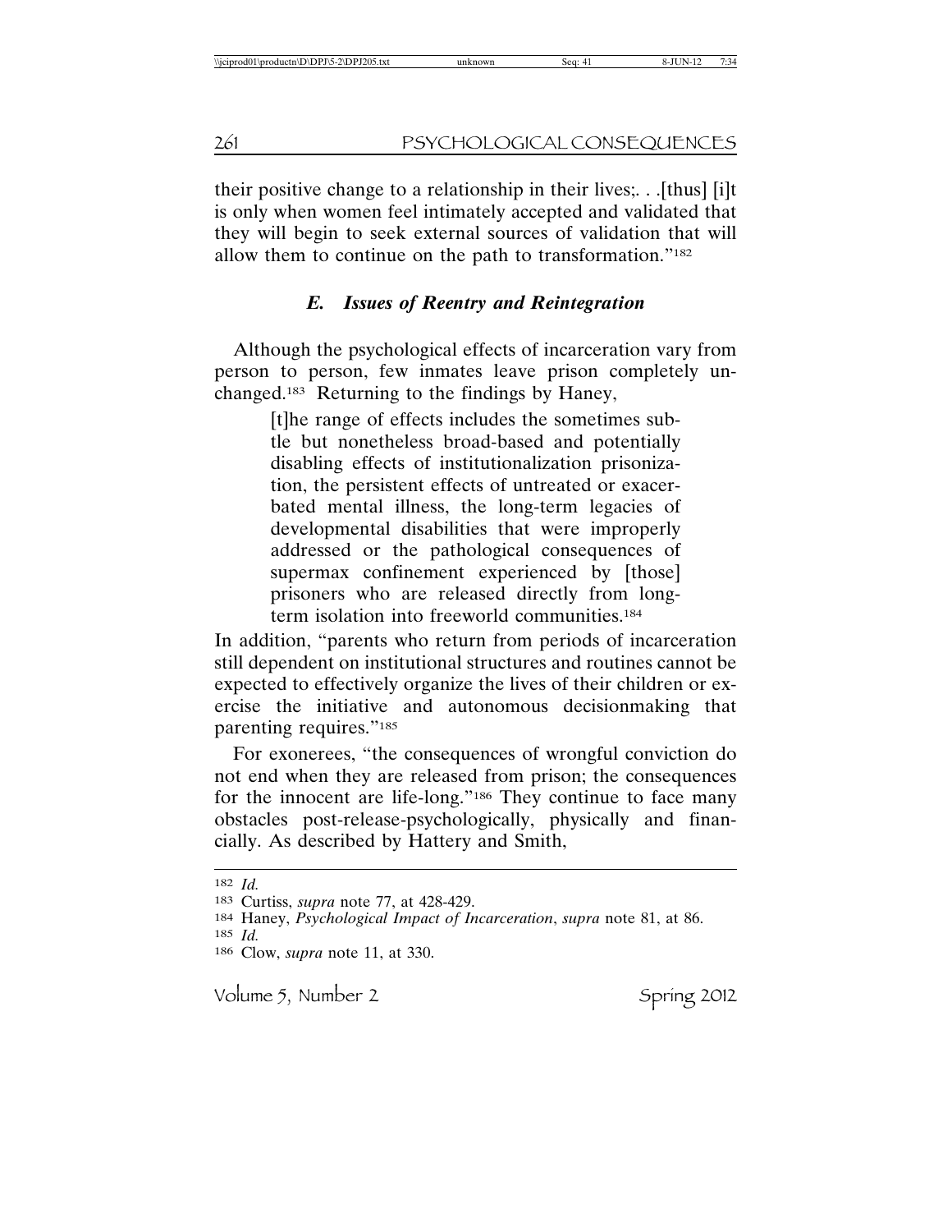their positive change to a relationship in their lives;. . .[thus] [i]t is only when women feel intimately accepted and validated that they will begin to seek external sources of validation that will allow them to continue on the path to transformation."[182]

### *E. Issues of Reentry and Reintegration*

Although the psychological effects of incarceration vary from person to person, few inmates leave prison completely unchanged.[183] Returning to the findings by Haney,

> [t]he range of effects includes the sometimes subtle but nonetheless broad-based and potentially disabling effects of institutionalization prisonization, the persistent effects of untreated or exacerbated mental illness, the long-term legacies of developmental disabilities that were improperly addressed or the pathological consequences of supermax confinement experienced by [those] prisoners who are released directly from long-term isolation into freeworld communities.[184]

In addition, "parents who return from periods of incarceration still dependent on institutional structures and routines cannot be expected to effectively organize the lives of their children or exercise the initiative and autonomous decisionmaking that parenting requires."[185]

For exonerees, "the consequences of wrongful conviction do not end when they are released from prison; the consequences for the innocent are life-long."[186] They continue to face many obstacles post-release-psychologically, physically and financially. As described by Hattery and Smith,

---

[182] *Id.*
[183] Curtiss, *supra* note 77, at 428-429.
[184] Haney, *Psychological Impact of Incarceration*, *supra* note 81, at 86.
[185] *Id.*
[186] Clow, *supra* note 11, at 330.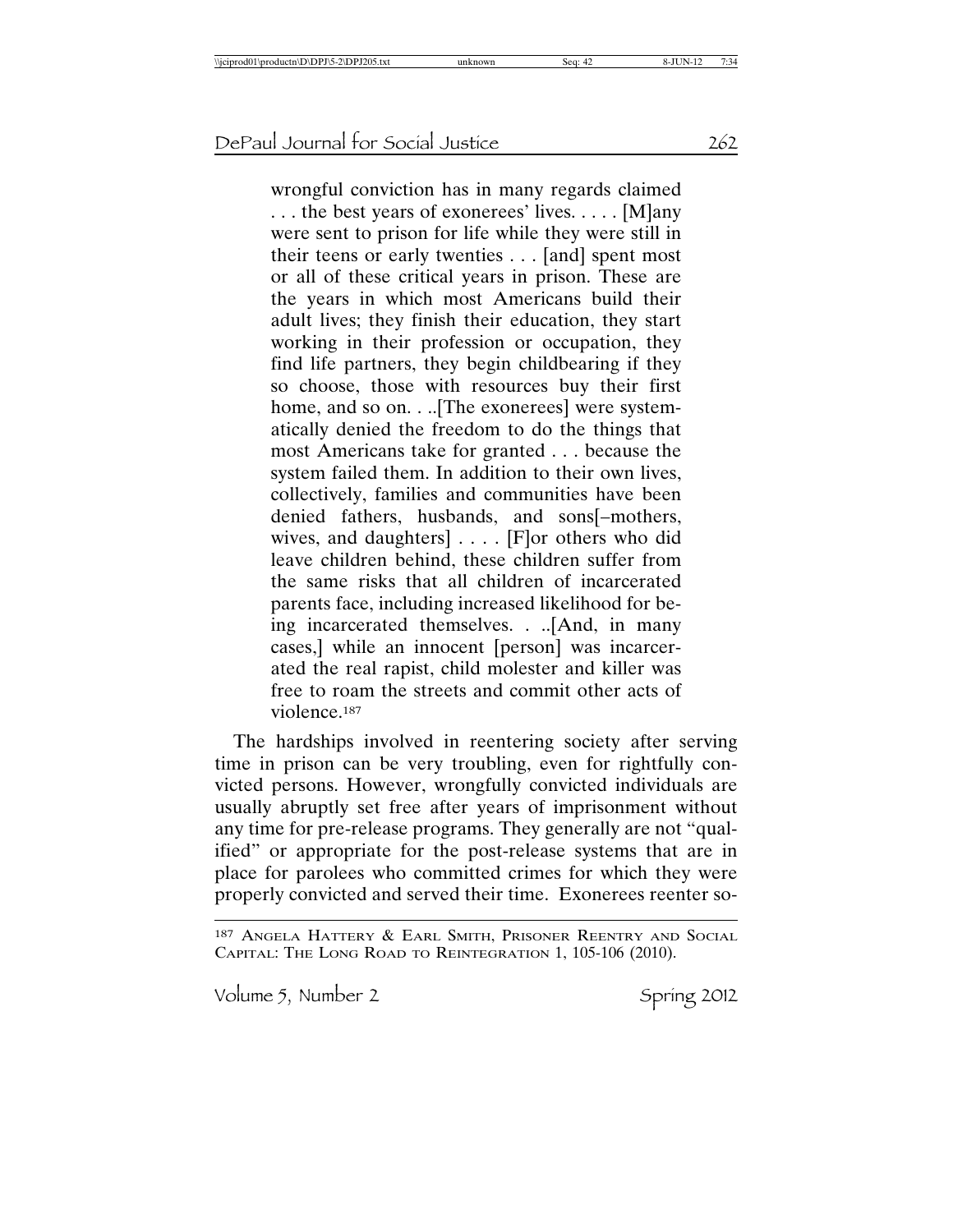> wrongful conviction has in many regards claimed . . . the best years of exonerees' lives. . . . . [M]any were sent to prison for life while they were still in their teens or early twenties . . . [and] spent most or all of these critical years in prison. These are the years in which most Americans build their adult lives; they finish their education, they start working in their profession or occupation, they find life partners, they begin childbearing if they so choose, those with resources buy their first home, and so on. . ..[The exonerees] were systematically denied the freedom to do the things that most Americans take for granted . . . because the system failed them. In addition to their own lives, collectively, families and communities have been denied fathers, husbands, and sons[–mothers, wives, and daughters] . . . . [F]or others who did leave children behind, these children suffer from the same risks that all children of incarcerated parents face, including increased likelihood for being incarcerated themselves. . ..[And, in many cases,] while an innocent [person] was incarcerated the real rapist, child molester and killer was free to roam the streets and commit other acts of violence.[187]

The hardships involved in reentering society after serving time in prison can be very troubling, even for rightfully convicted persons. However, wrongfully convicted individuals are usually abruptly set free after years of imprisonment without any time for pre-release programs. They generally are not "qualified" or appropriate for the post-release systems that are in place for parolees who committed crimes for which they were properly convicted and served their time. Exonerees reenter so-

---

[187] Angela Hattery & Earl Smith, Prisoner Reentry and Social Capital: The Long Road to Reintegration 1, 105-106 (2010).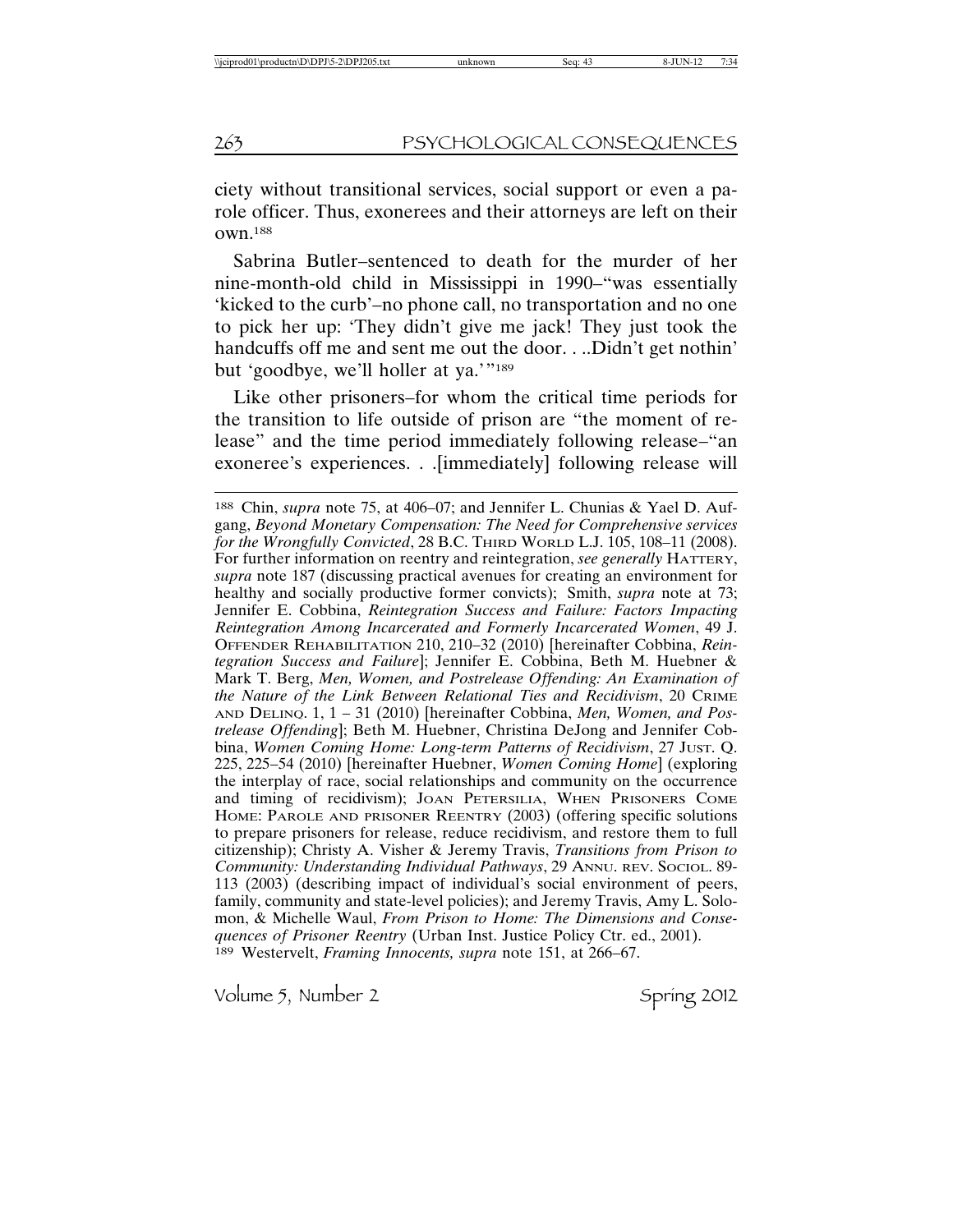ciety without transitional services, social support or even a parole officer. Thus, exonerees and their attorneys are left on their own.[188]

Sabrina Butler–sentenced to death for the murder of her nine-month-old child in Mississippi in 1990–"was essentially 'kicked to the curb'–no phone call, no transportation and no one to pick her up: 'They didn't give me jack! They just took the handcuffs off me and sent me out the door. . ..Didn't get nothin' but 'goodbye, we'll holler at ya.'"[189]

Like other prisoners–for whom the critical time periods for the transition to life outside of prison are "the moment of release" and the time period immediately following release–"an exoneree's experiences. . .[immediately] following release will

---

[188] Chin, *supra* note 75, at 406–07; and Jennifer L. Chunias & Yael D. Aufgang, *Beyond Monetary Compensation: The Need for Comprehensive services for the Wrongfully Convicted*, 28 B.C. THIRD WORLD L.J. 105, 108–11 (2008). For further information on reentry and reintegration, *see generally* HATTERY, *supra* note 187 (discussing practical avenues for creating an environment for healthy and socially productive former convicts); Smith, *supra* note at 73; Jennifer E. Cobbina, *Reintegration Success and Failure: Factors Impacting Reintegration Among Incarcerated and Formerly Incarcerated Women*, 49 J. OFFENDER REHABILITATION 210, 210–32 (2010) [hereinafter Cobbina, *Reintegration Success and Failure*]; Jennifer E. Cobbina, Beth M. Huebner & Mark T. Berg, *Men, Women, and Postrelease Offending: An Examination of the Nature of the Link Between Relational Ties and Recidivism*, 20 CRIME AND DELINQ. 1, 1 – 31 (2010) [hereinafter Cobbina, *Men, Women, and Postrelease Offending*]; Beth M. Huebner, Christina DeJong and Jennifer Cobbina, *Women Coming Home: Long-term Patterns of Recidivism*, 27 JUST. Q. 225, 225–54 (2010) [hereinafter Huebner, *Women Coming Home*] (exploring the interplay of race, social relationships and community on the occurrence and timing of recidivism); JOAN PETERSILIA, WHEN PRISONERS COME HOME: PAROLE AND PRISONER REENTRY (2003) (offering specific solutions to prepare prisoners for release, reduce recidivism, and restore them to full citizenship); Christy A. Visher & Jeremy Travis, *Transitions from Prison to Community: Understanding Individual Pathways*, 29 ANNU. REV. SOCIOL. 89-113 (2003) (describing impact of individual's social environment of peers, family, community and state-level policies); and Jeremy Travis, Amy L. Solomon, & Michelle Waul, *From Prison to Home: The Dimensions and Consequences of Prisoner Reentry* (Urban Inst. Justice Policy Ctr. ed., 2001).

[189] Westervelt, *Framing Innocents, supra* note 151, at 266–67.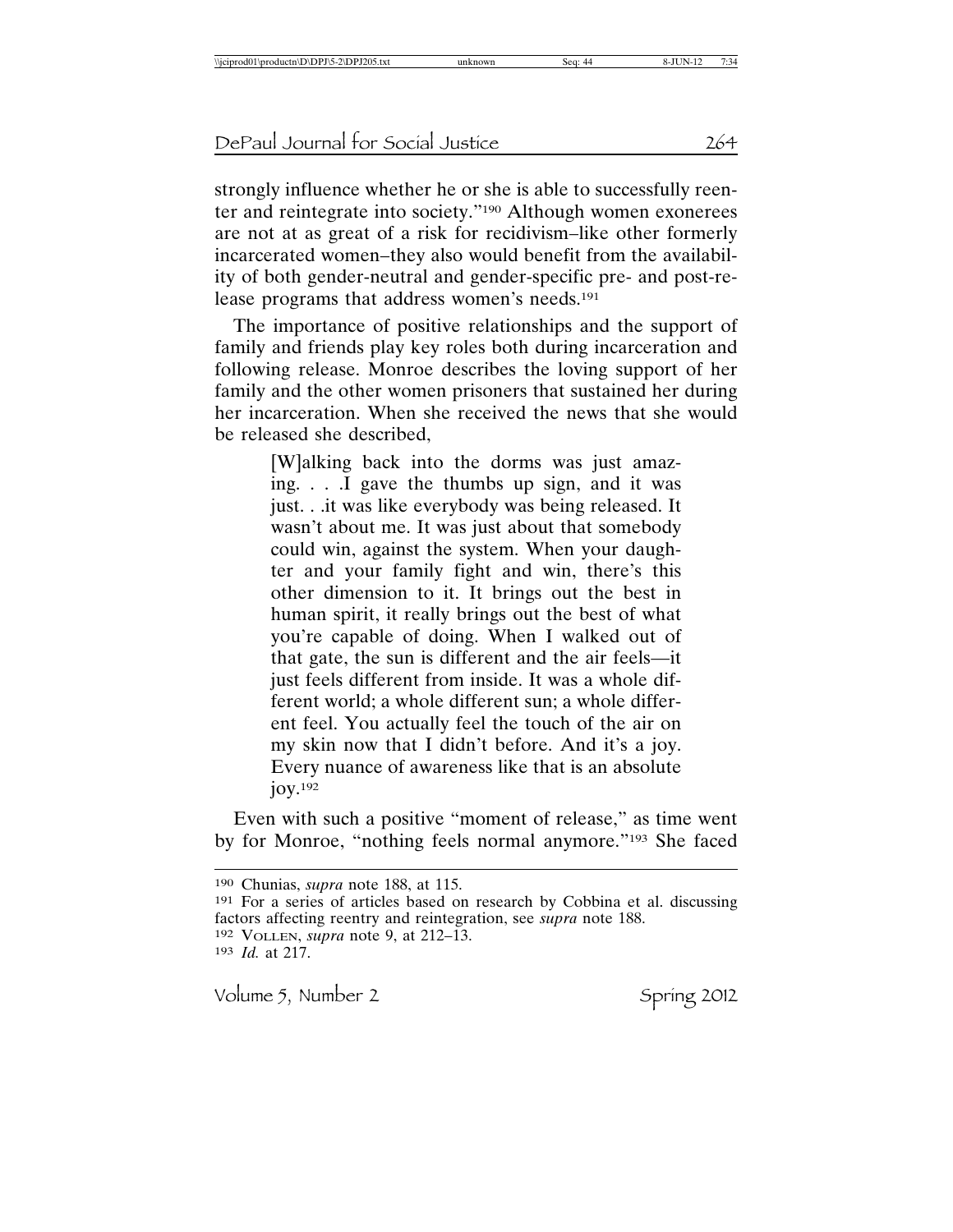strongly influence whether he or she is able to successfully reenter and reintegrate into society."[190] Although women exonerees are not at as great of a risk for recidivism–like other formerly incarcerated women–they also would benefit from the availability of both gender-neutral and gender-specific pre- and post-release programs that address women's needs.[191]

The importance of positive relationships and the support of family and friends play key roles both during incarceration and following release. Monroe describes the loving support of her family and the other women prisoners that sustained her during her incarceration. When she received the news that she would be released she described,

> [W]alking back into the dorms was just amazing. . . .I gave the thumbs up sign, and it was just. . .it was like everybody was being released. It wasn't about me. It was just about that somebody could win, against the system. When your daughter and your family fight and win, there's this other dimension to it. It brings out the best in human spirit, it really brings out the best of what you're capable of doing. When I walked out of that gate, the sun is different and the air feels—it just feels different from inside. It was a whole different world; a whole different sun; a whole different feel. You actually feel the touch of the air on my skin now that I didn't before. And it's a joy. Every nuance of awareness like that is an absolute joy.[192]

Even with such a positive "moment of release," as time went by for Monroe, "nothing feels normal anymore."[193] She faced

---

[190] Chunias, *supra* note 188, at 115.

[191] For a series of articles based on research by Cobbina et al. discussing factors affecting reentry and reintegration, see *supra* note 188.

[192] VOLLEN, *supra* note 9, at 212–13.

[193] *Id.* at 217.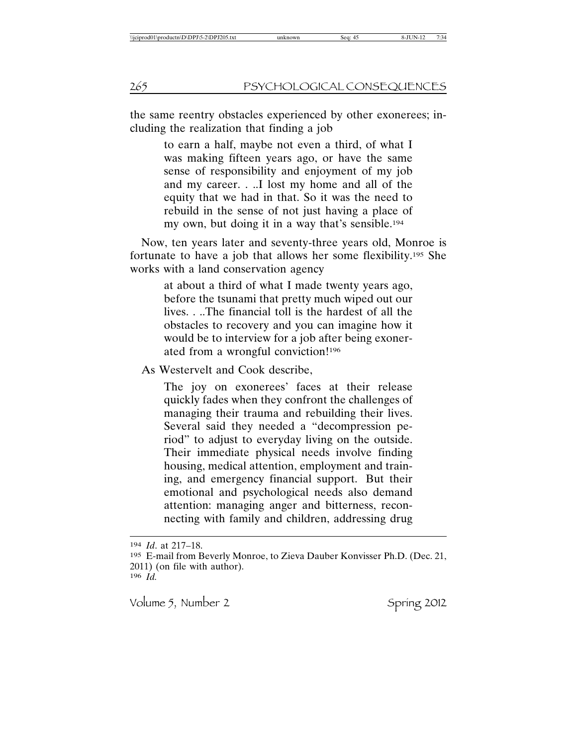the same reentry obstacles experienced by other exonerees; including the realization that finding a job

> to earn a half, maybe not even a third, of what I was making fifteen years ago, or have the same sense of responsibility and enjoyment of my job and my career. . ..I lost my home and all of the equity that we had in that. So it was the need to rebuild in the sense of not just having a place of my own, but doing it in a way that's sensible.[194]

Now, ten years later and seventy-three years old, Monroe is fortunate to have a job that allows her some flexibility.[195] She works with a land conservation agency

> at about a third of what I made twenty years ago, before the tsunami that pretty much wiped out our lives. . ..The financial toll is the hardest of all the obstacles to recovery and you can imagine how it would be to interview for a job after being exonerated from a wrongful conviction![196]

As Westervelt and Cook describe,

> The joy on exonerees' faces at their release quickly fades when they confront the challenges of managing their trauma and rebuilding their lives. Several said they needed a "decompression period" to adjust to everyday living on the outside. Their immediate physical needs involve finding housing, medical attention, employment and training, and emergency financial support. But their emotional and psychological needs also demand attention: managing anger and bitterness, reconnecting with family and children, addressing drug

---

194 *Id*. at 217–18.

195 E-mail from Beverly Monroe, to Zieva Dauber Konvisser Ph.D. (Dec. 21, 2011) (on file with author).

196 *Id.*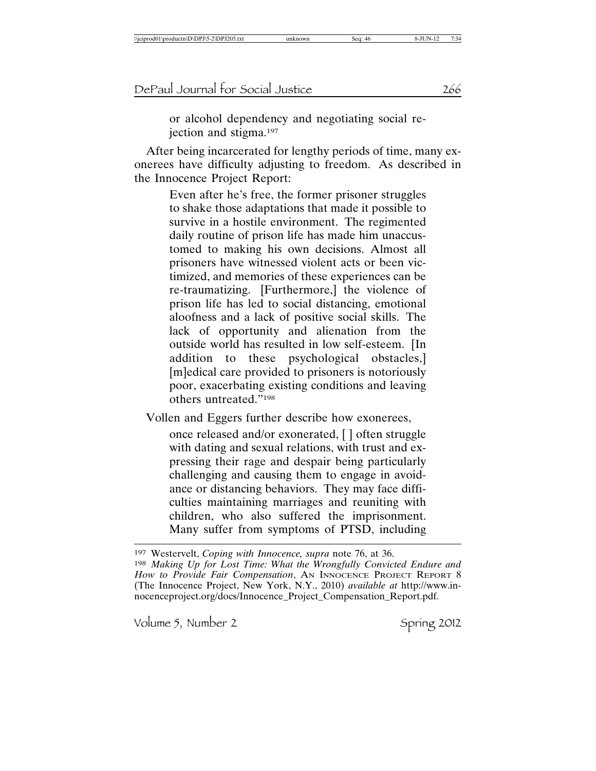> or alcohol dependency and negotiating social rejection and stigma.[197]

After being incarcerated for lengthy periods of time, many exonerees have difficulty adjusting to freedom. As described in the Innocence Project Report:

> Even after he's free, the former prisoner struggles to shake those adaptations that made it possible to survive in a hostile environment. The regimented daily routine of prison life has made him unaccustomed to making his own decisions. Almost all prisoners have witnessed violent acts or been victimized, and memories of these experiences can be re-traumatizing. [Furthermore,] the violence of prison life has led to social distancing, emotional aloofness and a lack of positive social skills. The lack of opportunity and alienation from the outside world has resulted in low self-esteem. [In addition to these psychological obstacles,] [m]edical care provided to prisoners is notoriously poor, exacerbating existing conditions and leaving others untreated."[198]

Vollen and Eggers further describe how exonerees,

> once released and/or exonerated, [ ] often struggle with dating and sexual relations, with trust and expressing their rage and despair being particularly challenging and causing them to engage in avoidance or distancing behaviors. They may face difficulties maintaining marriages and reuniting with children, who also suffered the imprisonment. Many suffer from symptoms of PTSD, including

---

[197] Westervelt, *Coping with Innocence, supra* note 76, at 36.

[198] *Making Up for Lost Time: What the Wrongfully Convicted Endure and How to Provide Fair Compensation*, AN INNOCENCE PROJECT REPORT 8 (The Innocence Project, New York, N.Y., 2010) *available at* http://www.innocenceproject.org/docs/Innocence_Project_Compensation_Report.pdf.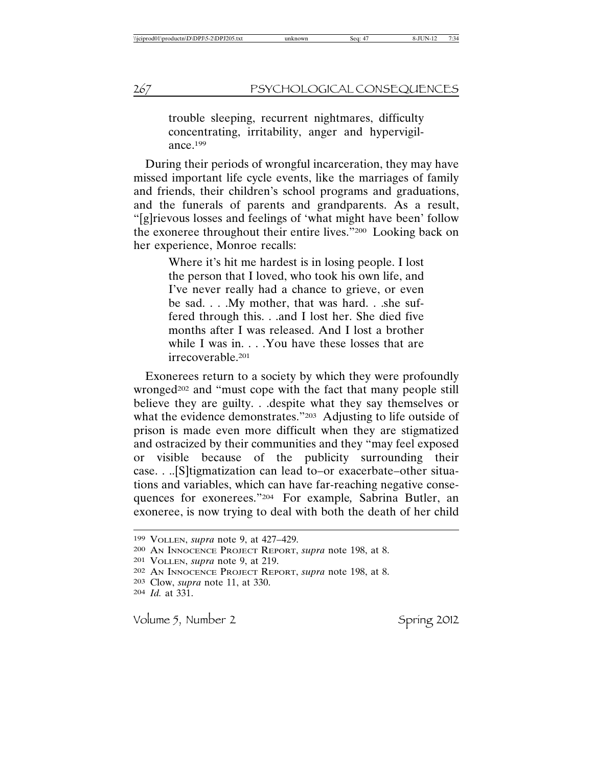> trouble sleeping, recurrent nightmares, difficulty concentrating, irritability, anger and hypervigilance.[199]

During their periods of wrongful incarceration, they may have missed important life cycle events, like the marriages of family and friends, their children's school programs and graduations, and the funerals of parents and grandparents. As a result, "[g]rievous losses and feelings of 'what might have been' follow the exoneree throughout their entire lives."[200] Looking back on her experience, Monroe recalls:

> Where it's hit me hardest is in losing people. I lost the person that I loved, who took his own life, and I've never really had a chance to grieve, or even be sad. . . .My mother, that was hard. . .she suffered through this. . .and I lost her. She died five months after I was released. And I lost a brother while I was in. . . .You have these losses that are irrecoverable.[201]

Exonerees return to a society by which they were profoundly wronged[202] and "must cope with the fact that many people still believe they are guilty. . .despite what they say themselves or what the evidence demonstrates."[203] Adjusting to life outside of prison is made even more difficult when they are stigmatized and ostracized by their communities and they "may feel exposed or visible because of the publicity surrounding their case. . ..[S]tigmatization can lead to–or exacerbate–other situations and variables, which can have far-reaching negative consequences for exonerees."[204] For example, Sabrina Butler, an exoneree, is now trying to deal with both the death of her child

---

[199] VOLLEN, *supra* note 9, at 427–429.

[200] AN INNOCENCE PROJECT REPORT, *supra* note 198, at 8.

[201] VOLLEN, *supra* note 9, at 219.

[202] AN INNOCENCE PROJECT REPORT, *supra* note 198, at 8.

[203] Clow, *supra* note 11, at 330.

[204] *Id.* at 331.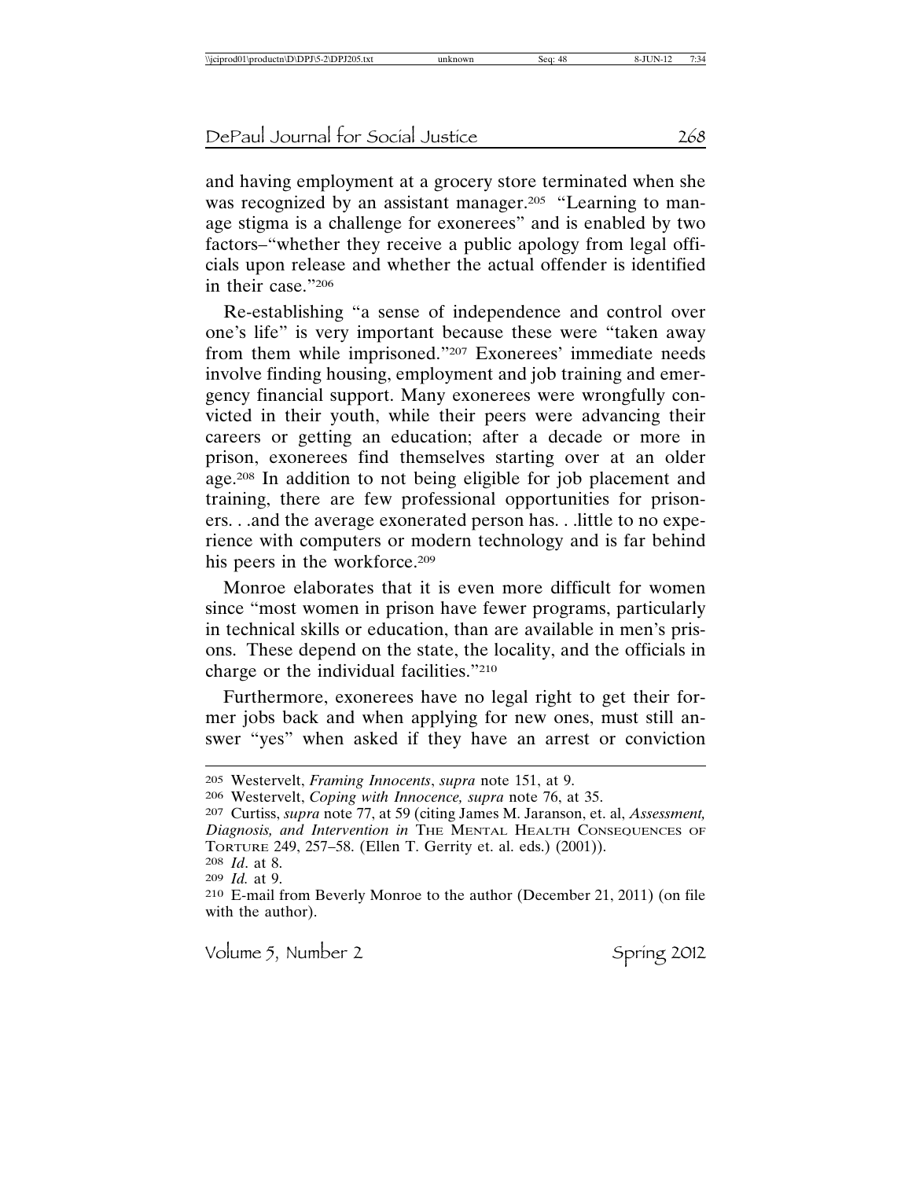and having employment at a grocery store terminated when she was recognized by an assistant manager.[205] "Learning to manage stigma is a challenge for exonerees" and is enabled by two factors–"whether they receive a public apology from legal officials upon release and whether the actual offender is identified in their case."[206]

Re-establishing "a sense of independence and control over one's life" is very important because these were "taken away from them while imprisoned."[207] Exonerees' immediate needs involve finding housing, employment and job training and emergency financial support. Many exonerees were wrongfully convicted in their youth, while their peers were advancing their careers or getting an education; after a decade or more in prison, exonerees find themselves starting over at an older age.[208] In addition to not being eligible for job placement and training, there are few professional opportunities for prisoners. . .and the average exonerated person has. . .little to no experience with computers or modern technology and is far behind his peers in the workforce.[209]

Monroe elaborates that it is even more difficult for women since "most women in prison have fewer programs, particularly in technical skills or education, than are available in men's prisons. These depend on the state, the locality, and the officials in charge or the individual facilities."[210]

Furthermore, exonerees have no legal right to get their former jobs back and when applying for new ones, must still answer "yes" when asked if they have an arrest or conviction

---

205 Westervelt, *Framing Innocents*, *supra* note 151, at 9.

206 Westervelt, *Coping with Innocence, supra* note 76, at 35.

207 Curtiss, *supra* note 77, at 59 (citing James M. Jaranson, et. al, *Assessment, Diagnosis, and Intervention in* The Mental Health Consequences of Torture 249, 257–58. (Ellen T. Gerrity et. al. eds.) (2001)).

208 *Id*. at 8.

209 *Id.* at 9.

210 E-mail from Beverly Monroe to the author (December 21, 2011) (on file with the author).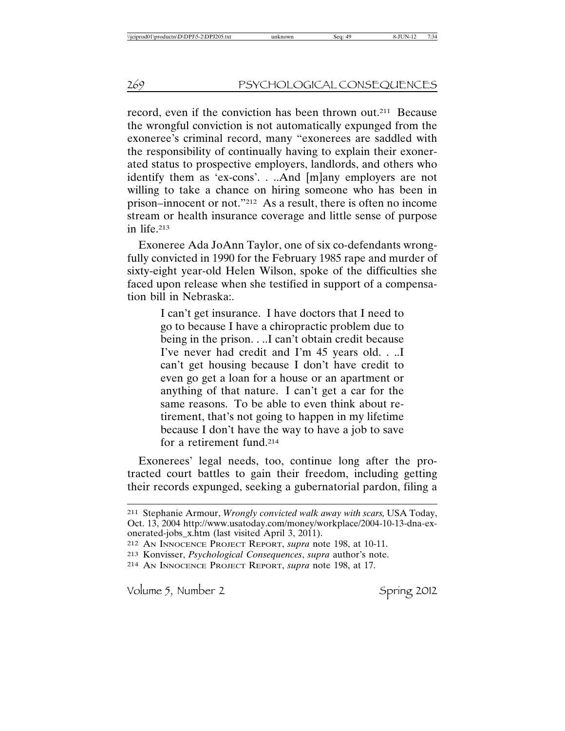record, even if the conviction has been thrown out.[211] Because the wrongful conviction is not automatically expunged from the exoneree's criminal record, many "exonerees are saddled with the responsibility of continually having to explain their exonerated status to prospective employers, landlords, and others who identify them as 'ex-cons'. . ..And [m]any employers are not willing to take a chance on hiring someone who has been in prison–innocent or not."[212] As a result, there is often no income stream or health insurance coverage and little sense of purpose in life.[213]

Exoneree Ada JoAnn Taylor, one of six co-defendants wrongfully convicted in 1990 for the February 1985 rape and murder of sixty-eight year-old Helen Wilson, spoke of the difficulties she faced upon release when she testified in support of a compensation bill in Nebraska:.

> I can't get insurance. I have doctors that I need to go to because I have a chiropractic problem due to being in the prison. . ..I can't obtain credit because I've never had credit and I'm 45 years old. . ..I can't get housing because I don't have credit to even go get a loan for a house or an apartment or anything of that nature. I can't get a car for the same reasons. To be able to even think about retirement, that's not going to happen in my lifetime because I don't have the way to have a job to save for a retirement fund.[214]

Exonerees' legal needs, too, continue long after the protracted court battles to gain their freedom, including getting their records expunged, seeking a gubernatorial pardon, filing a

---

[211] Stephanie Armour, *Wrongly convicted walk away with scars,* USA Today, Oct. 13, 2004 http://www.usatoday.com/money/workplace/2004-10-13-dna-exonerated-jobs_x.htm (last visited April 3, 2011).

[212] AN INNOCENCE PROJECT REPORT, *supra* note 198, at 10-11.

[213] Konvisser, *Psychological Consequences*, *supra* author's note.

[214] AN INNOCENCE PROJECT REPORT, *supra* note 198, at 17.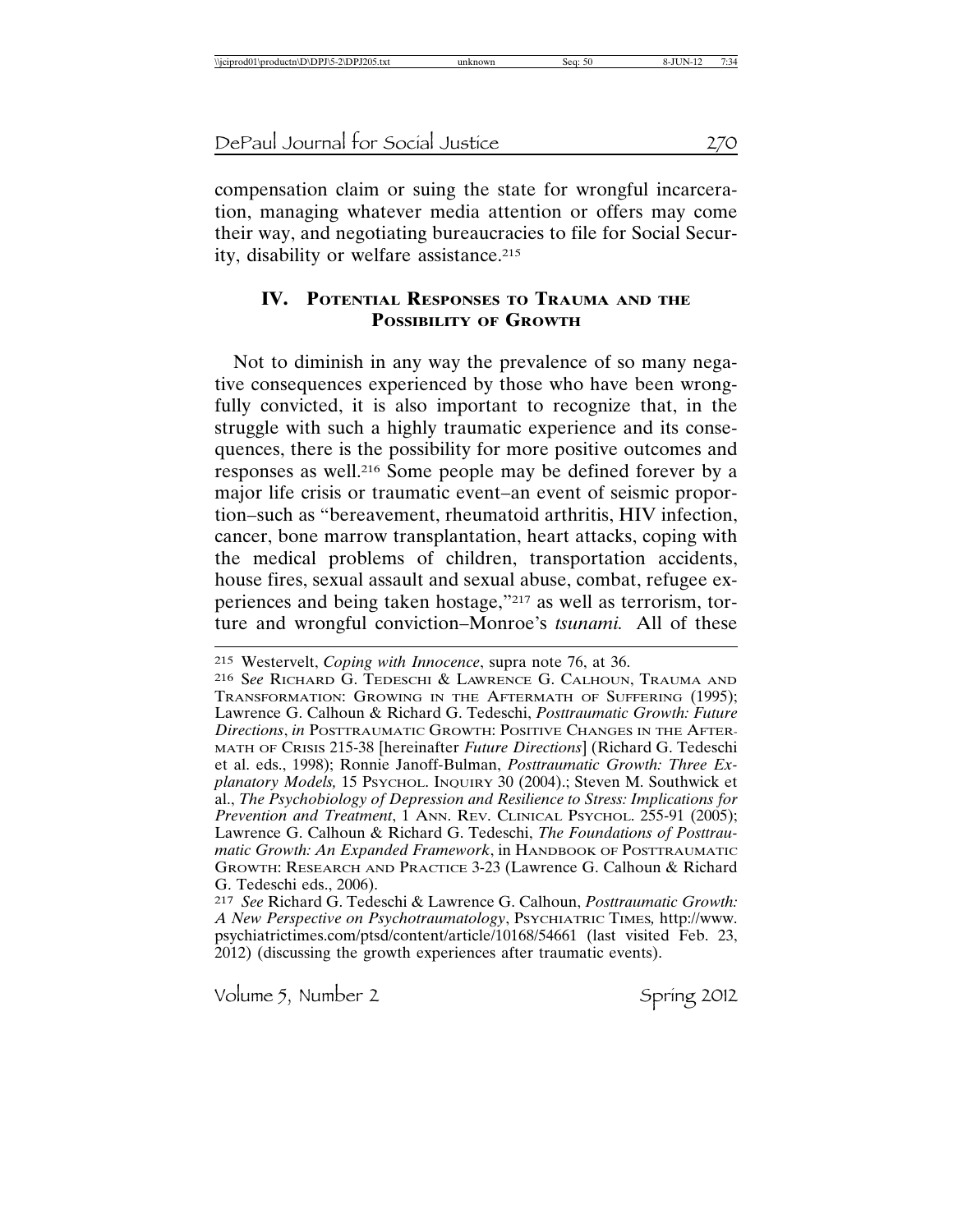compensation claim or suing the state for wrongful incarceration, managing whatever media attention or offers may come their way, and negotiating bureaucracies to file for Social Security, disability or welfare assistance.[215]

## IV. Potential Responses to Trauma and the Possibility of Growth

Not to diminish in any way the prevalence of so many negative consequences experienced by those who have been wrongfully convicted, it is also important to recognize that, in the struggle with such a highly traumatic experience and its consequences, there is the possibility for more positive outcomes and responses as well.[216] Some people may be defined forever by a major life crisis or traumatic event–an event of seismic proportion–such as "bereavement, rheumatoid arthritis, HIV infection, cancer, bone marrow transplantation, heart attacks, coping with the medical problems of children, transportation accidents, house fires, sexual assault and sexual abuse, combat, refugee experiences and being taken hostage,"[217] as well as terrorism, torture and wrongful conviction–Monroe's *tsunami.* All of these

---

215 Westervelt, *Coping with Innocence*, supra note 76, at 36.

216 *See* Richard G. Tedeschi & Lawrence G. Calhoun, Trauma and Transformation: Growing in the Aftermath of Suffering (1995); Lawrence G. Calhoun & Richard G. Tedeschi, *Posttraumatic Growth: Future Directions*, *in* Posttraumatic Growth: Positive Changes in the Aftermath of Crisis 215-38 [hereinafter *Future Directions*] (Richard G. Tedeschi et al. eds., 1998); Ronnie Janoff-Bulman, *Posttraumatic Growth: Three Explanatory Models,* 15 Psychol. Inquiry 30 (2004).; Steven M. Southwick et al., *The Psychobiology of Depression and Resilience to Stress: Implications for Prevention and Treatment*, 1 Ann. Rev. Clinical Psychol. 255-91 (2005); Lawrence G. Calhoun & Richard G. Tedeschi, *The Foundations of Posttraumatic Growth: An Expanded Framework*, in Handbook of Posttraumatic Growth: Research and Practice 3-23 (Lawrence G. Calhoun & Richard G. Tedeschi eds., 2006).

217 *See* Richard G. Tedeschi & Lawrence G. Calhoun, *Posttraumatic Growth: A New Perspective on Psychotraumatology*, Psychiatric Times*,* http://www.psychiatrictimes.com/ptsd/content/article/10168/54661 (last visited Feb. 23, 2012) (discussing the growth experiences after traumatic events).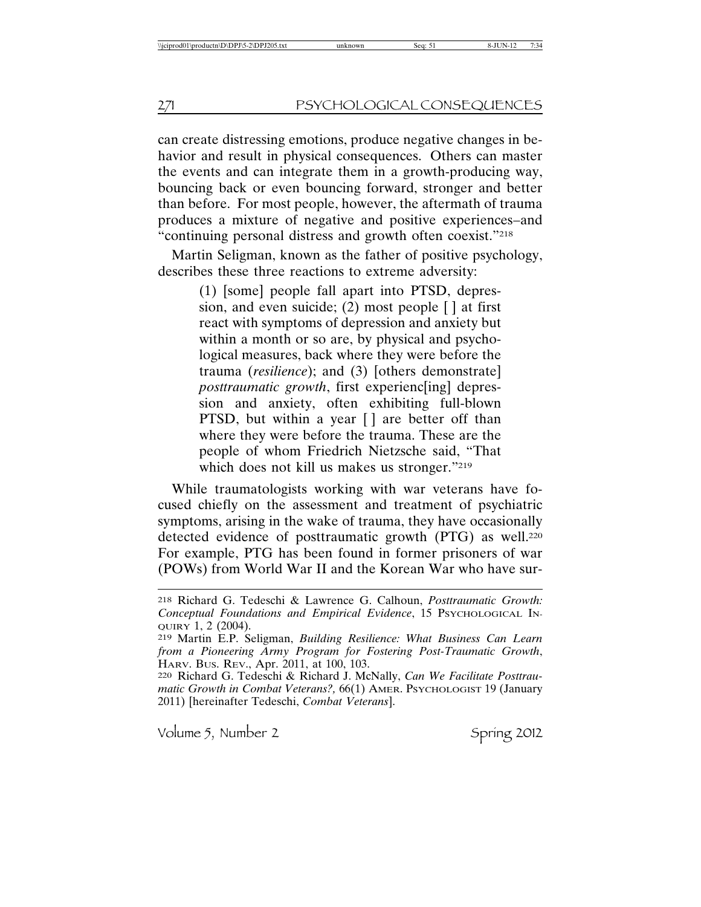can create distressing emotions, produce negative changes in behavior and result in physical consequences. Others can master the events and can integrate them in a growth-producing way, bouncing back or even bouncing forward, stronger and better than before. For most people, however, the aftermath of trauma produces a mixture of negative and positive experiences–and "continuing personal distress and growth often coexist."[218]

Martin Seligman, known as the father of positive psychology, describes these three reactions to extreme adversity:

> (1) [some] people fall apart into PTSD, depression, and even suicide; (2) most people [ ] at first react with symptoms of depression and anxiety but within a month or so are, by physical and psychological measures, back where they were before the trauma (*resilience*); and (3) [others demonstrate] *posttraumatic growth*, first experienc[ing] depression and anxiety, often exhibiting full-blown PTSD, but within a year [ ] are better off than where they were before the trauma. These are the people of whom Friedrich Nietzsche said, "That which does not kill us makes us stronger."[219]

While traumatologists working with war veterans have focused chiefly on the assessment and treatment of psychiatric symptoms, arising in the wake of trauma, they have occasionally detected evidence of posttraumatic growth (PTG) as well.[220] For example, PTG has been found in former prisoners of war (POWs) from World War II and the Korean War who have sur-

---

[218] Richard G. Tedeschi & Lawrence G. Calhoun, *Posttraumatic Growth: Conceptual Foundations and Empirical Evidence*, 15 PSYCHOLOGICAL INQUIRY 1, 2 (2004).

[219] Martin E.P. Seligman, *Building Resilience: What Business Can Learn from a Pioneering Army Program for Fostering Post-Traumatic Growth*, HARV. BUS. REV., Apr. 2011, at 100, 103.

[220] Richard G. Tedeschi & Richard J. McNally, *Can We Facilitate Posttraumatic Growth in Combat Veterans?,* 66(1) AMER. PSYCHOLOGIST 19 (January 2011) [hereinafter Tedeschi, *Combat Veterans*].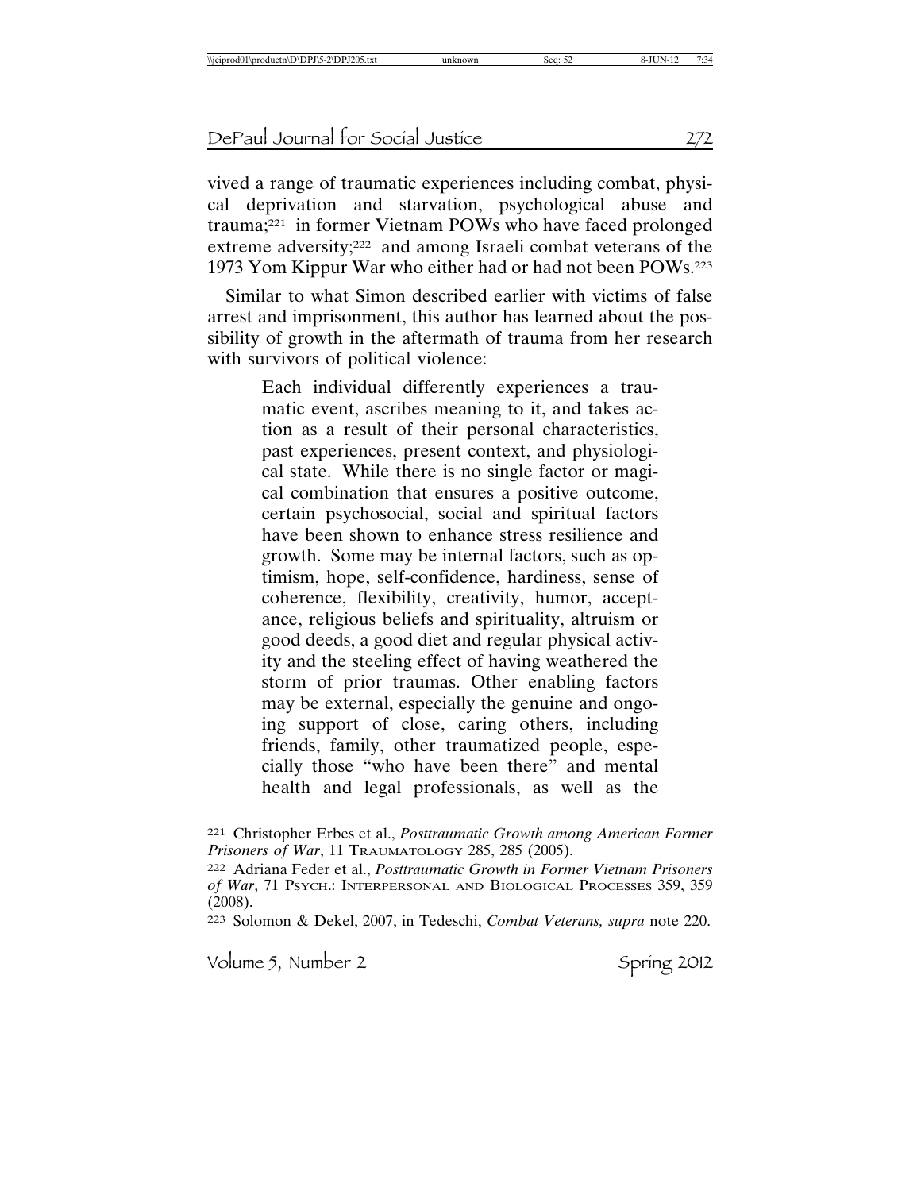vived a range of traumatic experiences including combat, physical deprivation and starvation, psychological abuse and trauma;[221] in former Vietnam POWs who have faced prolonged extreme adversity;[222] and among Israeli combat veterans of the 1973 Yom Kippur War who either had or had not been POWs.[223]

Similar to what Simon described earlier with victims of false arrest and imprisonment, this author has learned about the possibility of growth in the aftermath of trauma from her research with survivors of political violence:

> Each individual differently experiences a traumatic event, ascribes meaning to it, and takes action as a result of their personal characteristics, past experiences, present context, and physiological state. While there is no single factor or magical combination that ensures a positive outcome, certain psychosocial, social and spiritual factors have been shown to enhance stress resilience and growth. Some may be internal factors, such as optimism, hope, self-confidence, hardiness, sense of coherence, flexibility, creativity, humor, acceptance, religious beliefs and spirituality, altruism or good deeds, a good diet and regular physical activity and the steeling effect of having weathered the storm of prior traumas. Other enabling factors may be external, especially the genuine and ongoing support of close, caring others, including friends, family, other traumatized people, especially those "who have been there" and mental health and legal professionals, as well as the

---

[221] Christopher Erbes et al., *Posttraumatic Growth among American Former Prisoners of War*, 11 Traumatology 285, 285 (2005).

[222] Adriana Feder et al., *Posttraumatic Growth in Former Vietnam Prisoners of War*, 71 Psych.: Interpersonal and Biological Processes 359, 359 (2008).

[223] Solomon & Dekel, 2007, in Tedeschi, *Combat Veterans, supra* note 220.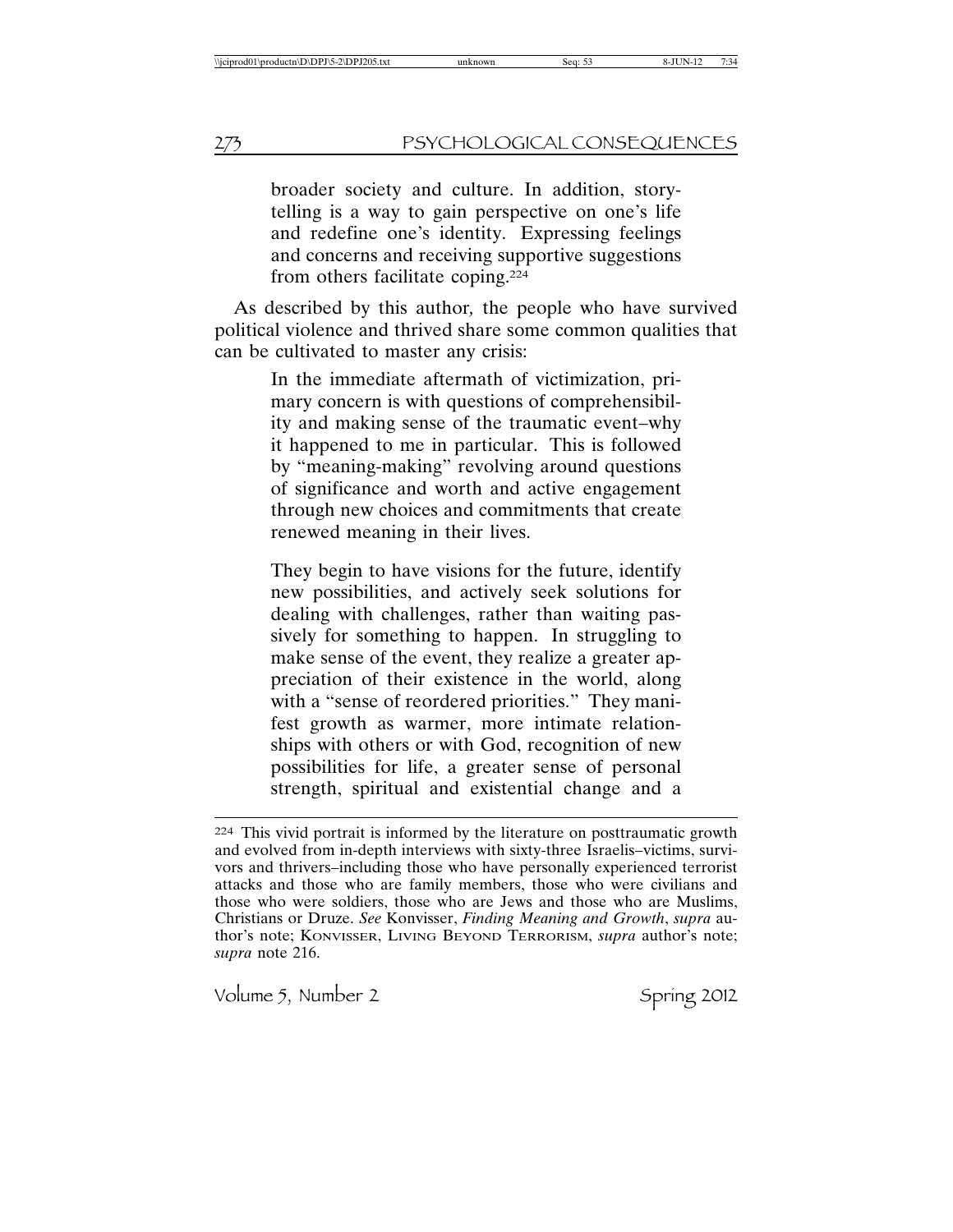> broader society and culture. In addition, storytelling is a way to gain perspective on one's life and redefine one's identity. Expressing feelings and concerns and receiving supportive suggestions from others facilitate coping.[224]

As described by this author, the people who have survived political violence and thrived share some common qualities that can be cultivated to master any crisis:

> In the immediate aftermath of victimization, primary concern is with questions of comprehensibility and making sense of the traumatic event–why it happened to me in particular. This is followed by "meaning-making" revolving around questions of significance and worth and active engagement through new choices and commitments that create renewed meaning in their lives.
>
> They begin to have visions for the future, identify new possibilities, and actively seek solutions for dealing with challenges, rather than waiting passively for something to happen. In struggling to make sense of the event, they realize a greater appreciation of their existence in the world, along with a "sense of reordered priorities." They manifest growth as warmer, more intimate relationships with others or with God, recognition of new possibilities for life, a greater sense of personal strength, spiritual and existential change and a

---

[224] This vivid portrait is informed by the literature on posttraumatic growth and evolved from in-depth interviews with sixty-three Israelis–victims, survivors and thrivers–including those who have personally experienced terrorist attacks and those who are family members, those who were civilians and those who were soldiers, those who are Jews and those who are Muslims, Christians or Druze. *See* Konvisser, *Finding Meaning and Growth*, *supra* author's note; KONVISSER, LIVING BEYOND TERRORISM, *supra* author's note; *supra* note 216.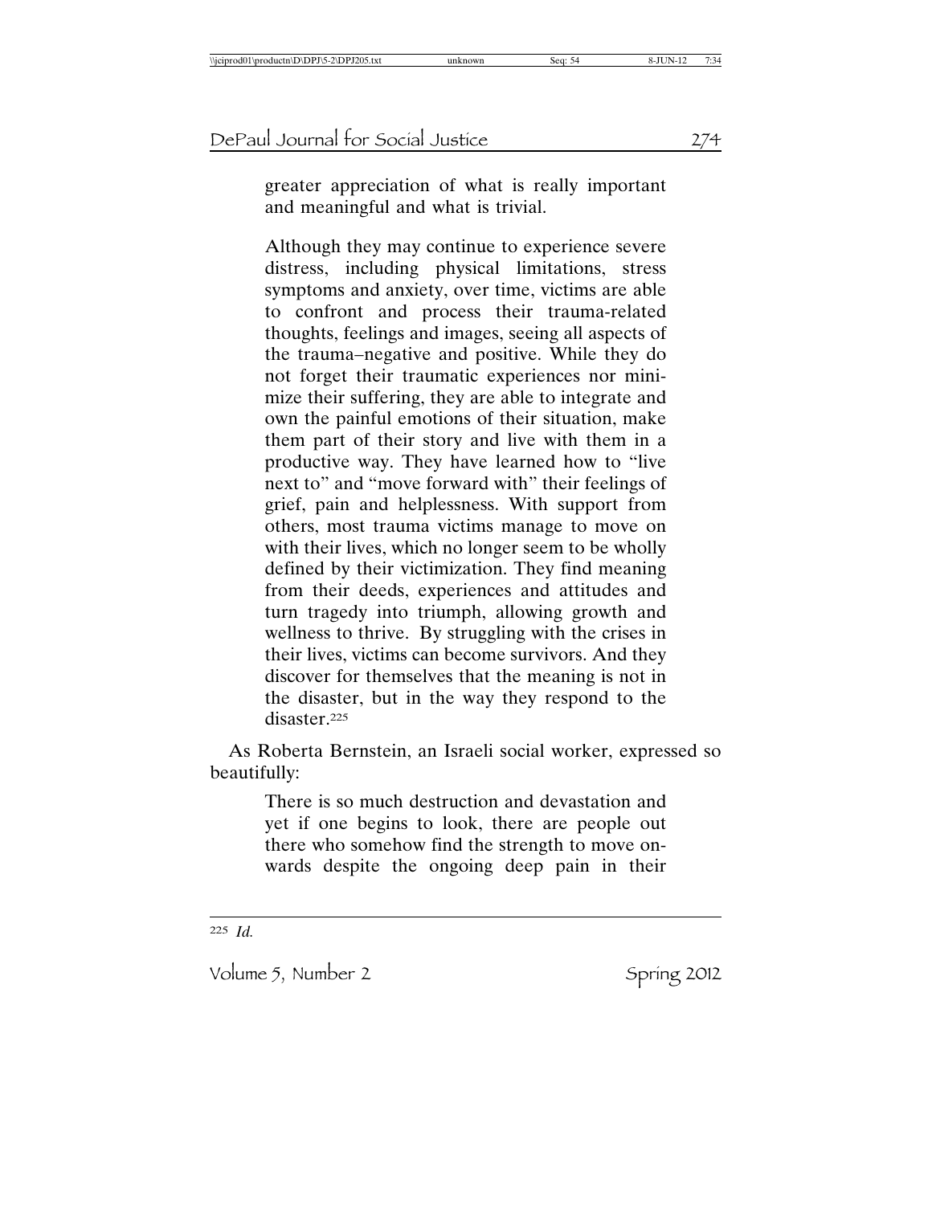> greater appreciation of what is really important and meaningful and what is trivial.
>
> Although they may continue to experience severe distress, including physical limitations, stress symptoms and anxiety, over time, victims are able to confront and process their trauma-related thoughts, feelings and images, seeing all aspects of the trauma–negative and positive. While they do not forget their traumatic experiences nor minimize their suffering, they are able to integrate and own the painful emotions of their situation, make them part of their story and live with them in a productive way. They have learned how to "live next to" and "move forward with" their feelings of grief, pain and helplessness. With support from others, most trauma victims manage to move on with their lives, which no longer seem to be wholly defined by their victimization. They find meaning from their deeds, experiences and attitudes and turn tragedy into triumph, allowing growth and wellness to thrive. By struggling with the crises in their lives, victims can become survivors. And they discover for themselves that the meaning is not in the disaster, but in the way they respond to the disaster.[225]

As Roberta Bernstein, an Israeli social worker, expressed so beautifully:

> There is so much destruction and devastation and yet if one begins to look, there are people out there who somehow find the strength to move onwards despite the ongoing deep pain in their

---

[225] *Id.*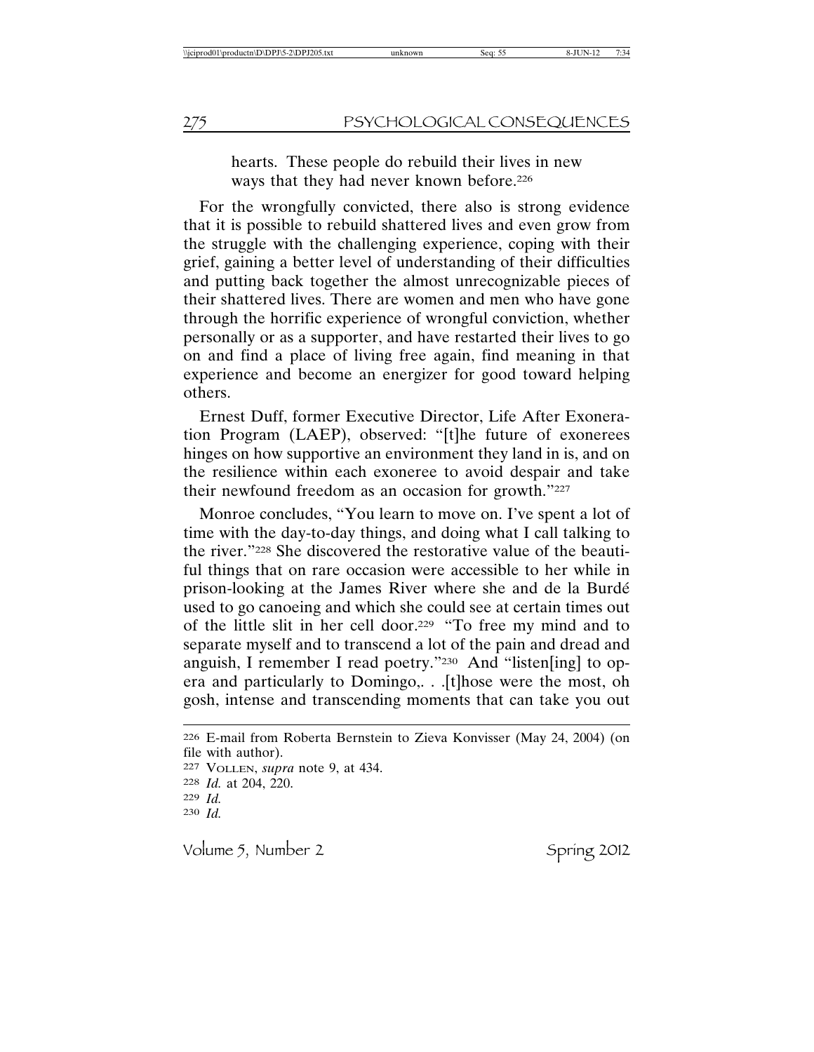> hearts. These people do rebuild their lives in new ways that they had never known before.[226]

For the wrongfully convicted, there also is strong evidence that it is possible to rebuild shattered lives and even grow from the struggle with the challenging experience, coping with their grief, gaining a better level of understanding of their difficulties and putting back together the almost unrecognizable pieces of their shattered lives. There are women and men who have gone through the horrific experience of wrongful conviction, whether personally or as a supporter, and have restarted their lives to go on and find a place of living free again, find meaning in that experience and become an energizer for good toward helping others.

Ernest Duff, former Executive Director, Life After Exoneration Program (LAEP), observed: "[t]he future of exonerees hinges on how supportive an environment they land in is, and on the resilience within each exoneree to avoid despair and take their newfound freedom as an occasion for growth."[227]

Monroe concludes, "You learn to move on. I've spent a lot of time with the day-to-day things, and doing what I call talking to the river."[228] She discovered the restorative value of the beautiful things that on rare occasion were accessible to her while in prison-looking at the James River where she and de la Burdé used to go canoeing and which she could see at certain times out of the little slit in her cell door.[229] "To free my mind and to separate myself and to transcend a lot of the pain and dread and anguish, I remember I read poetry."[230] And "listen[ing] to opera and particularly to Domingo,. . .[t]hose were the most, oh gosh, intense and transcending moments that can take you out

---

226 E-mail from Roberta Bernstein to Zieva Konvisser (May 24, 2004) (on file with author).

227 VOLLEN, *supra* note 9, at 434.

228 *Id.* at 204, 220.

229 *Id.*

230 *Id.*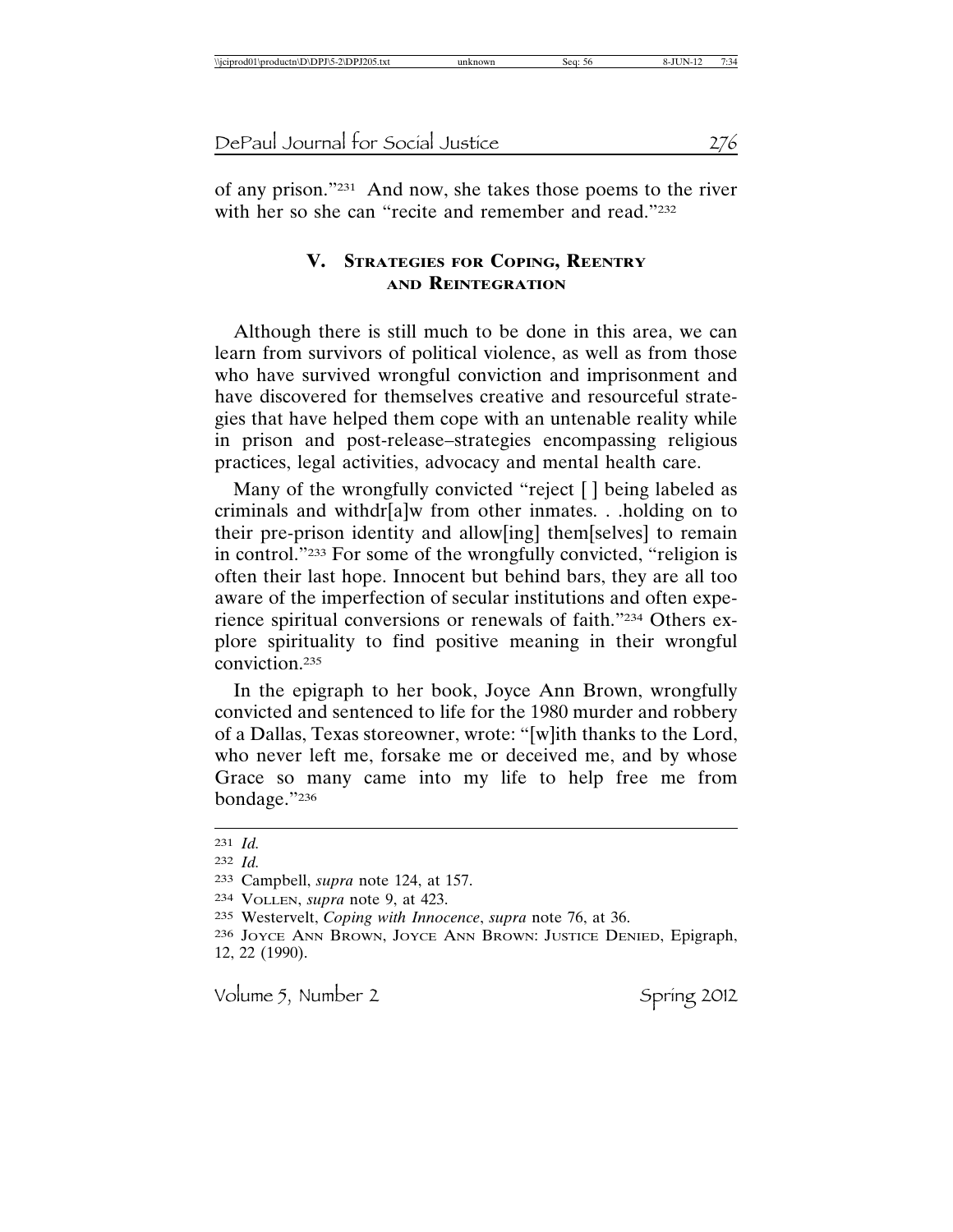of any prison."[231] And now, she takes those poems to the river with her so she can "recite and remember and read."[232]

## V. Strategies for Coping, Reentry and Reintegration

Although there is still much to be done in this area, we can learn from survivors of political violence, as well as from those who have survived wrongful conviction and imprisonment and have discovered for themselves creative and resourceful strategies that have helped them cope with an untenable reality while in prison and post-release–strategies encompassing religious practices, legal activities, advocacy and mental health care.

Many of the wrongfully convicted "reject [ ] being labeled as criminals and withdr[a]w from other inmates. . .holding on to their pre-prison identity and allow[ing] them[selves] to remain in control."[233] For some of the wrongfully convicted, "religion is often their last hope. Innocent but behind bars, they are all too aware of the imperfection of secular institutions and often experience spiritual conversions or renewals of faith."[234] Others explore spirituality to find positive meaning in their wrongful conviction.[235]

In the epigraph to her book, Joyce Ann Brown, wrongfully convicted and sentenced to life for the 1980 murder and robbery of a Dallas, Texas storeowner, wrote: "[w]ith thanks to the Lord, who never left me, forsake me or deceived me, and by whose Grace so many came into my life to help free me from bondage."[236]

---

[231] *Id.*

[232] *Id.*

[233] Campbell, *supra* note 124, at 157.

[234] Vollen, *supra* note 9, at 423.

[235] Westervelt, *Coping with Innocence*, *supra* note 76, at 36.

[236] Joyce Ann Brown, Joyce Ann Brown: Justice Denied, Epigraph, 12, 22 (1990).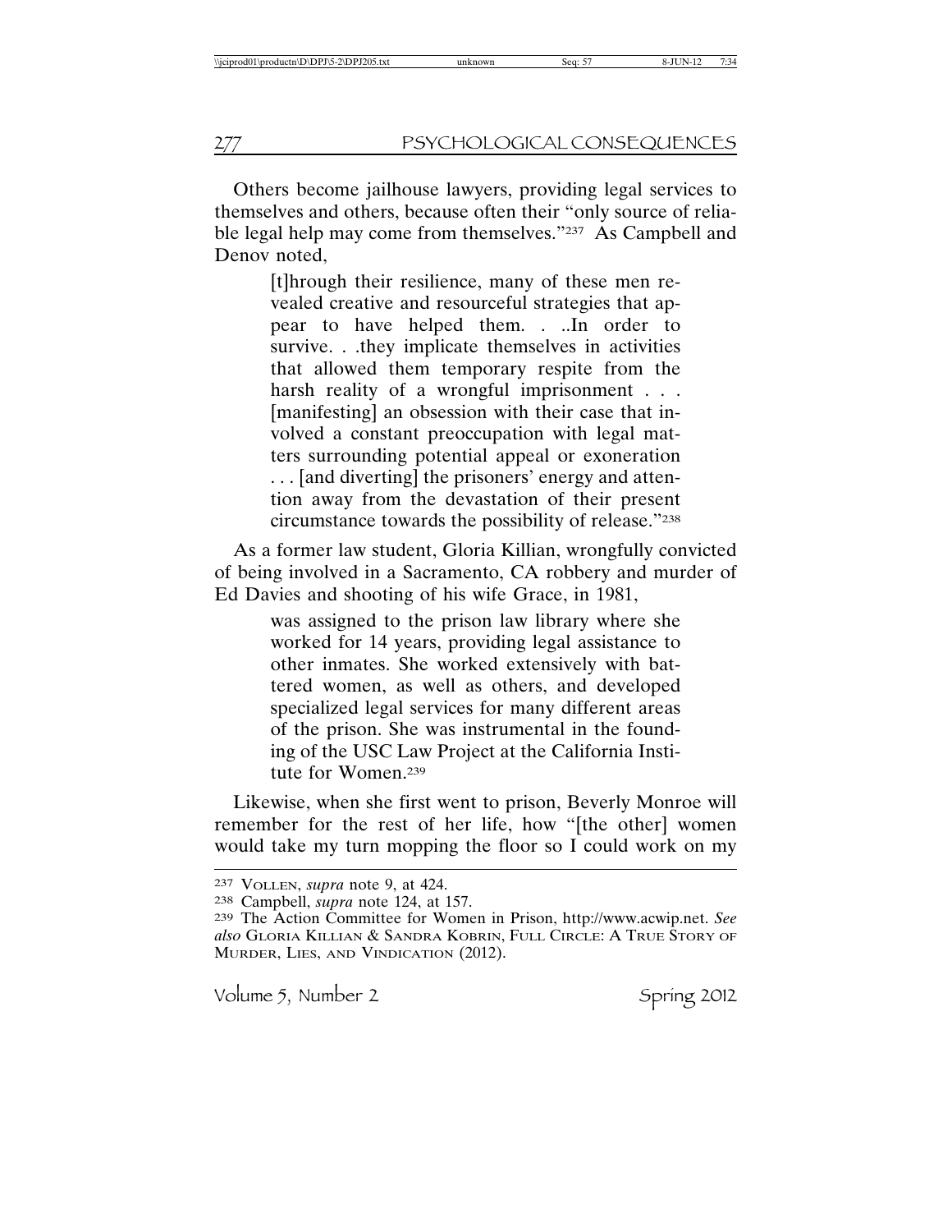Others become jailhouse lawyers, providing legal services to themselves and others, because often their "only source of reliable legal help may come from themselves."[237] As Campbell and Denov noted,

> [t]hrough their resilience, many of these men revealed creative and resourceful strategies that appear to have helped them. . ..In order to survive. . .they implicate themselves in activities that allowed them temporary respite from the harsh reality of a wrongful imprisonment . . . [manifesting] an obsession with their case that involved a constant preoccupation with legal matters surrounding potential appeal or exoneration . . . [and diverting] the prisoners' energy and attention away from the devastation of their present circumstance towards the possibility of release."[238]

As a former law student, Gloria Killian, wrongfully convicted of being involved in a Sacramento, CA robbery and murder of Ed Davies and shooting of his wife Grace, in 1981,

> was assigned to the prison law library where she worked for 14 years, providing legal assistance to other inmates. She worked extensively with battered women, as well as others, and developed specialized legal services for many different areas of the prison. She was instrumental in the founding of the USC Law Project at the California Institute for Women.[239]

Likewise, when she first went to prison, Beverly Monroe will remember for the rest of her life, how "[the other] women would take my turn mopping the floor so I could work on my

---

[237] VOLLEN, *supra* note 9, at 424.

[238] Campbell, *supra* note 124, at 157.

[239] The Action Committee for Women in Prison, http://www.acwip.net. *See also* GLORIA KILLIAN & SANDRA KOBRIN, FULL CIRCLE: A TRUE STORY OF MURDER, LIES, AND VINDICATION (2012).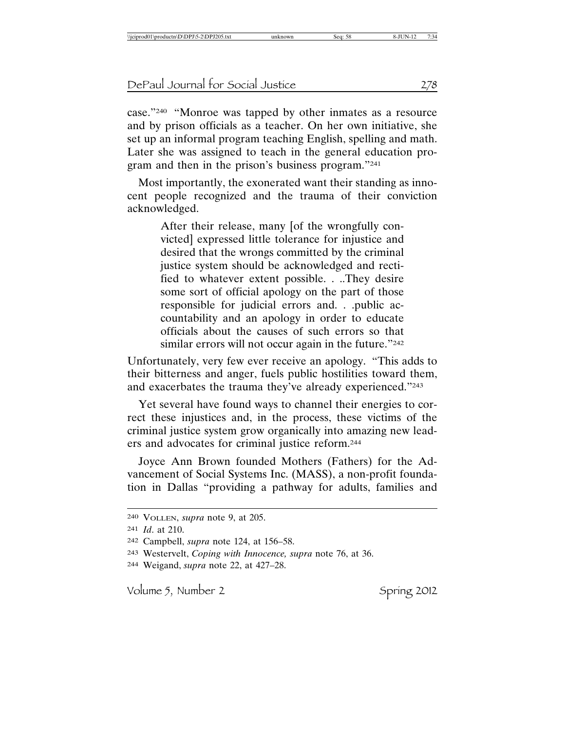case."[240] "Monroe was tapped by other inmates as a resource and by prison officials as a teacher. On her own initiative, she set up an informal program teaching English, spelling and math. Later she was assigned to teach in the general education program and then in the prison's business program."[241]

Most importantly, the exonerated want their standing as innocent people recognized and the trauma of their conviction acknowledged.

> After their release, many [of the wrongfully convicted] expressed little tolerance for injustice and desired that the wrongs committed by the criminal justice system should be acknowledged and rectified to whatever extent possible. . ..They desire some sort of official apology on the part of those responsible for judicial errors and. . .public accountability and an apology in order to educate officials about the causes of such errors so that similar errors will not occur again in the future."[242]

Unfortunately, very few ever receive an apology. "This adds to their bitterness and anger, fuels public hostilities toward them, and exacerbates the trauma they've already experienced."[243]

Yet several have found ways to channel their energies to correct these injustices and, in the process, these victims of the criminal justice system grow organically into amazing new leaders and advocates for criminal justice reform.[244]

Joyce Ann Brown founded Mothers (Fathers) for the Advancement of Social Systems Inc. (MASS), a non-profit foundation in Dallas "providing a pathway for adults, families and

---

[240] VOLLEN, *supra* note 9, at 205.

[241] *Id*. at 210.

[242] Campbell, *supra* note 124, at 156–58.

[243] Westervelt, *Coping with Innocence, supra* note 76, at 36.

[244] Weigand, *supra* note 22, at 427–28.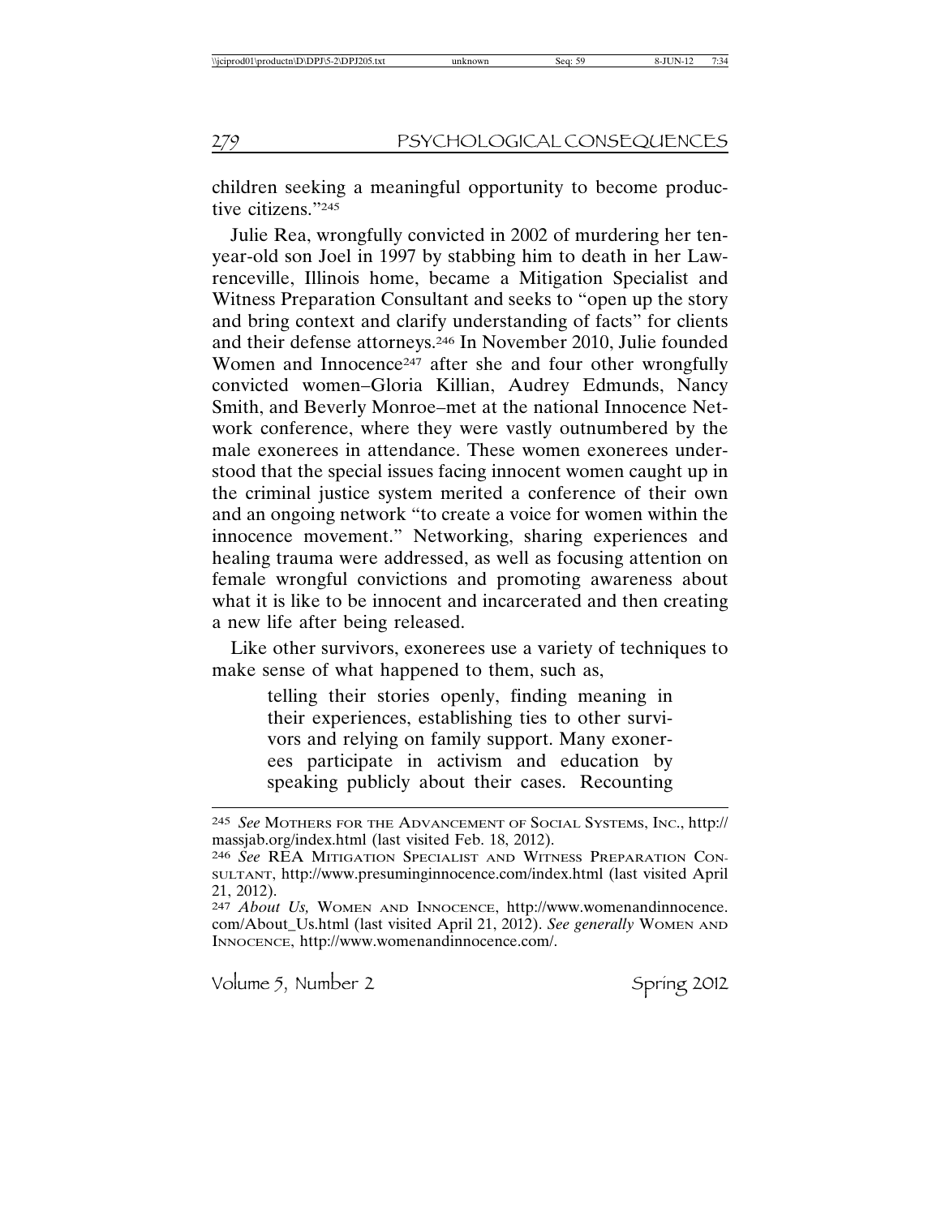children seeking a meaningful opportunity to become productive citizens."[245]

Julie Rea, wrongfully convicted in 2002 of murdering her ten-year-old son Joel in 1997 by stabbing him to death in her Lawrenceville, Illinois home, became a Mitigation Specialist and Witness Preparation Consultant and seeks to "open up the story and bring context and clarify understanding of facts" for clients and their defense attorneys.[246] In November 2010, Julie founded Women and Innocence[247] after she and four other wrongfully convicted women–Gloria Killian, Audrey Edmunds, Nancy Smith, and Beverly Monroe–met at the national Innocence Network conference, where they were vastly outnumbered by the male exonerees in attendance. These women exonerees understood that the special issues facing innocent women caught up in the criminal justice system merited a conference of their own and an ongoing network "to create a voice for women within the innocence movement." Networking, sharing experiences and healing trauma were addressed, as well as focusing attention on female wrongful convictions and promoting awareness about what it is like to be innocent and incarcerated and then creating a new life after being released.

Like other survivors, exonerees use a variety of techniques to make sense of what happened to them, such as,

> telling their stories openly, finding meaning in their experiences, establishing ties to other survivors and relying on family support. Many exonerees participate in activism and education by speaking publicly about their cases. Recounting

---

[245] *See* MOTHERS FOR THE ADVANCEMENT OF SOCIAL SYSTEMS, INC., http://massjab.org/index.html (last visited Feb. 18, 2012).

[246] *See* REA MITIGATION SPECIALIST AND WITNESS PREPARATION CONSULTANT, http://www.presuminginnocence.com/index.html (last visited April 21, 2012).

[247] *About Us,* WOMEN AND INNOCENCE, http://www.womenandinnocence.com/About_Us.html (last visited April 21, 2012). *See generally* WOMEN AND INNOCENCE, http://www.womenandinnocence.com/.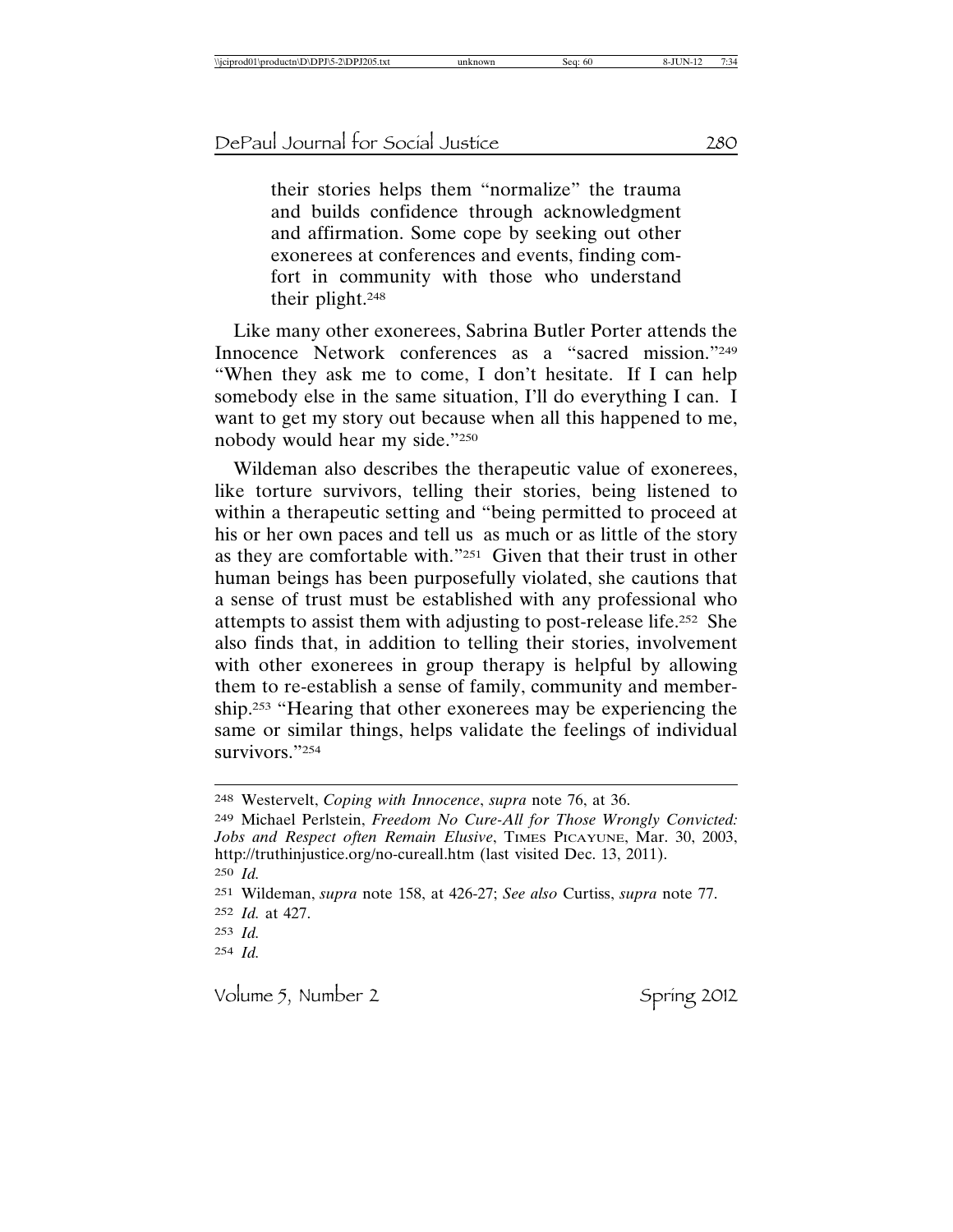their stories helps them "normalize" the trauma and builds confidence through acknowledgment and affirmation. Some cope by seeking out other exonerees at conferences and events, finding comfort in community with those who understand their plight.[248]

Like many other exonerees, Sabrina Butler Porter attends the Innocence Network conferences as a "sacred mission."[249] "When they ask me to come, I don't hesitate. If I can help somebody else in the same situation, I'll do everything I can. I want to get my story out because when all this happened to me, nobody would hear my side."[250]

Wildeman also describes the therapeutic value of exonerees, like torture survivors, telling their stories, being listened to within a therapeutic setting and "being permitted to proceed at his or her own paces and tell us as much or as little of the story as they are comfortable with."[251] Given that their trust in other human beings has been purposefully violated, she cautions that a sense of trust must be established with any professional who attempts to assist them with adjusting to post-release life.[252] She also finds that, in addition to telling their stories, involvement with other exonerees in group therapy is helpful by allowing them to re-establish a sense of family, community and membership.[253] "Hearing that other exonerees may be experiencing the same or similar things, helps validate the feelings of individual survivors."[254]

---

[248] Westervelt, *Coping with Innocence*, *supra* note 76, at 36.

[249] Michael Perlstein, *Freedom No Cure-All for Those Wrongly Convicted: Jobs and Respect often Remain Elusive*, TIMES PICAYUNE, Mar. 30, 2003, http://truthinjustice.org/no-cureall.htm (last visited Dec. 13, 2011).

[250] *Id.*

[251] Wildeman, *supra* note 158, at 426-27; *See also* Curtiss, *supra* note 77.

[252] *Id.* at 427.

[253] *Id.*

[254] *Id.*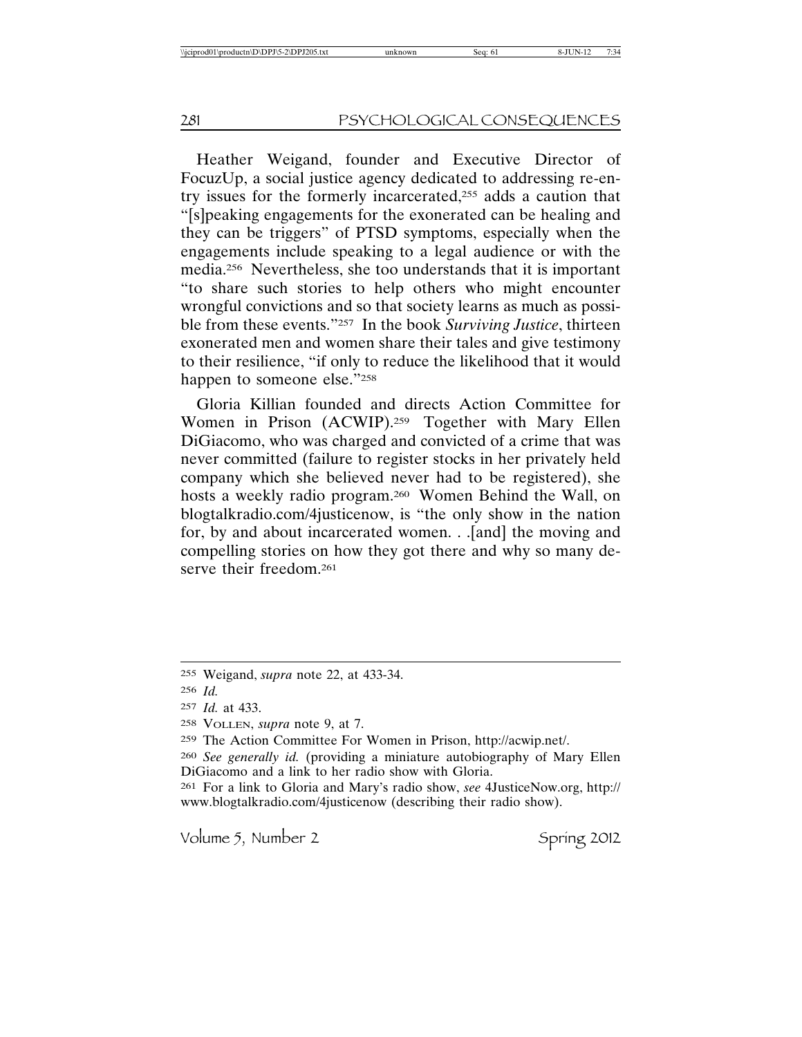Heather Weigand, founder and Executive Director of FocuzUp, a social justice agency dedicated to addressing re-entry issues for the formerly incarcerated,[255] adds a caution that "[s]peaking engagements for the exonerated can be healing and they can be triggers" of PTSD symptoms, especially when the engagements include speaking to a legal audience or with the media.[256] Nevertheless, she too understands that it is important "to share such stories to help others who might encounter wrongful convictions and so that society learns as much as possible from these events."[257] In the book *Surviving Justice*, thirteen exonerated men and women share their tales and give testimony to their resilience, "if only to reduce the likelihood that it would happen to someone else."[258]

Gloria Killian founded and directs Action Committee for Women in Prison (ACWIP).[259] Together with Mary Ellen DiGiacomo, who was charged and convicted of a crime that was never committed (failure to register stocks in her privately held company which she believed never had to be registered), she hosts a weekly radio program.[260] Women Behind the Wall, on blogtalkradio.com/4justicenow, is "the only show in the nation for, by and about incarcerated women. . .[and] the moving and compelling stories on how they got there and why so many deserve their freedom.[261]

---

[255] Weigand, *supra* note 22, at 433-34.

[256] *Id.*

[257] *Id.* at 433.

[258] Vollen, *supra* note 9, at 7.

[259] The Action Committee For Women in Prison, http://acwip.net/.

[260] *See generally id.* (providing a miniature autobiography of Mary Ellen DiGiacomo and a link to her radio show with Gloria.

[261] For a link to Gloria and Mary's radio show, *see* 4JusticeNow.org, http://www.blogtalkradio.com/4justicenow (describing their radio show).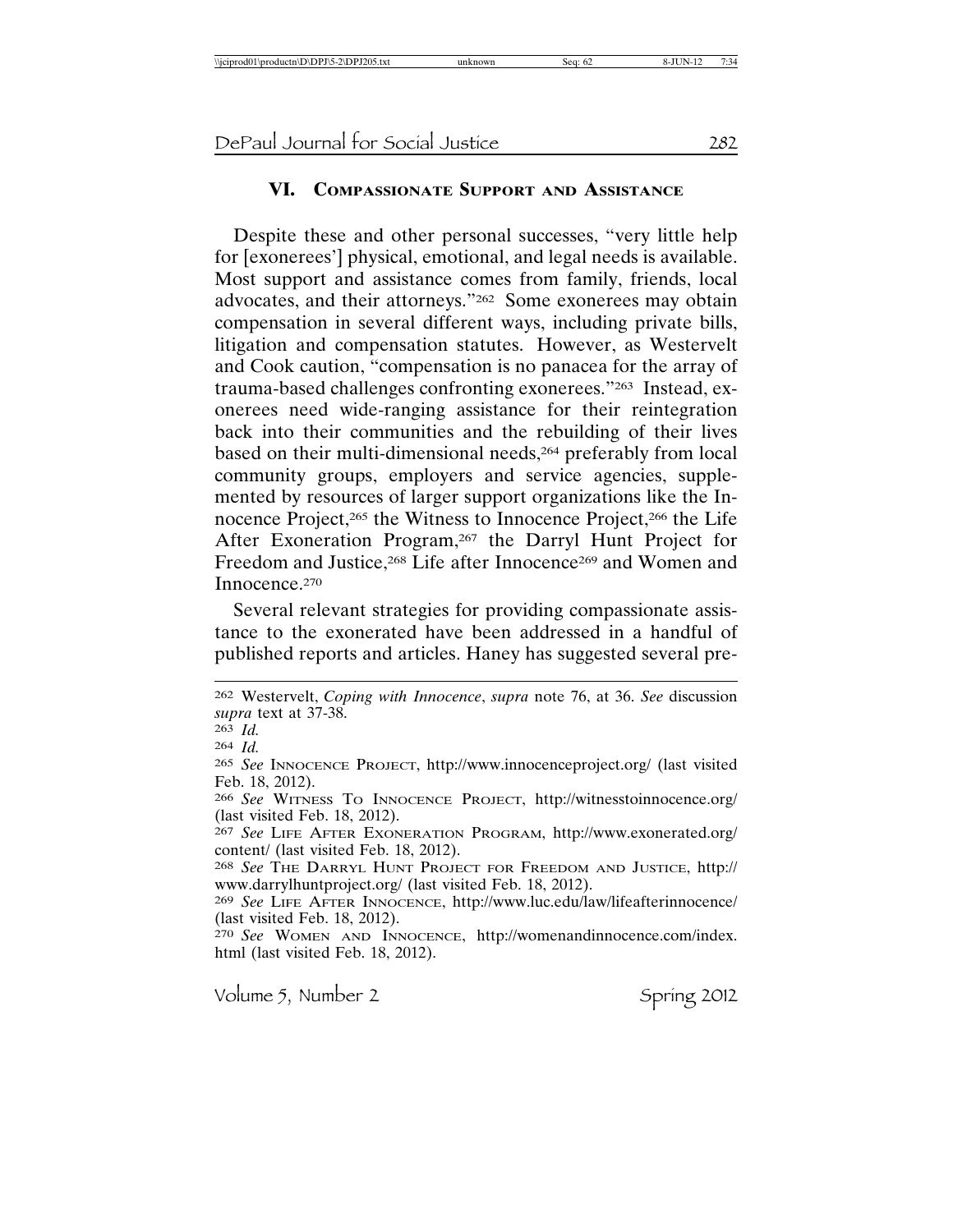## VI. Compassionate Support and Assistance

Despite these and other personal successes, "very little help for [exonerees'] physical, emotional, and legal needs is available. Most support and assistance comes from family, friends, local advocates, and their attorneys."[262] Some exonerees may obtain compensation in several different ways, including private bills, litigation and compensation statutes. However, as Westervelt and Cook caution, "compensation is no panacea for the array of trauma-based challenges confronting exonerees."[263] Instead, exonerees need wide-ranging assistance for their reintegration back into their communities and the rebuilding of their lives based on their multi-dimensional needs,[264] preferably from local community groups, employers and service agencies, supplemented by resources of larger support organizations like the Innocence Project,[265] the Witness to Innocence Project,[266] the Life After Exoneration Program,[267] the Darryl Hunt Project for Freedom and Justice,[268] Life after Innocence[269] and Women and Innocence.[270]

Several relevant strategies for providing compassionate assistance to the exonerated have been addressed in a handful of published reports and articles. Haney has suggested several pre-

---

262 Westervelt, *Coping with Innocence*, *supra* note 76, at 36. *See* discussion *supra* text at 37-38.

263 *Id.*

264 *Id.*

265 *See* Innocence Project, http://www.innocenceproject.org/ (last visited Feb. 18, 2012).

266 *See* Witness To Innocence Project, http://witnesstoinnocence.org/ (last visited Feb. 18, 2012).

267 *See* Life After Exoneration Program, http://www.exonerated.org/content/ (last visited Feb. 18, 2012).

268 *See* The Darryl Hunt Project for Freedom and Justice, http://www.darrylhuntproject.org/ (last visited Feb. 18, 2012).

269 *See* Life After Innocence, http://www.luc.edu/law/lifeafterinnocence/ (last visited Feb. 18, 2012).

270 *See* Women and Innocence, http://womenandinnocence.com/index.html (last visited Feb. 18, 2012).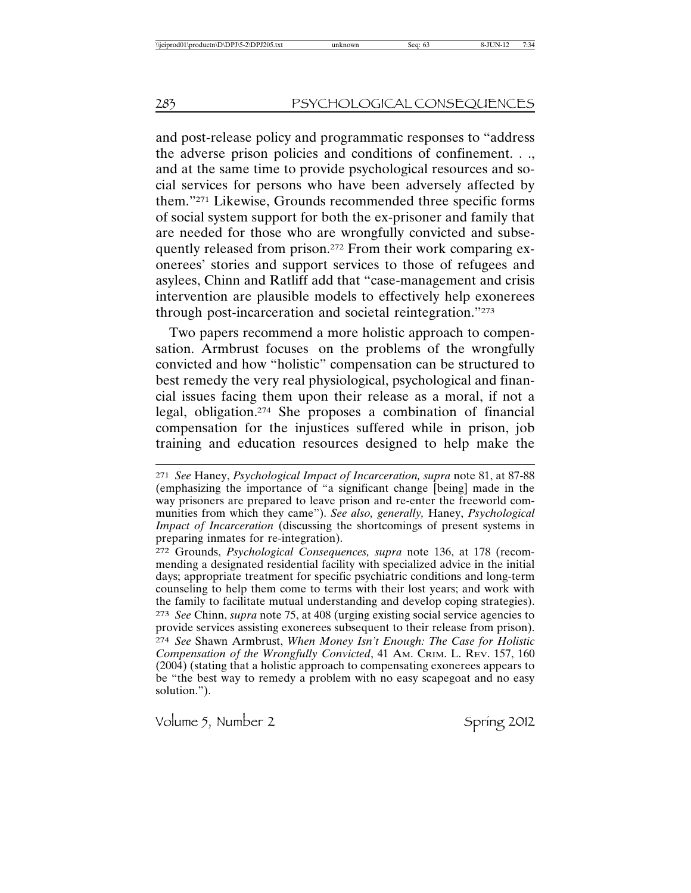and post-release policy and programmatic responses to "address the adverse prison policies and conditions of confinement. . ., and at the same time to provide psychological resources and social services for persons who have been adversely affected by them."[271] Likewise, Grounds recommended three specific forms of social system support for both the ex-prisoner and family that are needed for those who are wrongfully convicted and subsequently released from prison.[272] From their work comparing exonerees' stories and support services to those of refugees and asylees, Chinn and Ratliff add that "case-management and crisis intervention are plausible models to effectively help exonerees through post-incarceration and societal reintegration."[273]

Two papers recommend a more holistic approach to compensation. Armbrust focuses on the problems of the wrongfully convicted and how "holistic" compensation can be structured to best remedy the very real physiological, psychological and financial issues facing them upon their release as a moral, if not a legal, obligation.[274] She proposes a combination of financial compensation for the injustices suffered while in prison, job training and education resources designed to help make the

---

[271] *See* Haney, *Psychological Impact of Incarceration, supra* note 81, at 87-88 (emphasizing the importance of "a significant change [being] made in the way prisoners are prepared to leave prison and re-enter the freeworld communities from which they came"). *See also, generally,* Haney, *Psychological Impact of Incarceration* (discussing the shortcomings of present systems in preparing inmates for re-integration).

[272] Grounds, *Psychological Consequences, supra* note 136, at 178 (recommending a designated residential facility with specialized advice in the initial days; appropriate treatment for specific psychiatric conditions and long-term counseling to help them come to terms with their lost years; and work with the family to facilitate mutual understanding and develop coping strategies).

[273] *See* Chinn, *supra* note 75, at 408 (urging existing social service agencies to provide services assisting exonerees subsequent to their release from prison).

[274] *See* Shawn Armbrust, *When Money Isn't Enough: The Case for Holistic Compensation of the Wrongfully Convicted*, 41 AM. CRIM. L. REV. 157, 160 (2004) (stating that a holistic approach to compensating exonerees appears to be "the best way to remedy a problem with no easy scapegoat and no easy solution.").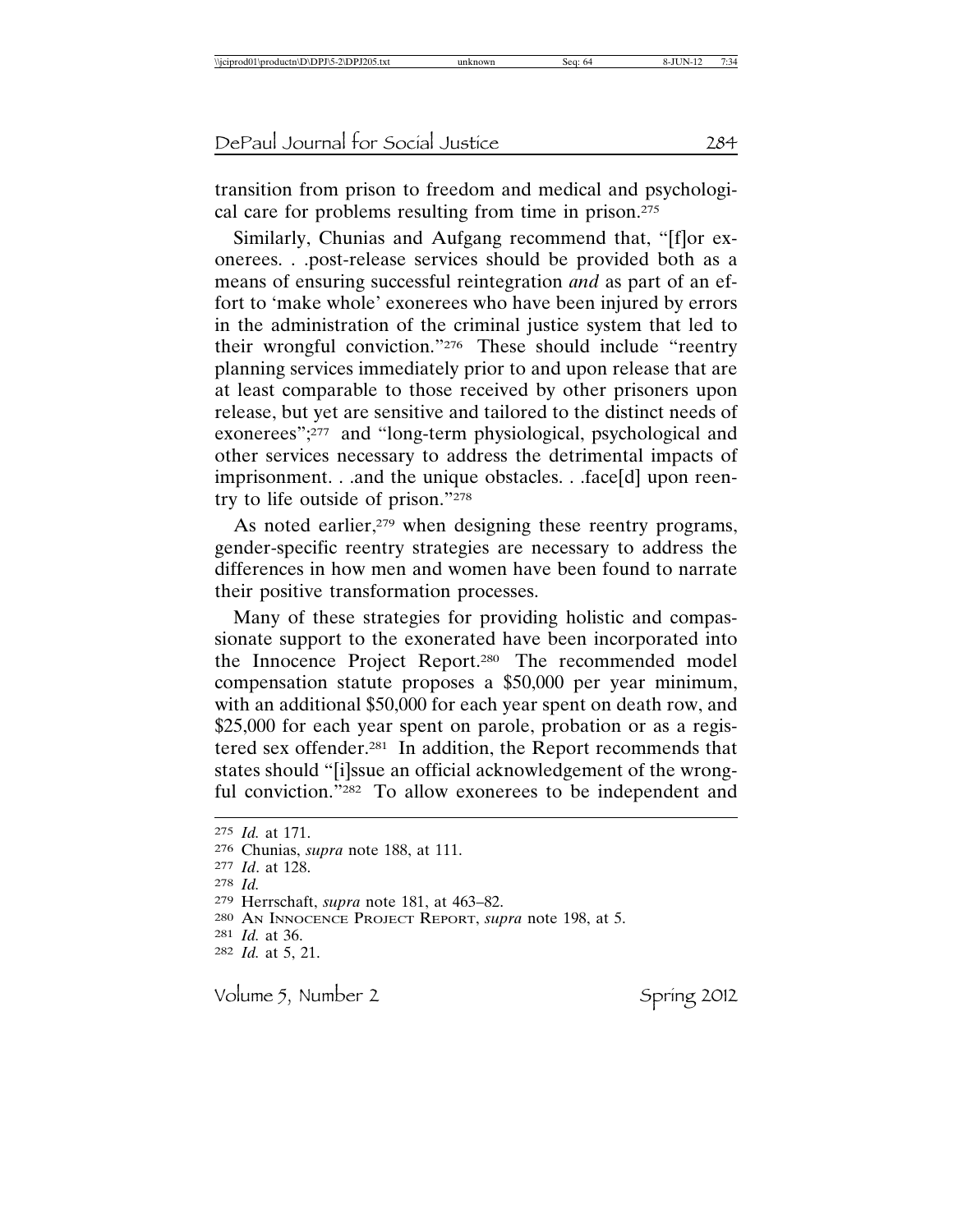transition from prison to freedom and medical and psychological care for problems resulting from time in prison.[275]

Similarly, Chunias and Aufgang recommend that, "[f]or exonerees. . .post-release services should be provided both as a means of ensuring successful reintegration *and* as part of an effort to 'make whole' exonerees who have been injured by errors in the administration of the criminal justice system that led to their wrongful conviction."[276] These should include "reentry planning services immediately prior to and upon release that are at least comparable to those received by other prisoners upon release, but yet are sensitive and tailored to the distinct needs of exonerees";[277] and "long-term physiological, psychological and other services necessary to address the detrimental impacts of imprisonment. . .and the unique obstacles. . .face[d] upon reentry to life outside of prison."[278]

As noted earlier,[279] when designing these reentry programs, gender-specific reentry strategies are necessary to address the differences in how men and women have been found to narrate their positive transformation processes.

Many of these strategies for providing holistic and compassionate support to the exonerated have been incorporated into the Innocence Project Report.[280] The recommended model compensation statute proposes a $50,000 per year minimum, with an additional $50,000 for each year spent on death row, and $25,000 for each year spent on parole, probation or as a registered sex offender.[281] In addition, the Report recommends that states should "[i]ssue an official acknowledgement of the wrongful conviction."[282] To allow exonerees to be independent and

---

[275] *Id.* at 171.

[276] Chunias, *supra* note 188, at 111.

[277] *Id*. at 128.

[278] *Id.*

[279] Herrschaft, *supra* note 181, at 463–82.

[280] An Innocence Project Report, *supra* note 198, at 5.

[281] *Id.* at 36.

[282] *Id.* at 5, 21.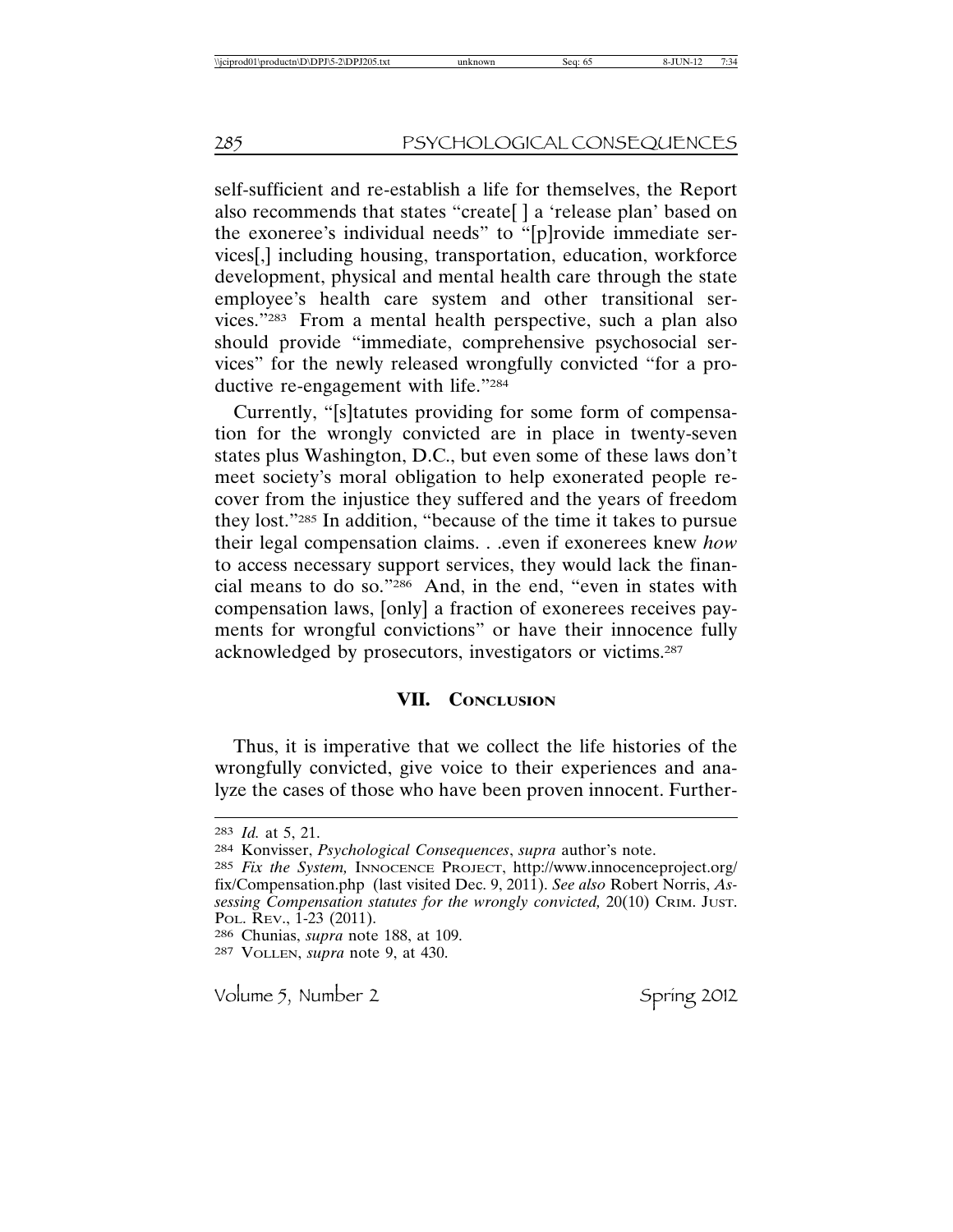self-sufficient and re-establish a life for themselves, the Report also recommends that states "create[ ] a 'release plan' based on the exoneree's individual needs" to "[p]rovide immediate services[,] including housing, transportation, education, workforce development, physical and mental health care through the state employee's health care system and other transitional services."[283] From a mental health perspective, such a plan also should provide "immediate, comprehensive psychosocial services" for the newly released wrongfully convicted "for a productive re-engagement with life."[284]

Currently, "[s]tatutes providing for some form of compensation for the wrongly convicted are in place in twenty-seven states plus Washington, D.C., but even some of these laws don't meet society's moral obligation to help exonerated people recover from the injustice they suffered and the years of freedom they lost."[285] In addition, "because of the time it takes to pursue their legal compensation claims. . .even if exonerees knew *how* to access necessary support services, they would lack the financial means to do so."[286] And, in the end, "even in states with compensation laws, [only] a fraction of exonerees receives payments for wrongful convictions" or have their innocence fully acknowledged by prosecutors, investigators or victims.[287]

## VII. Conclusion

Thus, it is imperative that we collect the life histories of the wrongfully convicted, give voice to their experiences and analyze the cases of those who have been proven innocent. Further-

---

[283] *Id.* at 5, 21.

[284] Konvisser, *Psychological Consequences*, *supra* author's note.

[285] *Fix the System,* Innocence Project, http://www.innocenceproject.org/fix/Compensation.php (last visited Dec. 9, 2011). *See also* Robert Norris, *Assessing Compensation statutes for the wrongly convicted,* 20(10) Crim. Just. Pol. Rev., 1-23 (2011).

[286] Chunias, *supra* note 188, at 109.

[287] Vollen, *supra* note 9, at 430.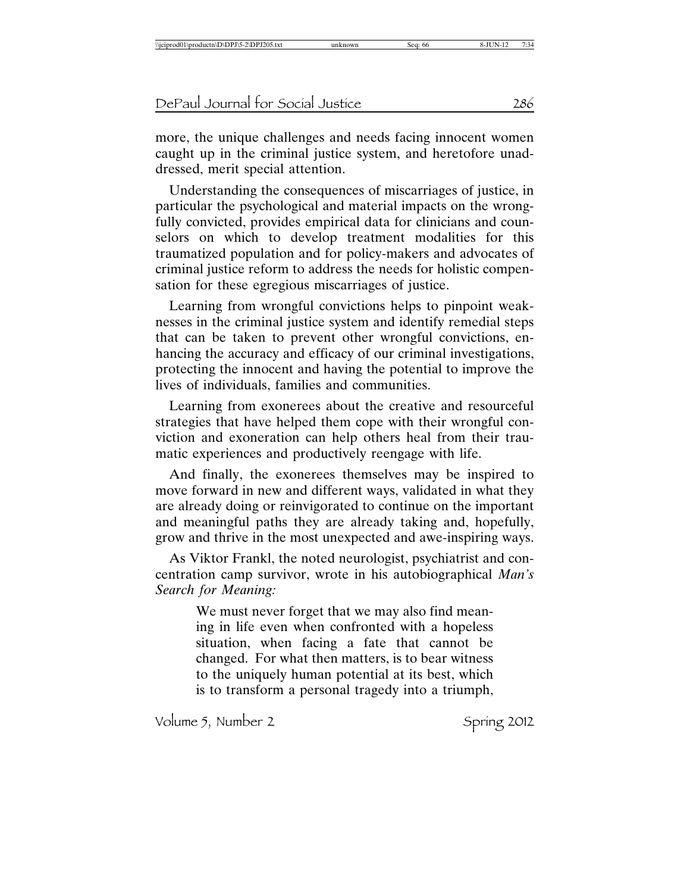more, the unique challenges and needs facing innocent women caught up in the criminal justice system, and heretofore unaddressed, merit special attention.

Understanding the consequences of miscarriages of justice, in particular the psychological and material impacts on the wrongfully convicted, provides empirical data for clinicians and counselors on which to develop treatment modalities for this traumatized population and for policy-makers and advocates of criminal justice reform to address the needs for holistic compensation for these egregious miscarriages of justice.

Learning from wrongful convictions helps to pinpoint weaknesses in the criminal justice system and identify remedial steps that can be taken to prevent other wrongful convictions, enhancing the accuracy and efficacy of our criminal investigations, protecting the innocent and having the potential to improve the lives of individuals, families and communities.

Learning from exonerees about the creative and resourceful strategies that have helped them cope with their wrongful conviction and exoneration can help others heal from their traumatic experiences and productively reengage with life.

And finally, the exonerees themselves may be inspired to move forward in new and different ways, validated in what they are already doing or reinvigorated to continue on the important and meaningful paths they are already taking and, hopefully, grow and thrive in the most unexpected and awe-inspiring ways.

As Viktor Frankl, the noted neurologist, psychiatrist and concentration camp survivor, wrote in his autobiographical *Man's Search for Meaning:*

> We must never forget that we may also find meaning in life even when confronted with a hopeless situation, when facing a fate that cannot be changed. For what then matters, is to bear witness to the uniquely human potential at its best, which is to transform a personal tragedy into a triumph,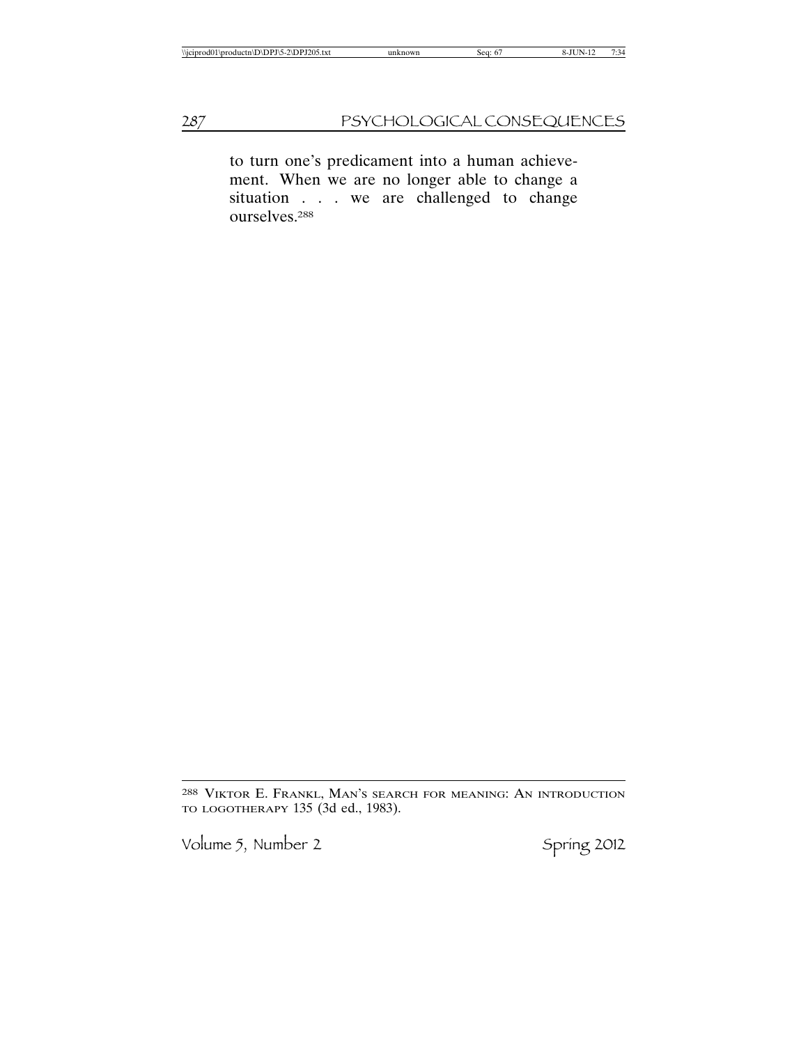to turn one's predicament into a human achievement. When we are no longer able to change a situation . . . we are challenged to change ourselves.[288]

---

[288] VIKTOR E. FRANKL, MAN'S SEARCH FOR MEANING: AN INTRODUCTION TO LOGOTHERAPY 135 (3d ed., 1983).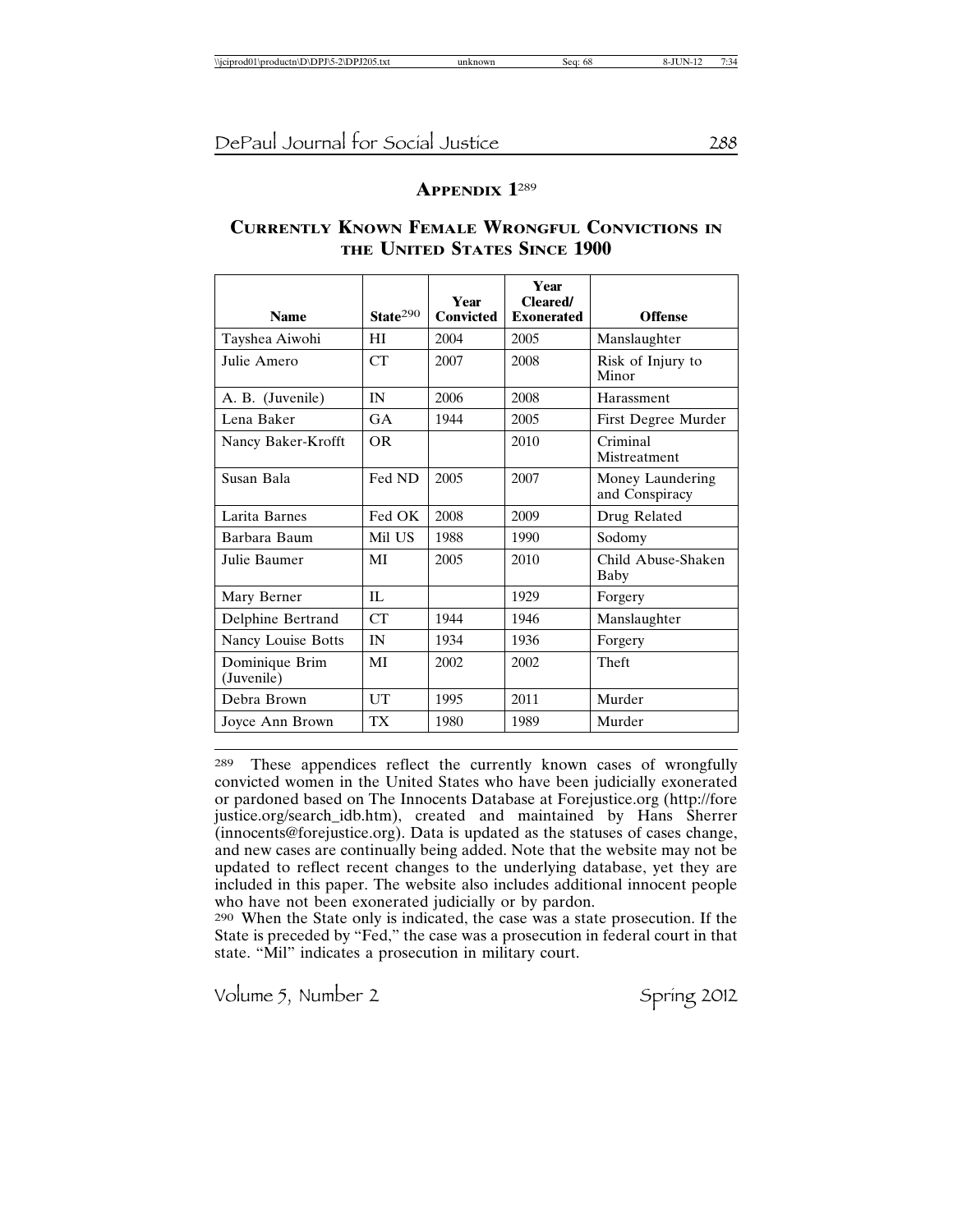## APPENDIX 1[289]

## CURRENTLY KNOWN FEMALE WRONGFUL CONVICTIONS IN THE UNITED STATES SINCE 1900

| Name | State[290] | Year Convicted | Year Cleared/ Exonerated | Offense |
|---|---|---|---|---|
| Tayshea Aiwohi | HI | 2004 | 2005 | Manslaughter |
| Julie Amero | CT | 2007 | 2008 | Risk of Injury to Minor |
| A. B. (Juvenile) | IN | 2006 | 2008 | Harassment |
| Lena Baker | GA | 1944 | 2005 | First Degree Murder |
| Nancy Baker-Krofft | OR | | 2010 | Criminal Mistreatment |
| Susan Bala | Fed ND | 2005 | 2007 | Money Laundering and Conspiracy |
| Larita Barnes | Fed OK | 2008 | 2009 | Drug Related |
| Barbara Baum | Mil US | 1988 | 1990 | Sodomy |
| Julie Baumer | MI | 2005 | 2010 | Child Abuse-Shaken Baby |
| Mary Berner | IL | | 1929 | Forgery |
| Delphine Bertrand | CT | 1944 | 1946 | Manslaughter |
| Nancy Louise Botts | IN | 1934 | 1936 | Forgery |
| Dominique Brim (Juvenile) | MI | 2002 | 2002 | Theft |
| Debra Brown | UT | 1995 | 2011 | Murder |
| Joyce Ann Brown | TX | 1980 | 1989 | Murder |

---

289 These appendices reflect the currently known cases of wrongfully convicted women in the United States who have been judicially exonerated or pardoned based on The Innocents Database at Forejustice.org (http://forejustice.org/search_idb.htm), created and maintained by Hans Sherrer (innocents@forejustice.org). Data is updated as the statuses of cases change, and new cases are continually being added. Note that the website may not be updated to reflect recent changes to the underlying database, yet they are included in this paper. The website also includes additional innocent people who have not been exonerated judicially or by pardon.

290 When the State only is indicated, the case was a state prosecution. If the State is preceded by "Fed," the case was a prosecution in federal court in that state. "Mil" indicates a prosecution in military court.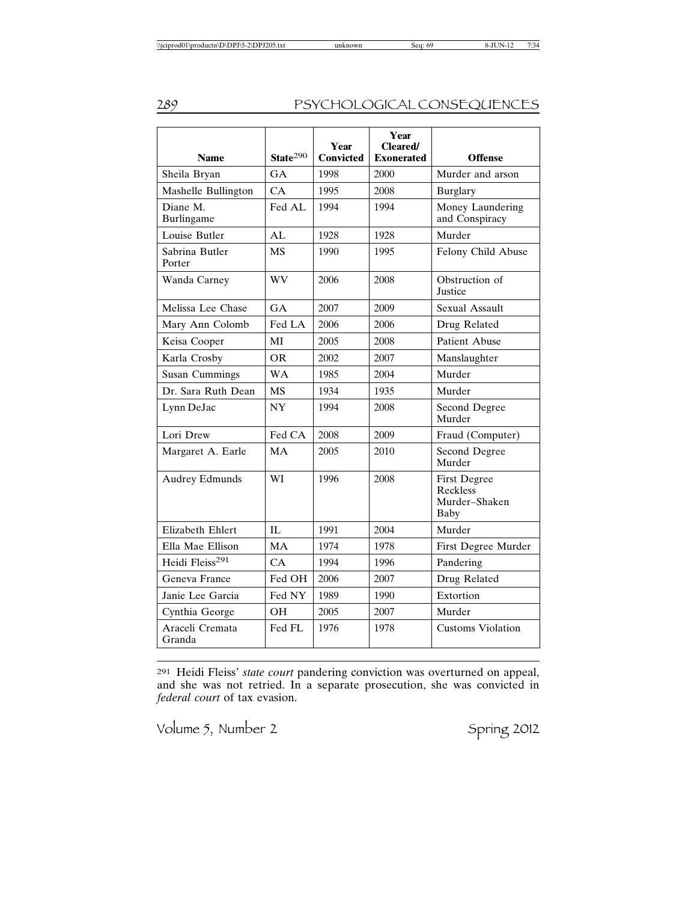| Name | State[290] | Year Convicted | Year Cleared/ Exonerated | Offense |
|---|---|---|---|---|
| Sheila Bryan | GA | 1998 | 2000 | Murder and arson |
| Mashelle Bullington | CA | 1995 | 2008 | Burglary |
| Diane M. Burlingame | Fed AL | 1994 | 1994 | Money Laundering and Conspiracy |
| Louise Butler | AL | 1928 | 1928 | Murder |
| Sabrina Butler Porter | MS | 1990 | 1995 | Felony Child Abuse |
| Wanda Carney | WV | 2006 | 2008 | Obstruction of Justice |
| Melissa Lee Chase | GA | 2007 | 2009 | Sexual Assault |
| Mary Ann Colomb | Fed LA | 2006 | 2006 | Drug Related |
| Keisa Cooper | MI | 2005 | 2008 | Patient Abuse |
| Karla Crosby | OR | 2002 | 2007 | Manslaughter |
| Susan Cummings | WA | 1985 | 2004 | Murder |
| Dr. Sara Ruth Dean | MS | 1934 | 1935 | Murder |
| Lynn DeJac | NY | 1994 | 2008 | Second Degree Murder |
| Lori Drew | Fed CA | 2008 | 2009 | Fraud (Computer) |
| Margaret A. Earle | MA | 2005 | 2010 | Second Degree Murder |
| Audrey Edmunds | WI | 1996 | 2008 | First Degree Reckless Murder–Shaken Baby |
| Elizabeth Ehlert | IL | 1991 | 2004 | Murder |
| Ella Mae Ellison | MA | 1974 | 1978 | First Degree Murder |
| Heidi Fleiss[291] | CA | 1994 | 1996 | Pandering |
| Geneva France | Fed OH | 2006 | 2007 | Drug Related |
| Janie Lee Garcia | Fed NY | 1989 | 1990 | Extortion |
| Cynthia George | OH | 2005 | 2007 | Murder |
| Araceli Cremata Granda | Fed FL | 1976 | 1978 | Customs Violation |

291 Heidi Fleiss' *state court* pandering conviction was overturned on appeal, and she was not retried. In a separate prosecution, she was convicted in *federal court* of tax evasion.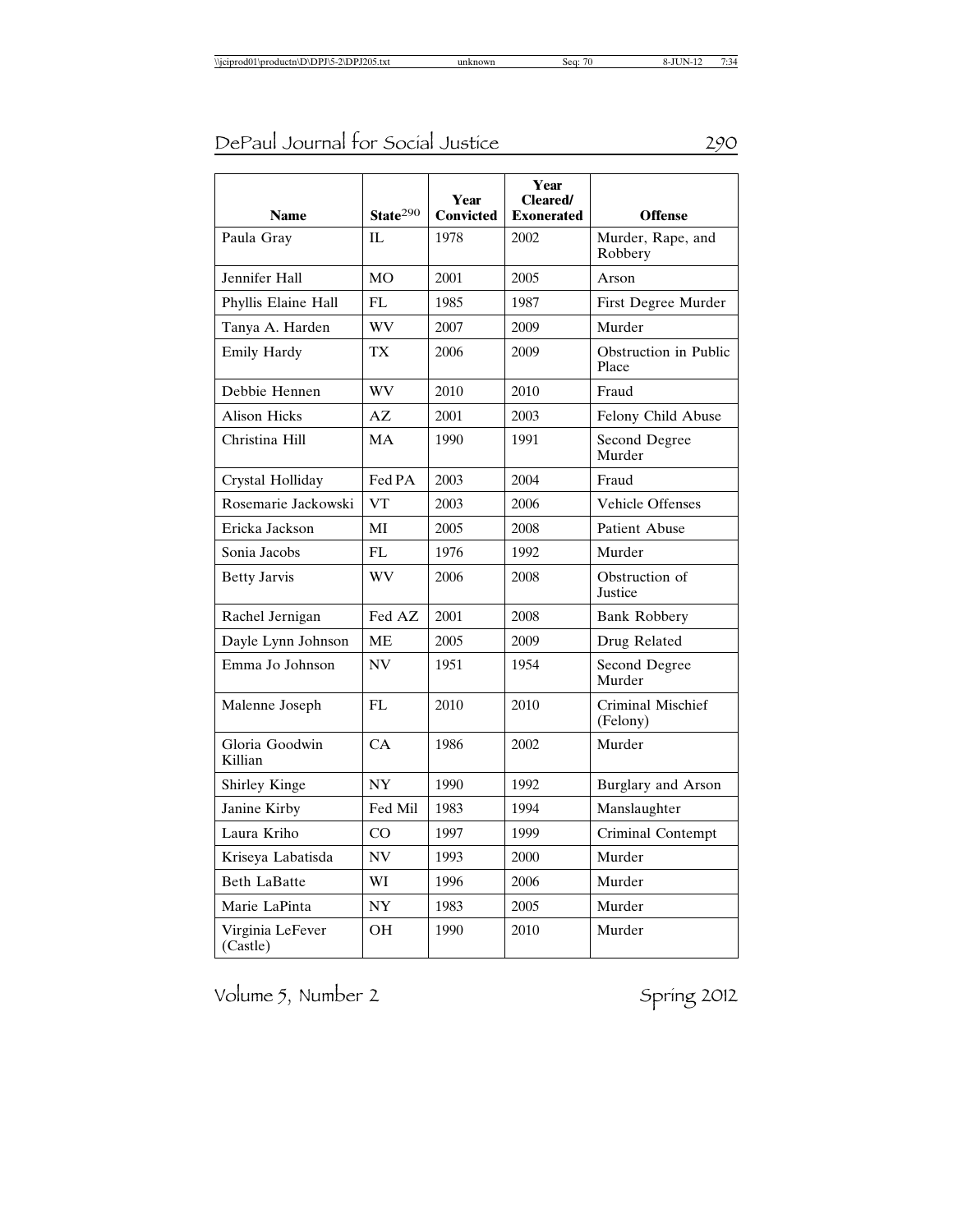| Name | State[290] | Year Convicted | Year Cleared/ Exonerated | Offense |
|---|---|---|---|---|
| Paula Gray | IL | 1978 | 2002 | Murder, Rape, and Robbery |
| Jennifer Hall | MO | 2001 | 2005 | Arson |
| Phyllis Elaine Hall | FL | 1985 | 1987 | First Degree Murder |
| Tanya A. Harden | WV | 2007 | 2009 | Murder |
| Emily Hardy | TX | 2006 | 2009 | Obstruction in Public Place |
| Debbie Hennen | WV | 2010 | 2010 | Fraud |
| Alison Hicks | AZ | 2001 | 2003 | Felony Child Abuse |
| Christina Hill | MA | 1990 | 1991 | Second Degree Murder |
| Crystal Holliday | Fed PA | 2003 | 2004 | Fraud |
| Rosemarie Jackowski | VT | 2003 | 2006 | Vehicle Offenses |
| Ericka Jackson | MI | 2005 | 2008 | Patient Abuse |
| Sonia Jacobs | FL | 1976 | 1992 | Murder |
| Betty Jarvis | WV | 2006 | 2008 | Obstruction of Justice |
| Rachel Jernigan | Fed AZ | 2001 | 2008 | Bank Robbery |
| Dayle Lynn Johnson | ME | 2005 | 2009 | Drug Related |
| Emma Jo Johnson | NV | 1951 | 1954 | Second Degree Murder |
| Malenne Joseph | FL | 2010 | 2010 | Criminal Mischief (Felony) |
| Gloria Goodwin Killian | CA | 1986 | 2002 | Murder |
| Shirley Kinge | NY | 1990 | 1992 | Burglary and Arson |
| Janine Kirby | Fed Mil | 1983 | 1994 | Manslaughter |
| Laura Kriho | CO | 1997 | 1999 | Criminal Contempt |
| Kriseya Labatisda | NV | 1993 | 2000 | Murder |
| Beth LaBatte | WI | 1996 | 2006 | Murder |
| Marie LaPinta | NY | 1983 | 2005 | Murder |
| Virginia LeFever (Castle) | OH | 1990 | 2010 | Murder |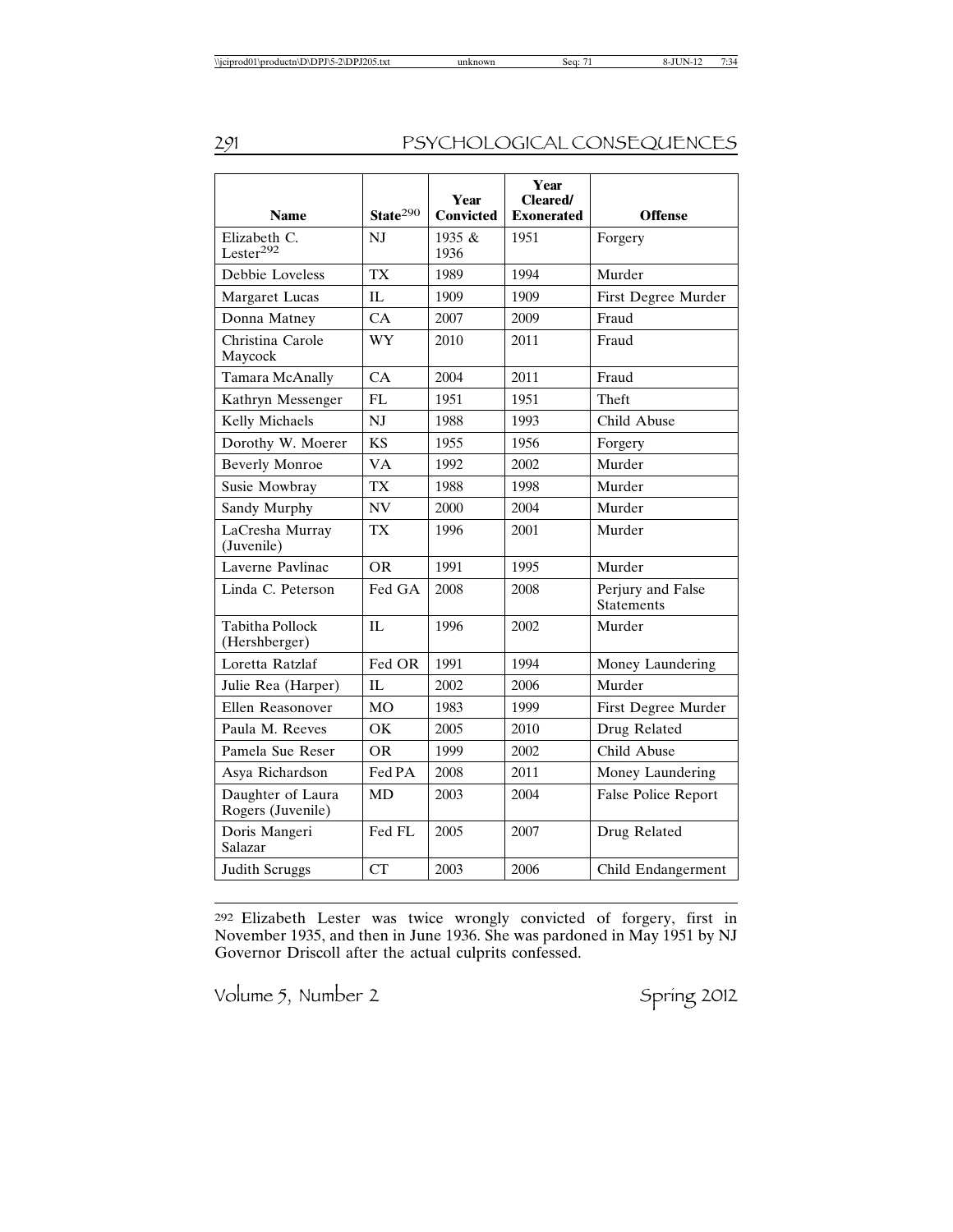| Name | State[290] | Year Convicted | Year Cleared/ Exonerated | Offense |
|---|---|---|---|---|
| Elizabeth C. Lester[292] | NJ | 1935 & 1936 | 1951 | Forgery |
| Debbie Loveless | TX | 1989 | 1994 | Murder |
| Margaret Lucas | IL | 1909 | 1909 | First Degree Murder |
| Donna Matney | CA | 2007 | 2009 | Fraud |
| Christina Carole Maycock | WY | 2010 | 2011 | Fraud |
| Tamara McAnally | CA | 2004 | 2011 | Fraud |
| Kathryn Messenger | FL | 1951 | 1951 | Theft |
| Kelly Michaels | NJ | 1988 | 1993 | Child Abuse |
| Dorothy W. Moerer | KS | 1955 | 1956 | Forgery |
| Beverly Monroe | VA | 1992 | 2002 | Murder |
| Susie Mowbray | TX | 1988 | 1998 | Murder |
| Sandy Murphy | NV | 2000 | 2004 | Murder |
| LaCresha Murray (Juvenile) | TX | 1996 | 2001 | Murder |
| Laverne Pavlinac | OR | 1991 | 1995 | Murder |
| Linda C. Peterson | Fed GA | 2008 | 2008 | Perjury and False Statements |
| Tabitha Pollock (Hershberger) | IL | 1996 | 2002 | Murder |
| Loretta Ratzlaf | Fed OR | 1991 | 1994 | Money Laundering |
| Julie Rea (Harper) | IL | 2002 | 2006 | Murder |
| Ellen Reasonover | MO | 1983 | 1999 | First Degree Murder |
| Paula M. Reeves | OK | 2005 | 2010 | Drug Related |
| Pamela Sue Reser | OR | 1999 | 2002 | Child Abuse |
| Asya Richardson | Fed PA | 2008 | 2011 | Money Laundering |
| Daughter of Laura Rogers (Juvenile) | MD | 2003 | 2004 | False Police Report |
| Doris Mangeri Salazar | Fed FL | 2005 | 2007 | Drug Related |
| Judith Scruggs | CT | 2003 | 2006 | Child Endangerment |

[292] Elizabeth Lester was twice wrongly convicted of forgery, first in November 1935, and then in June 1936. She was pardoned in May 1951 by NJ Governor Driscoll after the actual culprits confessed.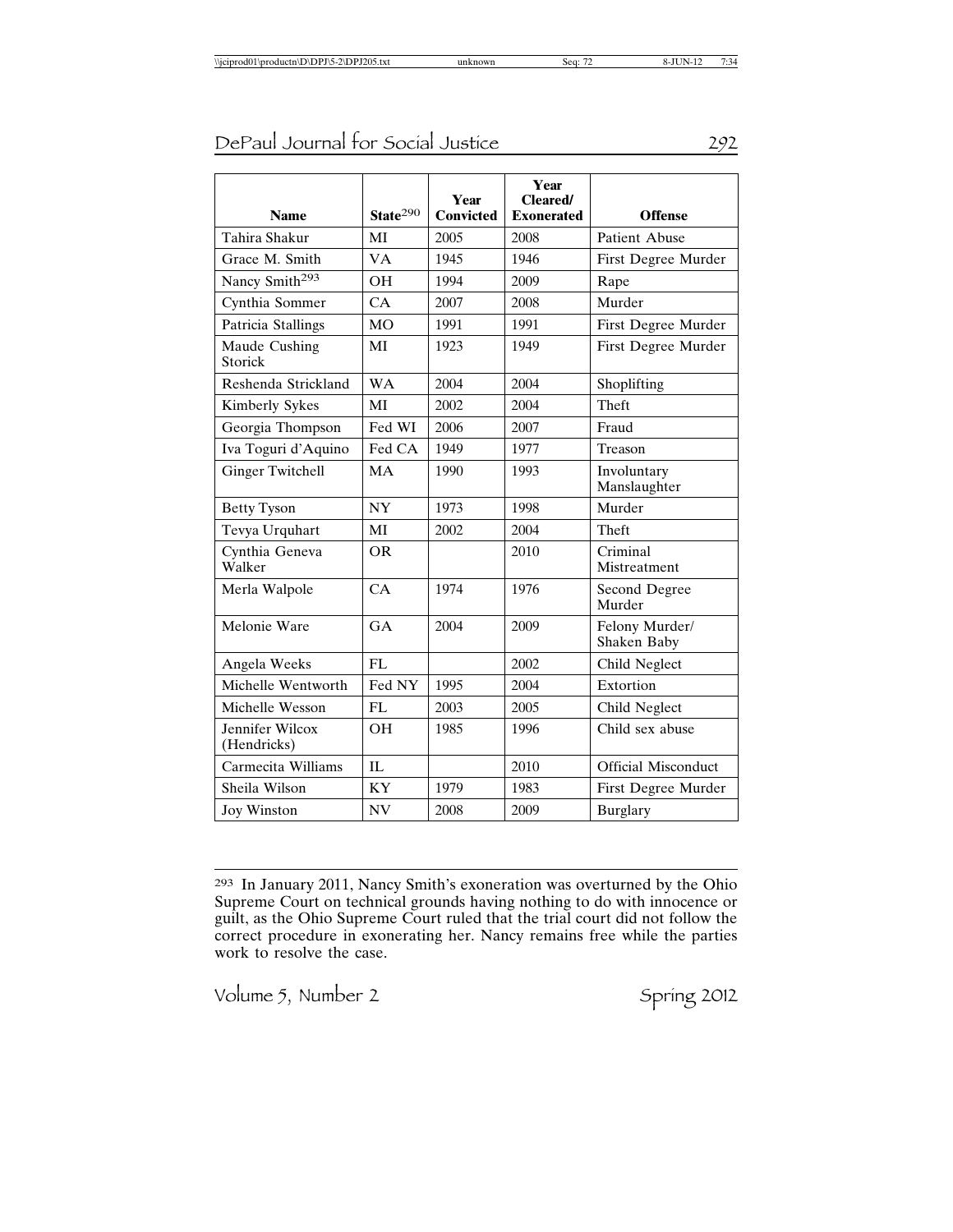| Name | State[290] | Year Convicted | Year Cleared/ Exonerated | Offense |
|---|---|---|---|---|
| Tahira Shakur | MI | 2005 | 2008 | Patient Abuse |
| Grace M. Smith | VA | 1945 | 1946 | First Degree Murder |
| Nancy Smith[293] | OH | 1994 | 2009 | Rape |
| Cynthia Sommer | CA | 2007 | 2008 | Murder |
| Patricia Stallings | MO | 1991 | 1991 | First Degree Murder |
| Maude Cushing Storick | MI | 1923 | 1949 | First Degree Murder |
| Reshenda Strickland | WA | 2004 | 2004 | Shoplifting |
| Kimberly Sykes | MI | 2002 | 2004 | Theft |
| Georgia Thompson | Fed WI | 2006 | 2007 | Fraud |
| Iva Toguri d'Aquino | Fed CA | 1949 | 1977 | Treason |
| Ginger Twitchell | MA | 1990 | 1993 | Involuntary Manslaughter |
| Betty Tyson | NY | 1973 | 1998 | Murder |
| Tevya Urquhart | MI | 2002 | 2004 | Theft |
| Cynthia Geneva Walker | OR | | 2010 | Criminal Mistreatment |
| Merla Walpole | CA | 1974 | 1976 | Second Degree Murder |
| Melonie Ware | GA | 2004 | 2009 | Felony Murder/ Shaken Baby |
| Angela Weeks | FL | | 2002 | Child Neglect |
| Michelle Wentworth | Fed NY | 1995 | 2004 | Extortion |
| Michelle Wesson | FL | 2003 | 2005 | Child Neglect |
| Jennifer Wilcox (Hendricks) | OH | 1985 | 1996 | Child sex abuse |
| Carmecita Williams | IL | | 2010 | Official Misconduct |
| Sheila Wilson | KY | 1979 | 1983 | First Degree Murder |
| Joy Winston | NV | 2008 | 2009 | Burglary |

[293] In January 2011, Nancy Smith's exoneration was overturned by the Ohio Supreme Court on technical grounds having nothing to do with innocence or guilt, as the Ohio Supreme Court ruled that the trial court did not follow the correct procedure in exonerating her. Nancy remains free while the parties work to resolve the case.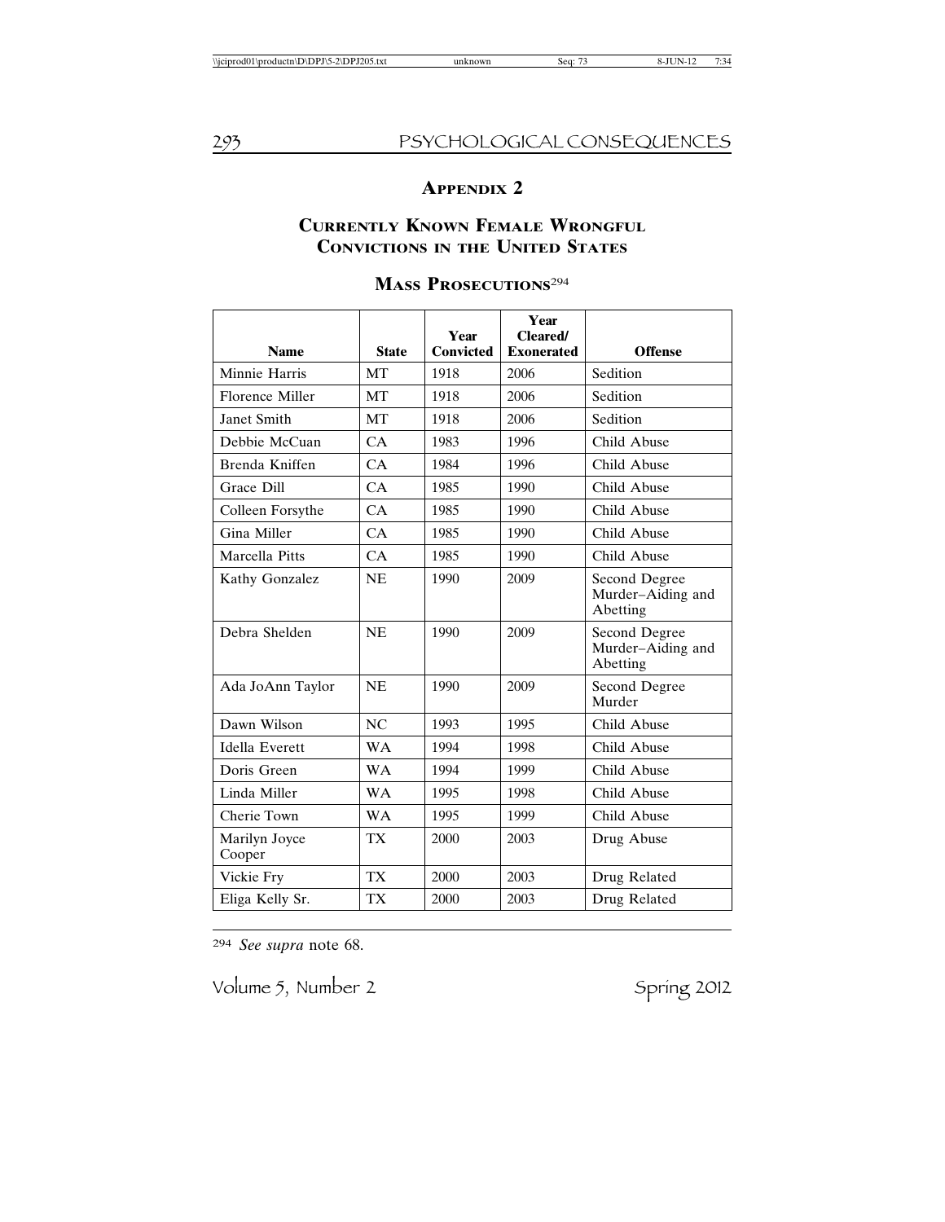## APPENDIX 2

## CURRENTLY KNOWN FEMALE WRONGFUL CONVICTIONS IN THE UNITED STATES

### MASS PROSECUTIONS[294]

| Name | State | Year Convicted | Year Cleared/ Exonerated | Offense |
|---|---|---|---|---|
| Minnie Harris | MT | 1918 | 2006 | Sedition |
| Florence Miller | MT | 1918 | 2006 | Sedition |
| Janet Smith | MT | 1918 | 2006 | Sedition |
| Debbie McCuan | CA | 1983 | 1996 | Child Abuse |
| Brenda Kniffen | CA | 1984 | 1996 | Child Abuse |
| Grace Dill | CA | 1985 | 1990 | Child Abuse |
| Colleen Forsythe | CA | 1985 | 1990 | Child Abuse |
| Gina Miller | CA | 1985 | 1990 | Child Abuse |
| Marcella Pitts | CA | 1985 | 1990 | Child Abuse |
| Kathy Gonzalez | NE | 1990 | 2009 | Second Degree Murder–Aiding and Abetting |
| Debra Shelden | NE | 1990 | 2009 | Second Degree Murder–Aiding and Abetting |
| Ada JoAnn Taylor | NE | 1990 | 2009 | Second Degree Murder |
| Dawn Wilson | NC | 1993 | 1995 | Child Abuse |
| Idella Everett | WA | 1994 | 1998 | Child Abuse |
| Doris Green | WA | 1994 | 1999 | Child Abuse |
| Linda Miller | WA | 1995 | 1998 | Child Abuse |
| Cherie Town | WA | 1995 | 1999 | Child Abuse |
| Marilyn Joyce Cooper | TX | 2000 | 2003 | Drug Abuse |
| Vickie Fry | TX | 2000 | 2003 | Drug Related |
| Eliga Kelly Sr. | TX | 2000 | 2003 | Drug Related |

[294] *See supra* note 68.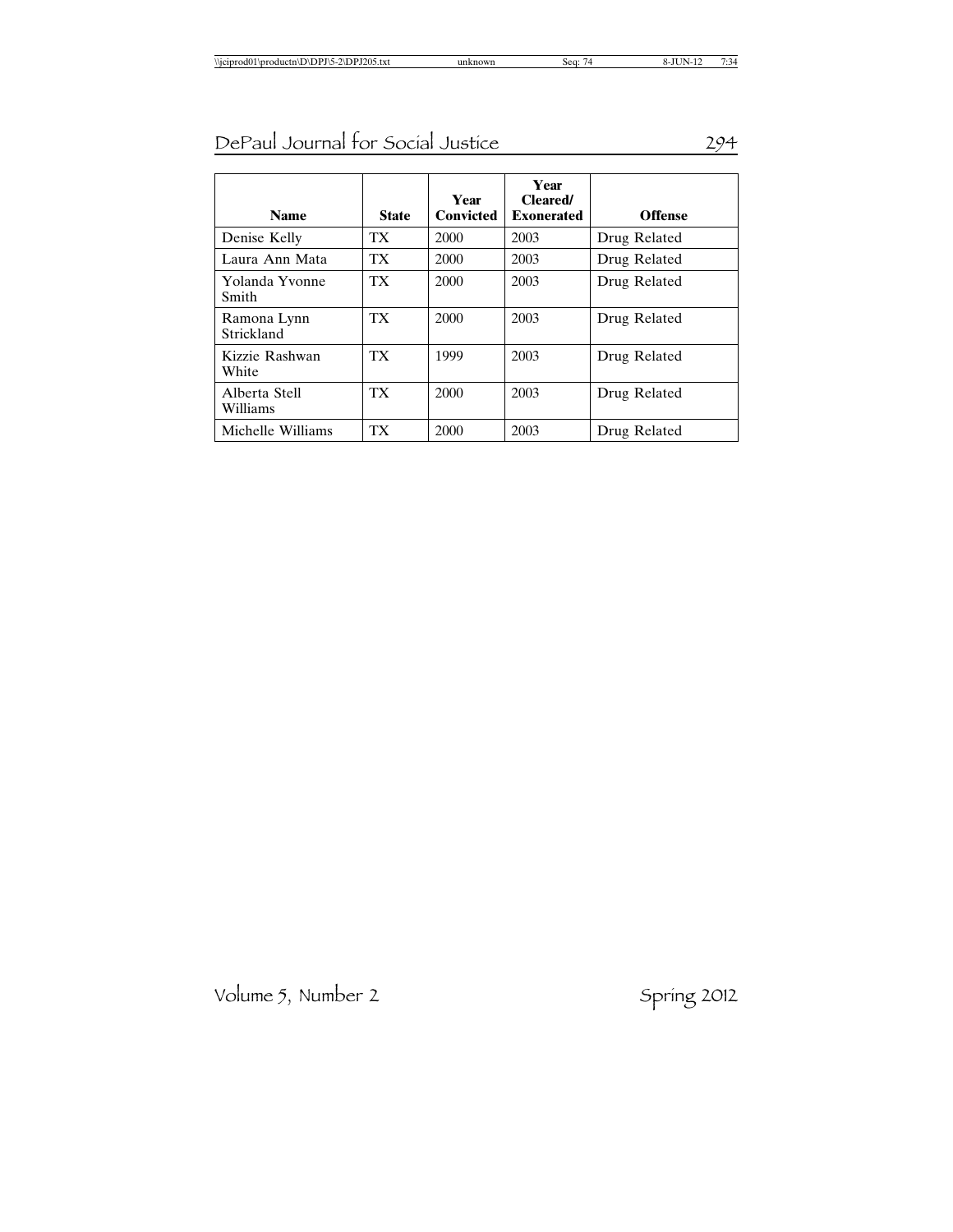| Name | State | Year Convicted | Year Cleared/ Exonerated | Offense |
|---|---|---|---|---|
| Denise Kelly | TX | 2000 | 2003 | Drug Related |
| Laura Ann Mata | TX | 2000 | 2003 | Drug Related |
| Yolanda Yvonne Smith | TX | 2000 | 2003 | Drug Related |
| Ramona Lynn Strickland | TX | 2000 | 2003 | Drug Related |
| Kizzie Rashwan White | TX | 1999 | 2003 | Drug Related |
| Alberta Stell Williams | TX | 2000 | 2003 | Drug Related |
| Michelle Williams | TX | 2000 | 2003 | Drug Related |